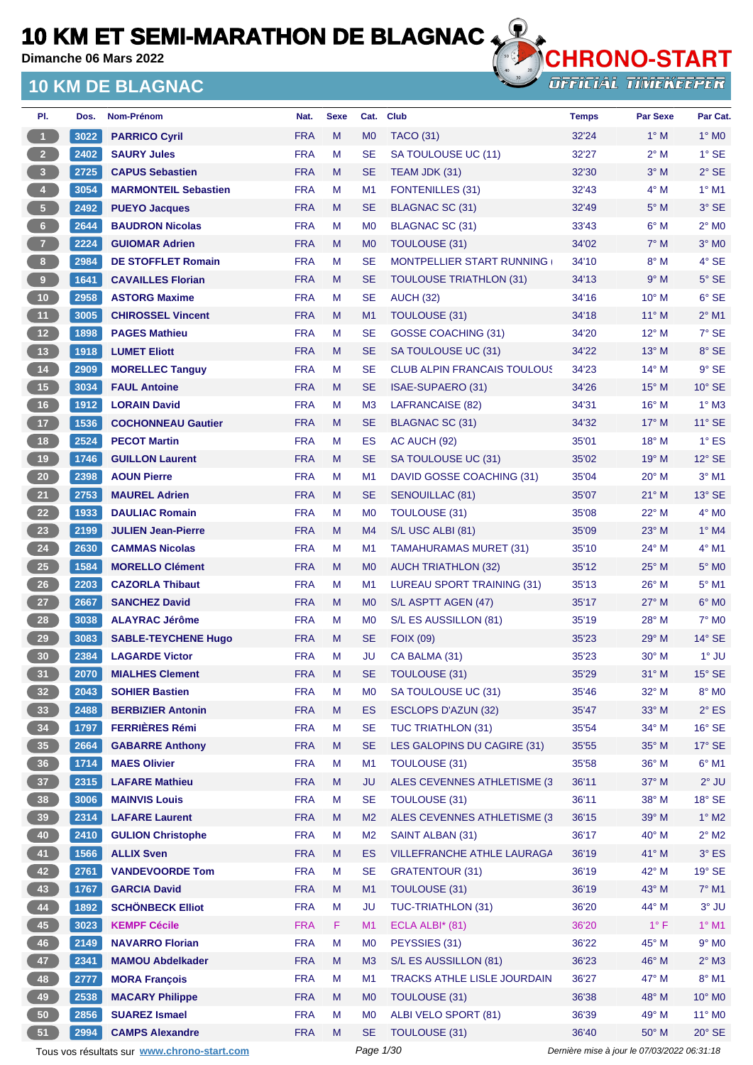# 10 KM ET SEMI-MARATHON DE BLAGNAC

Dimanche 06 Mars 2022

## 10 KM DE BLAGNAC

| Pl. | Dos. | Nom-Prénom | Nat. | Sexe | Cat. | Club | Temps | Par Sexe | Par Cat. |
|---|---|---|---|---|---|---|---|---|---|
| 1 | 3022 | **PARRICO Cyril** | FRA | M | M0 | TACO (31) | 32'24 | 1° M | 1° M0 |
| 2 | 2402 | **SAURY Jules** | FRA | M | SE | SA TOULOUSE UC (11) | 32'27 | 2° M | 1° SE |
| 3 | 2725 | **CAPUS Sebastien** | FRA | M | SE | TEAM JDK (31) | 32'30 | 3° M | 2° SE |
| 4 | 3054 | **MARMONTEIL Sebastien** | FRA | M | M1 | FONTENILLES (31) | 32'43 | 4° M | 1° M1 |
| 5 | 2492 | **PUEYO Jacques** | FRA | M | SE | BLAGNAC SC (31) | 32'49 | 5° M | 3° SE |
| 6 | 2644 | **BAUDRON Nicolas** | FRA | M | M0 | BLAGNAC SC (31) | 33'43 | 6° M | 2° M0 |
| 7 | 2224 | **GUIOMAR Adrien** | FRA | M | M0 | TOULOUSE (31) | 34'02 | 7° M | 3° M0 |
| 8 | 2984 | **DE STOFFLET Romain** | FRA | M | SE | MONTPELLIER START RUNNING ( | 34'10 | 8° M | 4° SE |
| 9 | 1641 | **CAVAILLES Florian** | FRA | M | SE | TOULOUSE TRIATHLON (31) | 34'13 | 9° M | 5° SE |
| 10 | 2958 | **ASTORG Maxime** | FRA | M | SE | AUCH (32) | 34'16 | 10° M | 6° SE |
| 11 | 3005 | **CHIROSSEL Vincent** | FRA | M | M1 | TOULOUSE (31) | 34'18 | 11° M | 2° M1 |
| 12 | 1898 | **PAGES Mathieu** | FRA | M | SE | GOSSE COACHING (31) | 34'20 | 12° M | 7° SE |
| 13 | 1918 | **LUMET Eliott** | FRA | M | SE | SA TOULOUSE UC (31) | 34'22 | 13° M | 8° SE |
| 14 | 2909 | **MORELLEC Tanguy** | FRA | M | SE | CLUB ALPIN FRANCAIS TOULOUS | 34'23 | 14° M | 9° SE |
| 15 | 3034 | **FAUL Antoine** | FRA | M | SE | ISAE-SUPAERO (31) | 34'26 | 15° M | 10° SE |
| 16 | 1912 | **LORAIN David** | FRA | M | M3 | LAFRANCAISE (82) | 34'31 | 16° M | 1° M3 |
| 17 | 1536 | **COCHONNEAU Gautier** | FRA | M | SE | BLAGNAC SC (31) | 34'32 | 17° M | 11° SE |
| 18 | 2524 | **PECOT Martin** | FRA | M | ES | AC AUCH (92) | 35'01 | 18° M | 1° ES |
| 19 | 1746 | **GUILLON Laurent** | FRA | M | SE | SA TOULOUSE UC (31) | 35'02 | 19° M | 12° SE |
| 20 | 2398 | **AOUN Pierre** | FRA | M | M1 | DAVID GOSSE COACHING (31) | 35'04 | 20° M | 3° M1 |
| 21 | 2753 | **MAUREL Adrien** | FRA | M | SE | SENOUILLAC (81) | 35'07 | 21° M | 13° SE |
| 22 | 1933 | **DAULIAC Romain** | FRA | M | M0 | TOULOUSE (31) | 35'08 | 22° M | 4° M0 |
| 23 | 2199 | **JULIEN Jean-Pierre** | FRA | M | M4 | S/L USC ALBI (81) | 35'09 | 23° M | 1° M4 |
| 24 | 2630 | **CAMMAS Nicolas** | FRA | M | M1 | TAMAHURAMAS MURET (31) | 35'10 | 24° M | 4° M1 |
| 25 | 1584 | **MORELLO Clément** | FRA | M | M0 | AUCH TRIATHLON (32) | 35'12 | 25° M | 5° M0 |
| 26 | 2203 | **CAZORLA Thibaut** | FRA | M | M1 | LUREAU SPORT TRAINING (31) | 35'13 | 26° M | 5° M1 |
| 27 | 2667 | **SANCHEZ David** | FRA | M | M0 | S/L ASPTT AGEN (47) | 35'17 | 27° M | 6° M0 |
| 28 | 3038 | **ALAYRAC Jérôme** | FRA | M | M0 | S/L ES AUSSILLON (81) | 35'19 | 28° M | 7° M0 |
| 29 | 3083 | **SABLE-TEYCHENE Hugo** | FRA | M | SE | FOIX (09) | 35'23 | 29° M | 14° SE |
| 30 | 2384 | **LAGARDE Victor** | FRA | M | JU | CA BALMA (31) | 35'23 | 30° M | 1° JU |
| 31 | 2070 | **MIALHES Clement** | FRA | M | SE | TOULOUSE (31) | 35'29 | 31° M | 15° SE |
| 32 | 2043 | **SOHIER Bastien** | FRA | M | M0 | SA TOULOUSE UC (31) | 35'46 | 32° M | 8° M0 |
| 33 | 2488 | **BERBIZIER Antonin** | FRA | M | ES | ESCLOPS D'AZUN (32) | 35'47 | 33° M | 2° ES |
| 34 | 1797 | **FERRIÈRES Rémi** | FRA | M | SE | TUC TRIATHLON (31) | 35'54 | 34° M | 16° SE |
| 35 | 2664 | **GABARRE Anthony** | FRA | M | SE | LES GALOPINS DU CAGIRE (31) | 35'55 | 35° M | 17° SE |
| 36 | 1714 | **MAES Olivier** | FRA | M | M1 | TOULOUSE (31) | 35'58 | 36° M | 6° M1 |
| 37 | 2315 | **LAFARE Mathieu** | FRA | M | JU | ALES CEVENNES ATHLETISME (3 | 36'11 | 37° M | 2° JU |
| 38 | 3006 | **MAINVIS Louis** | FRA | M | SE | TOULOUSE (31) | 36'11 | 38° M | 18° SE |
| 39 | 2314 | **LAFARE Laurent** | FRA | M | M2 | ALES CEVENNES ATHLETISME (3 | 36'15 | 39° M | 1° M2 |
| 40 | 2410 | **GULION Christophe** | FRA | M | M2 | SAINT ALBAN (31) | 36'17 | 40° M | 2° M2 |
| 41 | 1566 | **ALLIX Sven** | FRA | M | ES | VILLEFRANCHE ATHLE LAURAGA | 36'19 | 41° M | 3° ES |
| 42 | 2761 | **VANDEVOORDE Tom** | FRA | M | SE | GRATENTOUR (31) | 36'19 | 42° M | 19° SE |
| 43 | 1767 | **GARCIA David** | FRA | M | M1 | TOULOUSE (31) | 36'19 | 43° M | 7° M1 |
| 44 | 1892 | **SCHÖNBECK Elliot** | FRA | M | JU | TUC-TRIATHLON (31) | 36'20 | 44° M | 3° JU |
| 45 | 3023 | **KEMPF Cécile** | FRA | F | M1 | ECLA ALBI* (81) | 36'20 | 1° F | 1° M1 |
| 46 | 2149 | **NAVARRO Florian** | FRA | M | M0 | PEYSSIES (31) | 36'22 | 45° M | 9° M0 |
| 47 | 2341 | **MAMOU Abdelkader** | FRA | M | M3 | S/L ES AUSSILLON (81) | 36'23 | 46° M | 2° M3 |
| 48 | 2777 | **MORA François** | FRA | M | M1 | TRACKS ATHLE LISLE JOURDAIN | 36'27 | 47° M | 8° M1 |
| 49 | 2538 | **MACARY Philippe** | FRA | M | M0 | TOULOUSE (31) | 36'38 | 48° M | 10° M0 |
| 50 | 2856 | **SUAREZ Ismael** | FRA | M | M0 | ALBI VELO SPORT (81) | 36'39 | 49° M | 11° M0 |
| 51 | 2994 | **CAMPS Alexandre** | FRA | M | SE | TOULOUSE (31) | 36'40 | 50° M | 20° SE |

Tous vos résultats sur www.chrono-start.com — Dernière mise à jour le 07/03/2022 06:31:18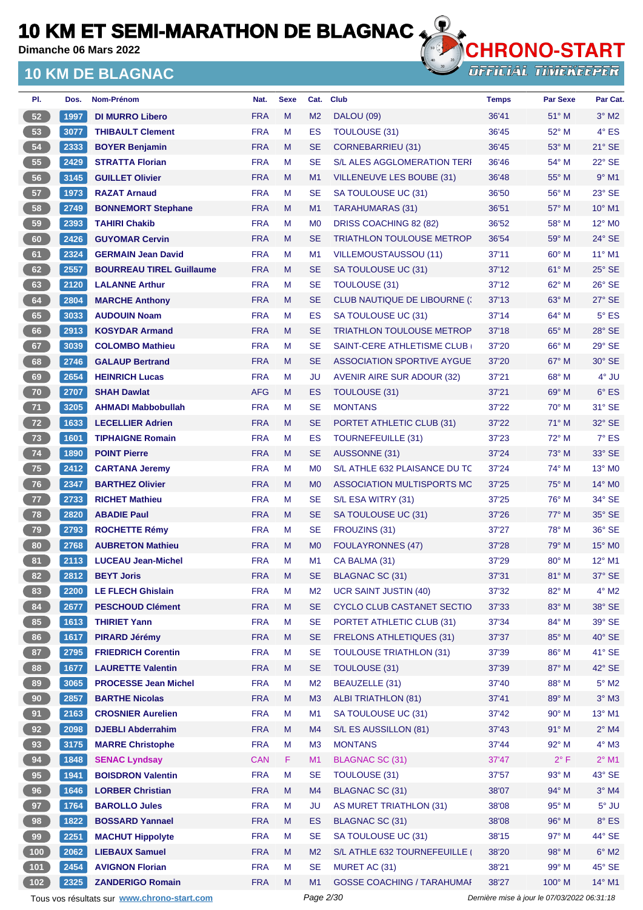# 10 KM ET SEMI-MARATHON DE BLAGNAC

**Dimanche 06 Mars 2022**

## 10 KM DE BLAGNAC

CHRONO-START OFFICIAL TIMEKEEPER

| Pl. | Dos. | Nom-Prénom | Nat. | Sexe | Cat. | Club | Temps | Par Sexe | Par Cat. |
|---|---|---|---|---|---|---|---|---|---|
| 52 | 1997 | DI MURRO Libero | FRA | M | M2 | DALOU (09) | 36'41 | 51° M | 3° M2 |
| 53 | 3077 | THIBAULT Clement | FRA | M | ES | TOULOUSE (31) | 36'45 | 52° M | 4° ES |
| 54 | 2333 | BOYER Benjamin | FRA | M | SE | CORNEBARRIEU (31) | 36'45 | 53° M | 21° SE |
| 55 | 2429 | STRATTA Florian | FRA | M | SE | S/L ALES AGGLOMERATION TERI | 36'46 | 54° M | 22° SE |
| 56 | 3145 | GUILLET Olivier | FRA | M | M1 | VILLENEUVE LES BOUBE (31) | 36'48 | 55° M | 9° M1 |
| 57 | 1973 | RAZAT Arnaud | FRA | M | SE | SA TOULOUSE UC (31) | 36'50 | 56° M | 23° SE |
| 58 | 2749 | BONNEMORT Stephane | FRA | M | M1 | TARAHUMARAS (31) | 36'51 | 57° M | 10° M1 |
| 59 | 2393 | TAHIRI Chakib | FRA | M | M0 | DRISS COACHING 82 (82) | 36'52 | 58° M | 12° M0 |
| 60 | 2426 | GUYOMAR Cervin | FRA | M | SE | TRIATHLON TOULOUSE METROP | 36'54 | 59° M | 24° SE |
| 61 | 2324 | GERMAIN Jean David | FRA | M | M1 | VILLEMOUSTAUSSOU (11) | 37'11 | 60° M | 11° M1 |
| 62 | 2557 | BOURREAU TIREL Guillaume | FRA | M | SE | SA TOULOUSE UC (31) | 37'12 | 61° M | 25° SE |
| 63 | 2120 | LALANNE Arthur | FRA | M | SE | TOULOUSE (31) | 37'12 | 62° M | 26° SE |
| 64 | 2804 | MARCHE Anthony | FRA | M | SE | CLUB NAUTIQUE DE LIBOURNE (: | 37'13 | 63° M | 27° SE |
| 65 | 3033 | AUDOUIN Noam | FRA | M | ES | SA TOULOUSE UC (31) | 37'14 | 64° M | 5° ES |
| 66 | 2913 | KOSYDAR Armand | FRA | M | SE | TRIATHLON TOULOUSE METROP | 37'18 | 65° M | 28° SE |
| 67 | 3039 | COLOMBO Mathieu | FRA | M | SE | SAINT-CERE ATHLETISME CLUB ( | 37'20 | 66° M | 29° SE |
| 68 | 2746 | GALAUP Bertrand | FRA | M | SE | ASSOCIATION SPORTIVE AYGUE | 37'20 | 67° M | 30° SE |
| 69 | 2654 | HEINRICH Lucas | FRA | M | JU | AVENIR AIRE SUR ADOUR (32) | 37'21 | 68° M | 4° JU |
| 70 | 2707 | SHAH Dawlat | AFG | M | ES | TOULOUSE (31) | 37'21 | 69° M | 6° ES |
| 71 | 3205 | AHMADI Mabbobullah | FRA | M | SE | MONTANS | 37'22 | 70° M | 31° SE |
| 72 | 1633 | LECELLIER Adrien | FRA | M | SE | PORTET ATHLETIC CLUB (31) | 37'22 | 71° M | 32° SE |
| 73 | 1601 | TIPHAIGNE Romain | FRA | M | ES | TOURNEFEUILLE (31) | 37'23 | 72° M | 7° ES |
| 74 | 1890 | POINT Pierre | FRA | M | SE | AUSSONNE (31) | 37'24 | 73° M | 33° SE |
| 75 | 2412 | CARTANA Jeremy | FRA | M | M0 | S/L ATHLE 632 PLAISANCE DU TC | 37'24 | 74° M | 13° M0 |
| 76 | 2347 | BARTHEZ Olivier | FRA | M | M0 | ASSOCIATION MULTISPORTS MC | 37'25 | 75° M | 14° M0 |
| 77 | 2733 | RICHET Mathieu | FRA | M | SE | S/L ESA WITRY (31) | 37'25 | 76° M | 34° SE |
| 78 | 2820 | ABADIE Paul | FRA | M | SE | SA TOULOUSE UC (31) | 37'26 | 77° M | 35° SE |
| 79 | 2793 | ROCHETTE Rémy | FRA | M | SE | FROUZINS (31) | 37'27 | 78° M | 36° SE |
| 80 | 2768 | AUBRETON Mathieu | FRA | M | M0 | FOULAYRONNES (47) | 37'28 | 79° M | 15° M0 |
| 81 | 2113 | LUCEAU Jean-Michel | FRA | M | M1 | CA BALMA (31) | 37'29 | 80° M | 12° M1 |
| 82 | 2812 | BEYT Joris | FRA | M | SE | BLAGNAC SC (31) | 37'31 | 81° M | 37° SE |
| 83 | 2200 | LE FLECH Ghislain | FRA | M | M2 | UCR SAINT JUSTIN (40) | 37'32 | 82° M | 4° M2 |
| 84 | 2677 | PESCHOUD Clément | FRA | M | SE | CYCLO CLUB CASTANET SECTIO | 37'33 | 83° M | 38° SE |
| 85 | 1613 | THIRIET Yann | FRA | M | SE | PORTET ATHLETIC CLUB (31) | 37'34 | 84° M | 39° SE |
| 86 | 1617 | PIRARD Jérémy | FRA | M | SE | FRELONS ATHLETIQUES (31) | 37'37 | 85° M | 40° SE |
| 87 | 2795 | FRIEDRICH Corentin | FRA | M | SE | TOULOUSE TRIATHLON (31) | 37'39 | 86° M | 41° SE |
| 88 | 1677 | LAURETTE Valentin | FRA | M | SE | TOULOUSE (31) | 37'39 | 87° M | 42° SE |
| 89 | 3065 | PROCESSE Jean Michel | FRA | M | M2 | BEAUZELLE (31) | 37'40 | 88° M | 5° M2 |
| 90 | 2857 | BARTHE Nicolas | FRA | M | M3 | ALBI TRIATHLON (81) | 37'41 | 89° M | 3° M3 |
| 91 | 2163 | CROSNIER Aurelien | FRA | M | M1 | SA TOULOUSE UC (31) | 37'42 | 90° M | 13° M1 |
| 92 | 2098 | DJEBLI Abderrahim | FRA | M | M4 | S/L ES AUSSILLON (81) | 37'43 | 91° M | 2° M4 |
| 93 | 3175 | MARRE Christophe | FRA | M | M3 | MONTANS | 37'44 | 92° M | 4° M3 |
| 94 | 1848 | SENAC Lyndsay | CAN | F | M1 | BLAGNAC SC (31) | 37'47 | 2° F | 2° M1 |
| 95 | 1941 | BOISDRON Valentin | FRA | M | SE | TOULOUSE (31) | 37'57 | 93° M | 43° SE |
| 96 | 1646 | LORBER Christian | FRA | M | M4 | BLAGNAC SC (31) | 38'07 | 94° M | 3° M4 |
| 97 | 1764 | BAROLLO Jules | FRA | M | JU | AS MURET TRIATHLON (31) | 38'08 | 95° M | 5° JU |
| 98 | 1822 | BOSSARD Yannael | FRA | M | ES | BLAGNAC SC (31) | 38'08 | 96° M | 8° ES |
| 99 | 2251 | MACHUT Hippolyte | FRA | M | SE | SA TOULOUSE UC (31) | 38'15 | 97° M | 44° SE |
| 100 | 2062 | LIEBAUX Samuel | FRA | M | M2 | S/L ATHLE 632 TOURNEFEUILLE ( | 38'20 | 98° M | 6° M2 |
| 101 | 2454 | AVIGNON Florian | FRA | M | SE | MURET AC (31) | 38'21 | 99° M | 45° SE |
| 102 | 2325 | ZANDERIGO Romain | FRA | M | M1 | GOSSE COACHING / TARAHUMAI | 38'27 | 100° M | 14° M1 |

Tous vos résultats sur www.chrono-start.com

Dernière mise à jour le 07/03/2022 06:31:18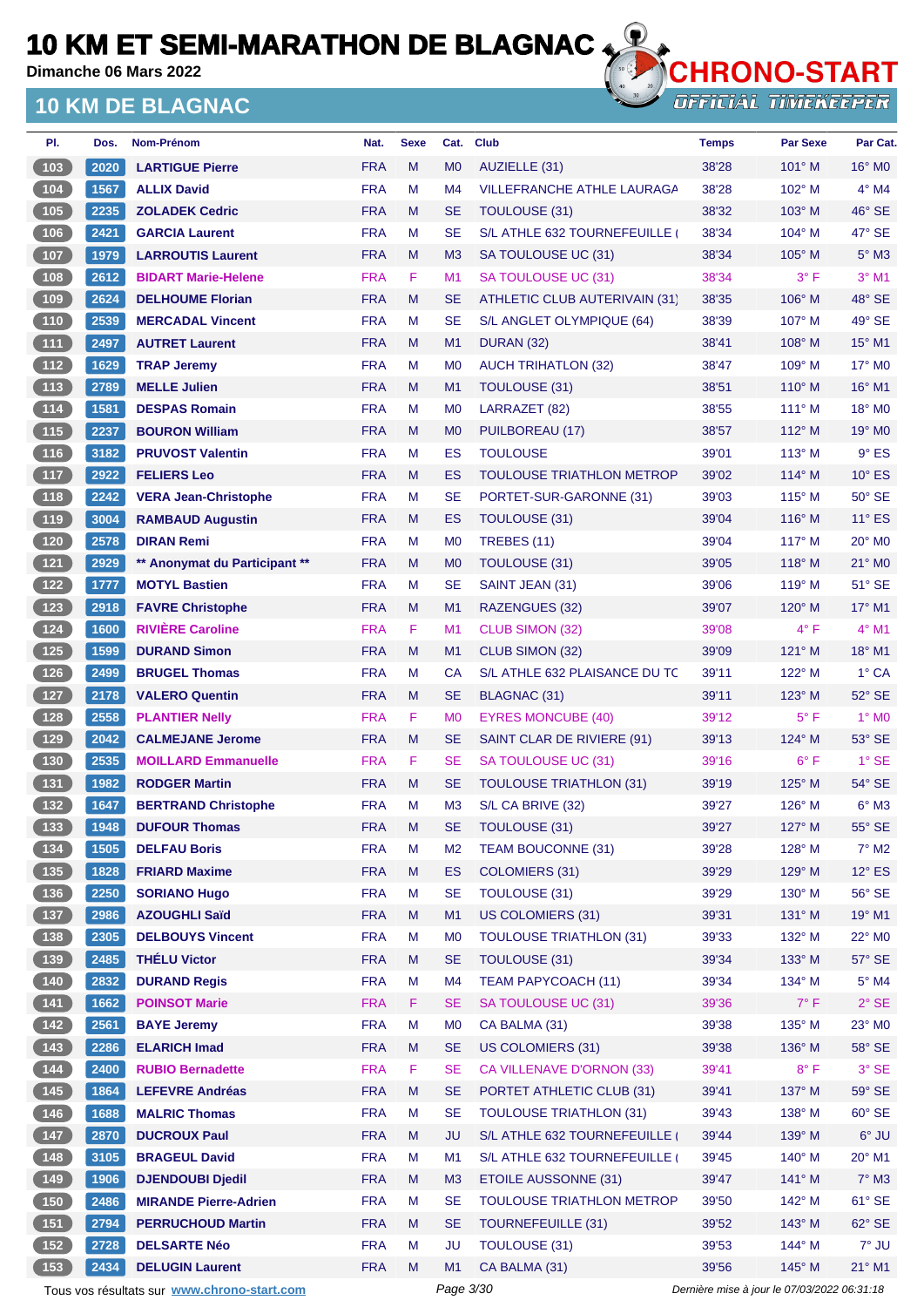# 10 KM ET SEMI-MARATHON DE BLAGNAC

Dimanche 06 Mars 2022

## 10 KM DE BLAGNAC

| Pl. | Dos. | Nom-Prénom | Nat. | Sexe | Cat. | Club | Temps | Par Sexe | Par Cat. |
|---|---|---|---|---|---|---|---|---|---|
| 103 | 2020 | LARTIGUE Pierre | FRA | M | M0 | AUZIELLE (31) | 38'28 | 101° M | 16° M0 |
| 104 | 1567 | ALLIX David | FRA | M | M4 | VILLEFRANCHE ATHLE LAURAGA | 38'28 | 102° M | 4° M4 |
| 105 | 2235 | ZOLADEK Cedric | FRA | M | SE | TOULOUSE (31) | 38'32 | 103° M | 46° SE |
| 106 | 2421 | GARCIA Laurent | FRA | M | SE | S/L ATHLE 632 TOURNEFEUILLE ( | 38'34 | 104° M | 47° SE |
| 107 | 1979 | LARROUTIS Laurent | FRA | M | M3 | SA TOULOUSE UC (31) | 38'34 | 105° M | 5° M3 |
| 108 | 2612 | BIDART Marie-Helene | FRA | F | M1 | SA TOULOUSE UC (31) | 38'34 | 3° F | 3° M1 |
| 109 | 2624 | DELHOUME Florian | FRA | M | SE | ATHLETIC CLUB AUTERIVAIN (31) | 38'35 | 106° M | 48° SE |
| 110 | 2539 | MERCADAL Vincent | FRA | M | SE | S/L ANGLET OLYMPIQUE (64) | 38'39 | 107° M | 49° SE |
| 111 | 2497 | AUTRET Laurent | FRA | M | M1 | DURAN (32) | 38'41 | 108° M | 15° M1 |
| 112 | 1629 | TRAP Jeremy | FRA | M | M0 | AUCH TRIHATLON (32) | 38'47 | 109° M | 17° M0 |
| 113 | 2789 | MELLE Julien | FRA | M | M1 | TOULOUSE (31) | 38'51 | 110° M | 16° M1 |
| 114 | 1581 | DESPAS Romain | FRA | M | M0 | LARRAZET (82) | 38'55 | 111° M | 18° M0 |
| 115 | 2237 | BOURON William | FRA | M | M0 | PUILBOREAU (17) | 38'57 | 112° M | 19° M0 |
| 116 | 3182 | PRUVOST Valentin | FRA | M | ES | TOULOUSE | 39'01 | 113° M | 9° ES |
| 117 | 2922 | FELIERS Leo | FRA | M | ES | TOULOUSE TRIATHLON METROP | 39'02 | 114° M | 10° ES |
| 118 | 2242 | VERA Jean-Christophe | FRA | M | SE | PORTET-SUR-GARONNE (31) | 39'03 | 115° M | 50° SE |
| 119 | 3004 | RAMBAUD Augustin | FRA | M | ES | TOULOUSE (31) | 39'04 | 116° M | 11° ES |
| 120 | 2578 | DIRAN Remi | FRA | M | M0 | TREBES (11) | 39'04 | 117° M | 20° M0 |
| 121 | 2929 | ** Anonymat du Participant ** | FRA | M | M0 | TOULOUSE (31) | 39'05 | 118° M | 21° M0 |
| 122 | 1777 | MOTYL Bastien | FRA | M | SE | SAINT JEAN (31) | 39'06 | 119° M | 51° SE |
| 123 | 2918 | FAVRE Christophe | FRA | M | M1 | RAZENGUES (32) | 39'07 | 120° M | 17° M1 |
| 124 | 1600 | RIVIÈRE Caroline | FRA | F | M1 | CLUB SIMON (32) | 39'08 | 4° F | 4° M1 |
| 125 | 1599 | DURAND Simon | FRA | M | M1 | CLUB SIMON (32) | 39'09 | 121° M | 18° M1 |
| 126 | 2499 | BRUGEL Thomas | FRA | M | CA | S/L ATHLE 632 PLAISANCE DU TC | 39'11 | 122° M | 1° CA |
| 127 | 2178 | VALERO Quentin | FRA | M | SE | BLAGNAC (31) | 39'11 | 123° M | 52° SE |
| 128 | 2558 | PLANTIER Nelly | FRA | F | M0 | EYRES MONCUBE (40) | 39'12 | 5° F | 1° M0 |
| 129 | 2042 | CALMEJANE Jerome | FRA | M | SE | SAINT CLAR DE RIVIERE (91) | 39'13 | 124° M | 53° SE |
| 130 | 2535 | MOILLARD Emmanuelle | FRA | F | SE | SA TOULOUSE UC (31) | 39'16 | 6° F | 1° SE |
| 131 | 1982 | RODGER Martin | FRA | M | SE | TOULOUSE TRIATHLON (31) | 39'19 | 125° M | 54° SE |
| 132 | 1647 | BERTRAND Christophe | FRA | M | M3 | S/L CA BRIVE (32) | 39'27 | 126° M | 6° M3 |
| 133 | 1948 | DUFOUR Thomas | FRA | M | SE | TOULOUSE (31) | 39'27 | 127° M | 55° SE |
| 134 | 1505 | DELFAU Boris | FRA | M | M2 | TEAM BOUCONNE (31) | 39'28 | 128° M | 7° M2 |
| 135 | 1828 | FRIARD Maxime | FRA | M | ES | COLOMIERS (31) | 39'29 | 129° M | 12° ES |
| 136 | 2250 | SORIANO Hugo | FRA | M | SE | TOULOUSE (31) | 39'29 | 130° M | 56° SE |
| 137 | 2986 | AZOUGHLI Saïd | FRA | M | M1 | US COLOMIERS (31) | 39'31 | 131° M | 19° M1 |
| 138 | 2305 | DELBOUYS Vincent | FRA | M | M0 | TOULOUSE TRIATHLON (31) | 39'33 | 132° M | 22° M0 |
| 139 | 2485 | THÉLU Victor | FRA | M | SE | TOULOUSE (31) | 39'34 | 133° M | 57° SE |
| 140 | 2832 | DURAND Regis | FRA | M | M4 | TEAM PAPYCOACH (11) | 39'34 | 134° M | 5° M4 |
| 141 | 1662 | POINSOT Marie | FRA | F | SE | SA TOULOUSE UC (31) | 39'36 | 7° F | 2° SE |
| 142 | 2561 | BAYE Jeremy | FRA | M | M0 | CA BALMA (31) | 39'38 | 135° M | 23° M0 |
| 143 | 2286 | ELARICH Imad | FRA | M | SE | US COLOMIERS (31) | 39'38 | 136° M | 58° SE |
| 144 | 2400 | RUBIO Bernadette | FRA | F | SE | CA VILLENAVE D'ORNON (33) | 39'41 | 8° F | 3° SE |
| 145 | 1864 | LEFEVRE Andréas | FRA | M | SE | PORTET ATHLETIC CLUB (31) | 39'41 | 137° M | 59° SE |
| 146 | 1688 | MALRIC Thomas | FRA | M | SE | TOULOUSE TRIATHLON (31) | 39'43 | 138° M | 60° SE |
| 147 | 2870 | DUCROUX Paul | FRA | M | JU | S/L ATHLE 632 TOURNEFEUILLE ( | 39'44 | 139° M | 6° JU |
| 148 | 3105 | BRAGEUL David | FRA | M | M1 | S/L ATHLE 632 TOURNEFEUILLE ( | 39'45 | 140° M | 20° M1 |
| 149 | 1906 | DJENDOUBI Djedil | FRA | M | M3 | ETOILE AUSSONNE (31) | 39'47 | 141° M | 7° M3 |
| 150 | 2486 | MIRANDE Pierre-Adrien | FRA | M | SE | TOULOUSE TRIATHLON METROP | 39'50 | 142° M | 61° SE |
| 151 | 2794 | PERRUCHOUD Martin | FRA | M | SE | TOURNEFEUILLE (31) | 39'52 | 143° M | 62° SE |
| 152 | 2728 | DELSARTE Néo | FRA | M | JU | TOULOUSE (31) | 39'53 | 144° M | 7° JU |
| 153 | 2434 | DELUGIN Laurent | FRA | M | M1 | CA BALMA (31) | 39'56 | 145° M | 21° M1 |

Tous vos résultats sur www.chrono-start.com

Dernière mise à jour le 07/03/2022 06:31:18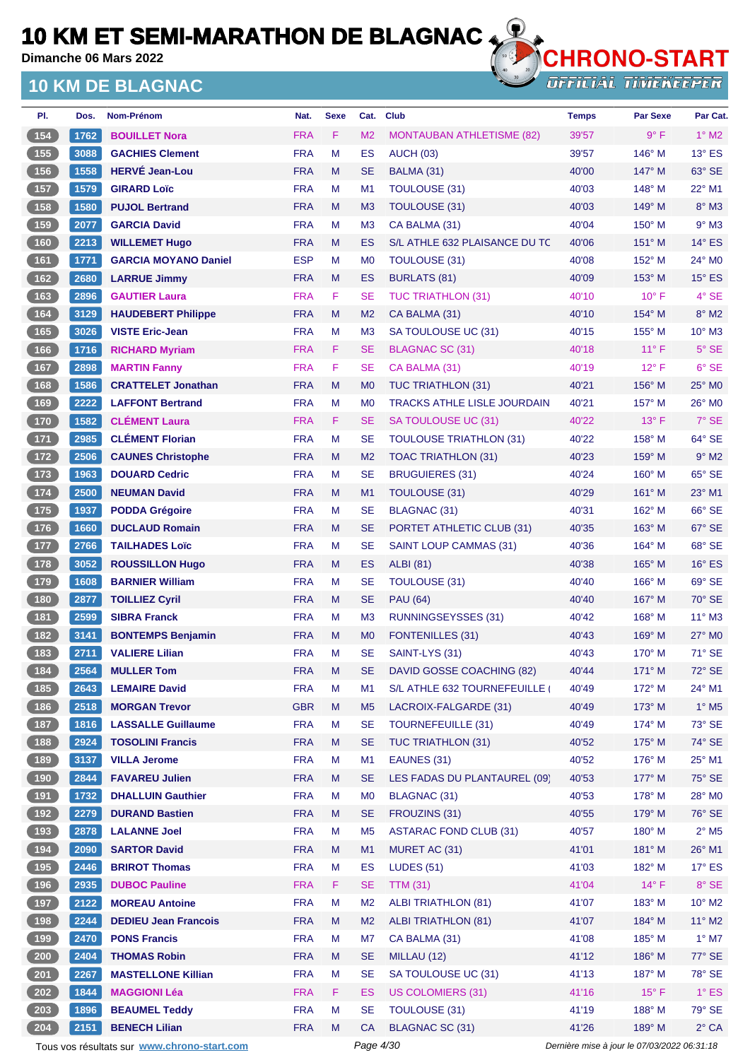# 10 KM ET SEMI-MARATHON DE BLAGNAC

**Dimanche 06 Mars 2022**

## 10 KM DE BLAGNAC

CHRONO-START — OFFICIAL TIMEKEEPER

| Pl. | Dos. | Nom-Prénom | Nat. | Sexe | Cat. | Club | Temps | Par Sexe | Par Cat. |
|---|---|---|---|---|---|---|---|---|---|
| 154 | 1762 | BOUILLET Nora | FRA | F | M2 | MONTAUBAN ATHLETISME (82) | 39'57 | 9° F | 1° M2 |
| 155 | 3088 | GACHIES Clement | FRA | M | ES | AUCH (03) | 39'57 | 146° M | 13° ES |
| 156 | 1558 | HERVÉ Jean-Lou | FRA | M | SE | BALMA (31) | 40'00 | 147° M | 63° SE |
| 157 | 1579 | GIRARD Loïc | FRA | M | M1 | TOULOUSE (31) | 40'03 | 148° M | 22° M1 |
| 158 | 1580 | PUJOL Bertrand | FRA | M | M3 | TOULOUSE (31) | 40'03 | 149° M | 8° M3 |
| 159 | 2077 | GARCIA David | FRA | M | M3 | CA BALMA (31) | 40'04 | 150° M | 9° M3 |
| 160 | 2213 | WILLEMET Hugo | FRA | M | ES | S/L ATHLE 632 PLAISANCE DU TC | 40'06 | 151° M | 14° ES |
| 161 | 1771 | GARCIA MOYANO Daniel | ESP | M | M0 | TOULOUSE (31) | 40'08 | 152° M | 24° M0 |
| 162 | 2680 | LARRUE Jimmy | FRA | M | ES | BURLATS (81) | 40'09 | 153° M | 15° ES |
| 163 | 2896 | GAUTIER Laura | FRA | F | SE | TUC TRIATHLON (31) | 40'10 | 10° F | 4° SE |
| 164 | 3129 | HAUDEBERT Philippe | FRA | M | M2 | CA BALMA (31) | 40'10 | 154° M | 8° M2 |
| 165 | 3026 | VISTE Eric-Jean | FRA | M | M3 | SA TOULOUSE UC (31) | 40'15 | 155° M | 10° M3 |
| 166 | 1716 | RICHARD Myriam | FRA | F | SE | BLAGNAC SC (31) | 40'18 | 11° F | 5° SE |
| 167 | 2898 | MARTIN Fanny | FRA | F | SE | CA BALMA (31) | 40'19 | 12° F | 6° SE |
| 168 | 1586 | CRATTELET Jonathan | FRA | M | M0 | TUC TRIATHLON (31) | 40'21 | 156° M | 25° M0 |
| 169 | 2222 | LAFFONT Bertrand | FRA | M | M0 | TRACKS ATHLE LISLE JOURDAIN | 40'21 | 157° M | 26° M0 |
| 170 | 1582 | CLÉMENT Laura | FRA | F | SE | SA TOULOUSE UC (31) | 40'22 | 13° F | 7° SE |
| 171 | 2985 | CLÉMENT Florian | FRA | M | SE | TOULOUSE TRIATHLON (31) | 40'22 | 158° M | 64° SE |
| 172 | 2506 | CAUNES Christophe | FRA | M | M2 | TOAC TRIATHLON (31) | 40'23 | 159° M | 9° M2 |
| 173 | 1963 | DOUARD Cedric | FRA | M | SE | BRUGUIERES (31) | 40'24 | 160° M | 65° SE |
| 174 | 2500 | NEUMAN David | FRA | M | M1 | TOULOUSE (31) | 40'29 | 161° M | 23° M1 |
| 175 | 1937 | PODDA Grégoire | FRA | M | SE | BLAGNAC (31) | 40'31 | 162° M | 66° SE |
| 176 | 1660 | DUCLAUD Romain | FRA | M | SE | PORTET ATHLETIC CLUB (31) | 40'35 | 163° M | 67° SE |
| 177 | 2766 | TAILHADES Loïc | FRA | M | SE | SAINT LOUP CAMMAS (31) | 40'36 | 164° M | 68° SE |
| 178 | 3052 | ROUSSILLON Hugo | FRA | M | ES | ALBI (81) | 40'38 | 165° M | 16° ES |
| 179 | 1608 | BARNIER William | FRA | M | SE | TOULOUSE (31) | 40'40 | 166° M | 69° SE |
| 180 | 2877 | TOILLIEZ Cyril | FRA | M | SE | PAU (64) | 40'40 | 167° M | 70° SE |
| 181 | 2599 | SIBRA Franck | FRA | M | M3 | RUNNINGSEYSSES (31) | 40'42 | 168° M | 11° M3 |
| 182 | 3141 | BONTEMPS Benjamin | FRA | M | M0 | FONTENILLES (31) | 40'43 | 169° M | 27° M0 |
| 183 | 2711 | VALIERE Lilian | FRA | M | SE | SAINT-LYS (31) | 40'43 | 170° M | 71° SE |
| 184 | 2564 | MULLER Tom | FRA | M | SE | DAVID GOSSE COACHING (82) | 40'44 | 171° M | 72° SE |
| 185 | 2643 | LEMAIRE David | FRA | M | M1 | S/L ATHLE 632 TOURNEFEUILLE ( | 40'49 | 172° M | 24° M1 |
| 186 | 2518 | MORGAN Trevor | GBR | M | M5 | LACROIX-FALGARDE (31) | 40'49 | 173° M | 1° M5 |
| 187 | 1816 | LASSALLE Guillaume | FRA | M | SE | TOURNEFEUILLE (31) | 40'49 | 174° M | 73° SE |
| 188 | 2924 | TOSOLINI Francis | FRA | M | SE | TUC TRIATHLON (31) | 40'52 | 175° M | 74° SE |
| 189 | 3137 | VILLA Jerome | FRA | M | M1 | EAUNES (31) | 40'52 | 176° M | 25° M1 |
| 190 | 2844 | FAVAREU Julien | FRA | M | SE | LES FADAS DU PLANTAUREL (09) | 40'53 | 177° M | 75° SE |
| 191 | 1732 | DHALLUIN Gauthier | FRA | M | M0 | BLAGNAC (31) | 40'53 | 178° M | 28° M0 |
| 192 | 2279 | DURAND Bastien | FRA | M | SE | FROUZINS (31) | 40'55 | 179° M | 76° SE |
| 193 | 2878 | LALANNE Joel | FRA | M | M5 | ASTARAC FOND CLUB (31) | 40'57 | 180° M | 2° M5 |
| 194 | 2090 | SARTOR David | FRA | M | M1 | MURET AC (31) | 41'01 | 181° M | 26° M1 |
| 195 | 2446 | BRIROT Thomas | FRA | M | ES | LUDES (51) | 41'03 | 182° M | 17° ES |
| 196 | 2935 | DUBOC Pauline | FRA | F | SE | TTM (31) | 41'04 | 14° F | 8° SE |
| 197 | 2122 | MOREAU Antoine | FRA | M | M2 | ALBI TRIATHLON (81) | 41'07 | 183° M | 10° M2 |
| 198 | 2244 | DEDIEU Jean Francois | FRA | M | M2 | ALBI TRIATHLON (81) | 41'07 | 184° M | 11° M2 |
| 199 | 2470 | PONS Francis | FRA | M | M7 | CA BALMA (31) | 41'08 | 185° M | 1° M7 |
| 200 | 2404 | THOMAS Robin | FRA | M | SE | MILLAU (12) | 41'12 | 186° M | 77° SE |
| 201 | 2267 | MASTELLONE Killian | FRA | M | SE | SA TOULOUSE UC (31) | 41'13 | 187° M | 78° SE |
| 202 | 1844 | MAGGIONI Léa | FRA | F | ES | US COLOMIERS (31) | 41'16 | 15° F | 1° ES |
| 203 | 1896 | BEAUMEL Teddy | FRA | M | SE | TOULOUSE (31) | 41'19 | 188° M | 79° SE |
| 204 | 2151 | BENECH Lilian | FRA | M | CA | BLAGNAC SC (31) | 41'26 | 189° M | 2° CA |

Tous vos résultats sur www.chrono-start.com

Dernière mise à jour le 07/03/2022 06:31:18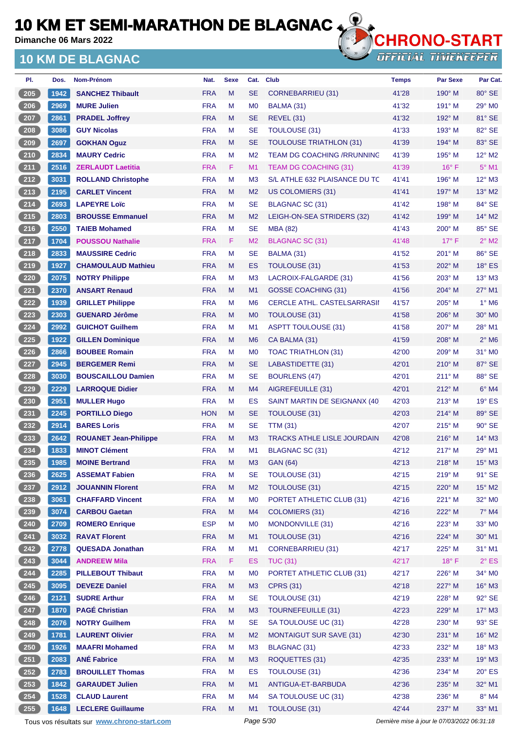# 10 KM ET SEMI-MARATHON DE BLAGNAC

**Dimanche 06 Mars 2022**

## 10 KM DE BLAGNAC

| Pl. | Dos. | Nom-Prénom | Nat. | Sexe | Cat. | Club | Temps | Par Sexe | Par Cat. |
|---|---|---|---|---|---|---|---|---|---|
| 205 | 1942 | SANCHEZ Thibault | FRA | M | SE | CORNEBARRIEU (31) | 41'28 | 190° M | 80° SE |
| 206 | 2969 | MURE Julien | FRA | M | M0 | BALMA (31) | 41'32 | 191° M | 29° M0 |
| 207 | 2861 | PRADEL Joffrey | FRA | M | SE | REVEL (31) | 41'32 | 192° M | 81° SE |
| 208 | 3086 | GUY Nicolas | FRA | M | SE | TOULOUSE (31) | 41'33 | 193° M | 82° SE |
| 209 | 2697 | GOKHAN Oguz | FRA | M | SE | TOULOUSE TRIATHLON (31) | 41'39 | 194° M | 83° SE |
| 210 | 2834 | MAURY Cedric | FRA | M | M2 | TEAM DG COACHING /RRUNNING | 41'39 | 195° M | 12° M2 |
| 211 | 2516 | ZERLAUDT Laetitia | FRA | F | M1 | TEAM DG COACHING (31) | 41'39 | 16° F | 5° M1 |
| 212 | 3031 | ROLLAND Christophe | FRA | M | M3 | S/L ATHLE 632 PLAISANCE DU TC | 41'41 | 196° M | 12° M3 |
| 213 | 2195 | CARLET Vincent | FRA | M | M2 | US COLOMIERS (31) | 41'41 | 197° M | 13° M2 |
| 214 | 2693 | LAPEYRE Loïc | FRA | M | SE | BLAGNAC SC (31) | 41'42 | 198° M | 84° SE |
| 215 | 2803 | BROUSSE Emmanuel | FRA | M | M2 | LEIGH-ON-SEA STRIDERS (32) | 41'42 | 199° M | 14° M2 |
| 216 | 2550 | TAIEB Mohamed | FRA | M | SE | MBA (82) | 41'43 | 200° M | 85° SE |
| 217 | 1704 | POUSSOU Nathalie | FRA | F | M2 | BLAGNAC SC (31) | 41'48 | 17° F | 2° M2 |
| 218 | 2833 | MAUSSIRE Cedric | FRA | M | SE | BALMA (31) | 41'52 | 201° M | 86° SE |
| 219 | 1927 | CHAMOULAUD Mathieu | FRA | M | ES | TOULOUSE (31) | 41'53 | 202° M | 18° ES |
| 220 | 2075 | NOTRY Philippe | FRA | M | M3 | LACROIX-FALGARDE (31) | 41'56 | 203° M | 13° M3 |
| 221 | 2370 | ANSART Renaud | FRA | M | M1 | GOSSE COACHING (31) | 41'56 | 204° M | 27° M1 |
| 222 | 1939 | GRILLET Philippe | FRA | M | M6 | CERCLE ATHL. CASTELSARRASIN | 41'57 | 205° M | 1° M6 |
| 223 | 2303 | GUENARD Jérôme | FRA | M | M0 | TOULOUSE (31) | 41'58 | 206° M | 30° M0 |
| 224 | 2992 | GUICHOT Guilhem | FRA | M | M1 | ASPTT TOULOUSE (31) | 41'58 | 207° M | 28° M1 |
| 225 | 1922 | GILLEN Dominique | FRA | M | M6 | CA BALMA (31) | 41'59 | 208° M | 2° M6 |
| 226 | 2866 | BOUBEE Romain | FRA | M | M0 | TOAC TRIATHLON (31) | 42'00 | 209° M | 31° M0 |
| 227 | 2945 | BERGEMER Remi | FRA | M | SE | LABASTIDETTE (31) | 42'01 | 210° M | 87° SE |
| 228 | 3030 | BOUSCAILLOU Damien | FRA | M | SE | BOURLENS (47) | 42'01 | 211° M | 88° SE |
| 229 | 2229 | LARROQUE Didier | FRA | M | M4 | AIGREFEUILLE (31) | 42'01 | 212° M | 6° M4 |
| 230 | 2951 | MULLER Hugo | FRA | M | ES | SAINT MARTIN DE SEIGNANX (40) | 42'03 | 213° M | 19° ES |
| 231 | 2245 | PORTILLO Diego | HON | M | SE | TOULOUSE (31) | 42'03 | 214° M | 89° SE |
| 232 | 2914 | BARES Loris | FRA | M | SE | TTM (31) | 42'07 | 215° M | 90° SE |
| 233 | 2642 | ROUANET Jean-Philippe | FRA | M | M3 | TRACKS ATHLE LISLE JOURDAIN | 42'08 | 216° M | 14° M3 |
| 234 | 1833 | MINOT Clément | FRA | M | M1 | BLAGNAC SC (31) | 42'12 | 217° M | 29° M1 |
| 235 | 1985 | MOINE Bertrand | FRA | M | M3 | GAN (64) | 42'13 | 218° M | 15° M3 |
| 236 | 2625 | ASSEMAT Fabien | FRA | M | SE | TOULOUSE (31) | 42'15 | 219° M | 91° SE |
| 237 | 2912 | JOUANNIN Florent | FRA | M | M2 | TOULOUSE (31) | 42'15 | 220° M | 15° M2 |
| 238 | 3061 | CHAFFARD Vincent | FRA | M | M0 | PORTET ATHLETIC CLUB (31) | 42'16 | 221° M | 32° M0 |
| 239 | 3074 | CARBOU Gaetan | FRA | M | M4 | COLOMIERS (31) | 42'16 | 222° M | 7° M4 |
| 240 | 2709 | ROMERO Enrique | ESP | M | M0 | MONDONVILLE (31) | 42'16 | 223° M | 33° M0 |
| 241 | 3032 | RAVAT Florent | FRA | M | M1 | TOULOUSE (31) | 42'16 | 224° M | 30° M1 |
| 242 | 2778 | QUESADA Jonathan | FRA | M | M1 | CORNEBARRIEU (31) | 42'17 | 225° M | 31° M1 |
| 243 | 3044 | ANDREEW Mila | FRA | F | ES | TUC (31) | 42'17 | 18° F | 2° ES |
| 244 | 2285 | PILLEBOUT Thibaut | FRA | M | M0 | PORTET ATHLETIC CLUB (31) | 42'17 | 226° M | 34° M0 |
| 245 | 3095 | DEVEZE Daniel | FRA | M | M3 | CPRS (31) | 42'18 | 227° M | 16° M3 |
| 246 | 2121 | SUDRE Arthur | FRA | M | SE | TOULOUSE (31) | 42'19 | 228° M | 92° SE |
| 247 | 1870 | PAGÉ Christian | FRA | M | M3 | TOURNEFEUILLE (31) | 42'23 | 229° M | 17° M3 |
| 248 | 2076 | NOTRY Guilhem | FRA | M | SE | SA TOULOUSE UC (31) | 42'28 | 230° M | 93° SE |
| 249 | 1781 | LAURENT Olivier | FRA | M | M2 | MONTAIGUT SUR SAVE (31) | 42'30 | 231° M | 16° M2 |
| 250 | 1926 | MAAFRI Mohamed | FRA | M | M3 | BLAGNAC (31) | 42'33 | 232° M | 18° M3 |
| 251 | 2083 | ANÉ Fabrice | FRA | M | M3 | ROQUETTES (31) | 42'35 | 233° M | 19° M3 |
| 252 | 2783 | BROUILLET Thomas | FRA | M | ES | TOULOUSE (31) | 42'36 | 234° M | 20° ES |
| 253 | 1842 | GARAUDET Julien | FRA | M | M1 | ANTIGUA-ET-BARBUDA | 42'36 | 235° M | 32° M1 |
| 254 | 1528 | CLAUD Laurent | FRA | M | M4 | SA TOULOUSE UC (31) | 42'38 | 236° M | 8° M4 |
| 255 | 1648 | LECLERE Guillaume | FRA | M | M1 | TOULOUSE (31) | 42'44 | 237° M | 33° M1 |

Tous vos résultats sur www.chrono-start.com — Dernière mise à jour le 07/03/2022 06:31:18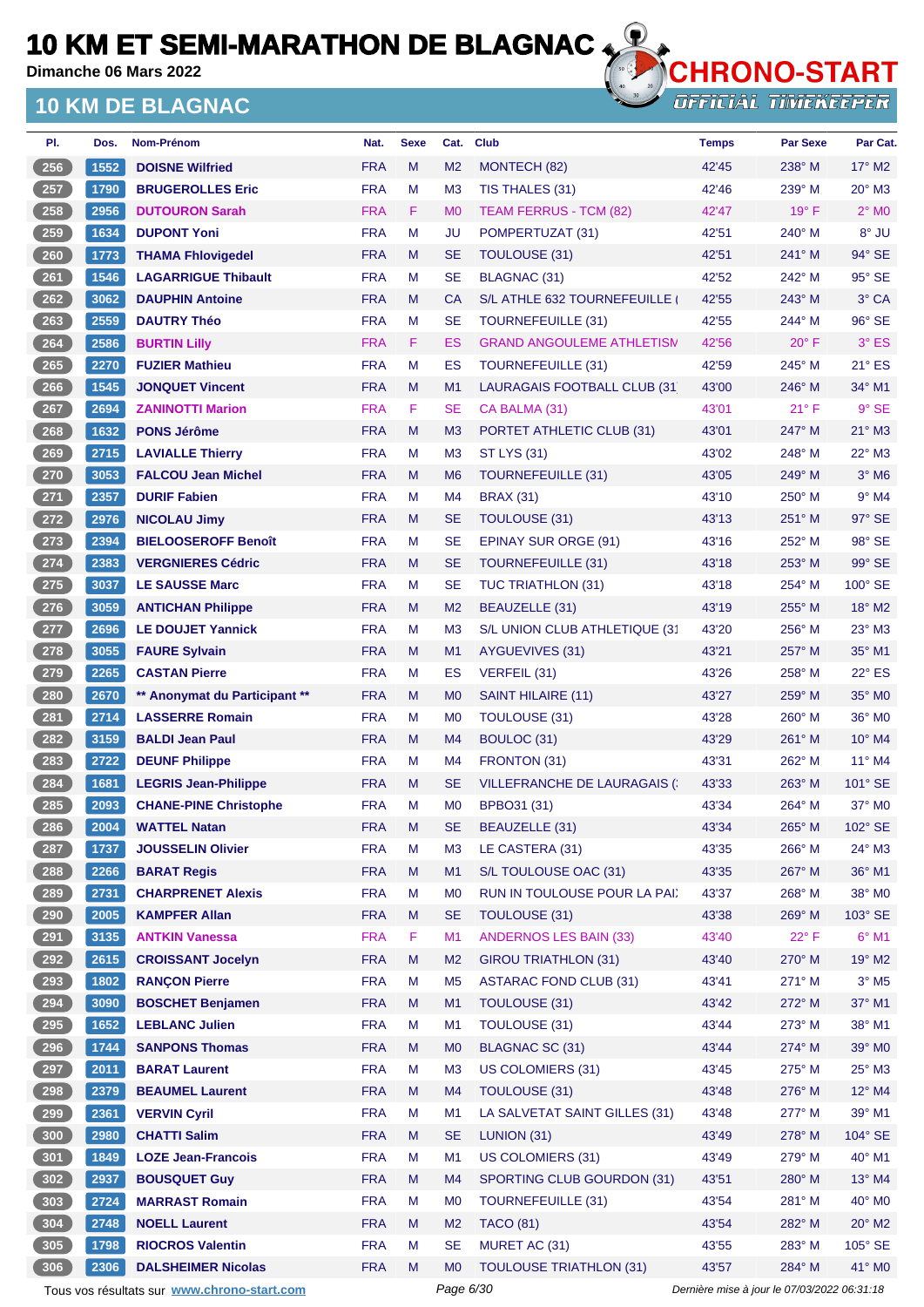# 10 KM ET SEMI-MARATHON DE BLAGNAC

**Dimanche 06 Mars 2022**

## 10 KM DE BLAGNAC

CHRONO-START
OFFICIAL TIMEKEEPER

| Pl. | Dos. | Nom-Prénom | Nat. | Sexe | Cat. | Club | Temps | Par Sexe | Par Cat. |
|---|---|---|---|---|---|---|---|---|---|
| 256 | 1552 | **DOISNE Wilfried** | FRA | M | M2 | MONTECH (82) | 42'45 | 238° M | 17° M2 |
| 257 | 1790 | **BRUGEROLLES Eric** | FRA | M | M3 | TIS THALES (31) | 42'46 | 239° M | 20° M3 |
| 258 | 2956 | **DUTOURON Sarah** | FRA | F | M0 | TEAM FERRUS - TCM (82) | 42'47 | 19° F | 2° M0 |
| 259 | 1634 | **DUPONT Yoni** | FRA | M | JU | POMPERTUZAT (31) | 42'51 | 240° M | 8° JU |
| 260 | 1773 | **THAMA Fhlovigedel** | FRA | M | SE | TOULOUSE (31) | 42'51 | 241° M | 94° SE |
| 261 | 1546 | **LAGARRIGUE Thibault** | FRA | M | SE | BLAGNAC (31) | 42'52 | 242° M | 95° SE |
| 262 | 3062 | **DAUPHIN Antoine** | FRA | M | CA | S/L ATHLE 632 TOURNEFEUILLE ( | 42'55 | 243° M | 3° CA |
| 263 | 2559 | **DAUTRY Théo** | FRA | M | SE | TOURNEFEUILLE (31) | 42'55 | 244° M | 96° SE |
| 264 | 2586 | **BURTIN Lilly** | FRA | F | ES | GRAND ANGOULEME ATHLETISM | 42'56 | 20° F | 3° ES |
| 265 | 2270 | **FUZIER Mathieu** | FRA | M | ES | TOURNEFEUILLE (31) | 42'59 | 245° M | 21° ES |
| 266 | 1545 | **JONQUET Vincent** | FRA | M | M1 | LAURAGAIS FOOTBALL CLUB (31 | 43'00 | 246° M | 34° M1 |
| 267 | 2694 | **ZANINOTTI Marion** | FRA | F | SE | CA BALMA (31) | 43'01 | 21° F | 9° SE |
| 268 | 1632 | **PONS Jérôme** | FRA | M | M3 | PORTET ATHLETIC CLUB (31) | 43'01 | 247° M | 21° M3 |
| 269 | 2715 | **LAVIALLE Thierry** | FRA | M | M3 | ST LYS (31) | 43'02 | 248° M | 22° M3 |
| 270 | 3053 | **FALCOU Jean Michel** | FRA | M | M6 | TOURNEFEUILLE (31) | 43'05 | 249° M | 3° M6 |
| 271 | 2357 | **DURIF Fabien** | FRA | M | M4 | BRAX (31) | 43'10 | 250° M | 9° M4 |
| 272 | 2976 | **NICOLAU Jimy** | FRA | M | SE | TOULOUSE (31) | 43'13 | 251° M | 97° SE |
| 273 | 2394 | **BIELOOSEROFF Benoît** | FRA | M | SE | EPINAY SUR ORGE (91) | 43'16 | 252° M | 98° SE |
| 274 | 2383 | **VERGNIERES Cédric** | FRA | M | SE | TOURNEFEUILLE (31) | 43'18 | 253° M | 99° SE |
| 275 | 3037 | **LE SAUSSE Marc** | FRA | M | SE | TUC TRIATHLON (31) | 43'18 | 254° M | 100° SE |
| 276 | 3059 | **ANTICHAN Philippe** | FRA | M | M2 | BEAUZELLE (31) | 43'19 | 255° M | 18° M2 |
| 277 | 2696 | **LE DOUJET Yannick** | FRA | M | M3 | S/L UNION CLUB ATHLETIQUE (31 | 43'20 | 256° M | 23° M3 |
| 278 | 3055 | **FAURE Sylvain** | FRA | M | M1 | AYGUEVIVES (31) | 43'21 | 257° M | 35° M1 |
| 279 | 2265 | **CASTAN Pierre** | FRA | M | ES | VERFEIL (31) | 43'26 | 258° M | 22° ES |
| 280 | 2670 | **** Anonymat du Participant **** | FRA | M | M0 | SAINT HILAIRE (11) | 43'27 | 259° M | 35° M0 |
| 281 | 2714 | **LASSERRE Romain** | FRA | M | M0 | TOULOUSE (31) | 43'28 | 260° M | 36° M0 |
| 282 | 3159 | **BALDI Jean Paul** | FRA | M | M4 | BOULOC (31) | 43'29 | 261° M | 10° M4 |
| 283 | 2722 | **DEUNF Philippe** | FRA | M | M4 | FRONTON (31) | 43'31 | 262° M | 11° M4 |
| 284 | 1681 | **LEGRIS Jean-Philippe** | FRA | M | SE | VILLEFRANCHE DE LAURAGAIS (: | 43'33 | 263° M | 101° SE |
| 285 | 2093 | **CHANE-PINE Christophe** | FRA | M | M0 | BPBO31 (31) | 43'34 | 264° M | 37° M0 |
| 286 | 2004 | **WATTEL Natan** | FRA | M | SE | BEAUZELLE (31) | 43'34 | 265° M | 102° SE |
| 287 | 1737 | **JOUSSELIN Olivier** | FRA | M | M3 | LE CASTERA (31) | 43'35 | 266° M | 24° M3 |
| 288 | 2266 | **BARAT Regis** | FRA | M | M1 | S/L TOULOUSE OAC (31) | 43'35 | 267° M | 36° M1 |
| 289 | 2731 | **CHARPRENET Alexis** | FRA | M | M0 | RUN IN TOULOUSE POUR LA PAI: | 43'37 | 268° M | 38° M0 |
| 290 | 2005 | **KAMPFER Allan** | FRA | M | SE | TOULOUSE (31) | 43'38 | 269° M | 103° SE |
| 291 | 3135 | **ANTKIN Vanessa** | FRA | F | M1 | ANDERNOS LES BAIN (33) | 43'40 | 22° F | 6° M1 |
| 292 | 2615 | **CROISSANT Jocelyn** | FRA | M | M2 | GIROU TRIATHLON (31) | 43'40 | 270° M | 19° M2 |
| 293 | 1802 | **RANÇON Pierre** | FRA | M | M5 | ASTARAC FOND CLUB (31) | 43'41 | 271° M | 3° M5 |
| 294 | 3090 | **BOSCHET Benjamen** | FRA | M | M1 | TOULOUSE (31) | 43'42 | 272° M | 37° M1 |
| 295 | 1652 | **LEBLANC Julien** | FRA | M | M1 | TOULOUSE (31) | 43'44 | 273° M | 38° M1 |
| 296 | 1744 | **SANPONS Thomas** | FRA | M | M0 | BLAGNAC SC (31) | 43'44 | 274° M | 39° M0 |
| 297 | 2011 | **BARAT Laurent** | FRA | M | M3 | US COLOMIERS (31) | 43'45 | 275° M | 25° M3 |
| 298 | 2379 | **BEAUMEL Laurent** | FRA | M | M4 | TOULOUSE (31) | 43'48 | 276° M | 12° M4 |
| 299 | 2361 | **VERVIN Cyril** | FRA | M | M1 | LA SALVETAT SAINT GILLES (31) | 43'48 | 277° M | 39° M1 |
| 300 | 2980 | **CHATTI Salim** | FRA | M | SE | LUNION (31) | 43'49 | 278° M | 104° SE |
| 301 | 1849 | **LOZE Jean-Francois** | FRA | M | M1 | US COLOMIERS (31) | 43'49 | 279° M | 40° M1 |
| 302 | 2937 | **BOUSQUET Guy** | FRA | M | M4 | SPORTING CLUB GOURDON (31) | 43'51 | 280° M | 13° M4 |
| 303 | 2724 | **MARRAST Romain** | FRA | M | M0 | TOURNEFEUILLE (31) | 43'54 | 281° M | 40° M0 |
| 304 | 2748 | **NOELL Laurent** | FRA | M | M2 | TACO (81) | 43'54 | 282° M | 20° M2 |
| 305 | 1798 | **RIOCROS Valentin** | FRA | M | SE | MURET AC (31) | 43'55 | 283° M | 105° SE |
| 306 | 2306 | **DALSHEIMER Nicolas** | FRA | M | M0 | TOULOUSE TRIATHLON (31) | 43'57 | 284° M | 41° M0 |

Tous vos résultats sur www.chrono-start.com — Dernière mise à jour le 07/03/2022 06:31:18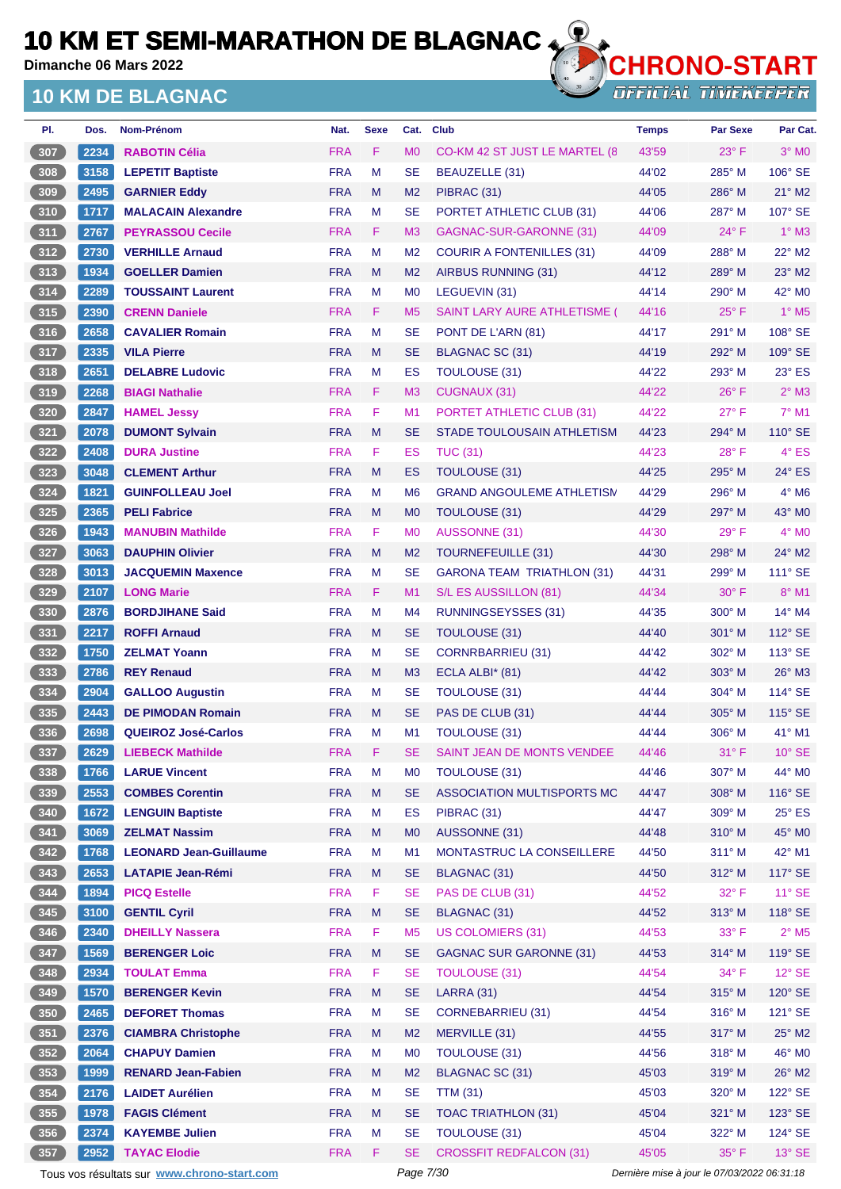# 10 KM ET SEMI-MARATHON DE BLAGNAC

**Dimanche 06 Mars 2022**

## 10 KM DE BLAGNAC

| Pl. | Dos. | Nom-Prénom | Nat. | Sexe | Cat. | Club | Temps | Par Sexe | Par Cat. |
|---|---|---|---|---|---|---|---|---|---|
| 307 | 2234 | RABOTIN Célia | FRA | F | M0 | CO-KM 42 ST JUST LE MARTEL (8 | 43'59 | 23° F | 3° M0 |
| 308 | 3158 | LEPETIT Baptiste | FRA | M | SE | BEAUZELLE (31) | 44'02 | 285° M | 106° SE |
| 309 | 2495 | GARNIER Eddy | FRA | M | M2 | PIBRAC (31) | 44'05 | 286° M | 21° M2 |
| 310 | 1717 | MALACAIN Alexandre | FRA | M | SE | PORTET ATHLETIC CLUB (31) | 44'06 | 287° M | 107° SE |
| 311 | 2767 | PEYRASSOU Cecile | FRA | F | M3 | GAGNAC-SUR-GARONNE (31) | 44'09 | 24° F | 1° M3 |
| 312 | 2730 | VERHILLE Arnaud | FRA | M | M2 | COURIR A FONTENILLES (31) | 44'09 | 288° M | 22° M2 |
| 313 | 1934 | GOELLER Damien | FRA | M | M2 | AIRBUS RUNNING (31) | 44'12 | 289° M | 23° M2 |
| 314 | 2289 | TOUSSAINT Laurent | FRA | M | M0 | LEGUEVIN (31) | 44'14 | 290° M | 42° M0 |
| 315 | 2390 | CRENN Daniele | FRA | F | M5 | SAINT LARY AURE ATHLETISME ( | 44'16 | 25° F | 1° M5 |
| 316 | 2658 | CAVALIER Romain | FRA | M | SE | PONT DE L'ARN (81) | 44'17 | 291° M | 108° SE |
| 317 | 2335 | VILA Pierre | FRA | M | SE | BLAGNAC SC (31) | 44'19 | 292° M | 109° SE |
| 318 | 2651 | DELABRE Ludovic | FRA | M | ES | TOULOUSE (31) | 44'22 | 293° M | 23° ES |
| 319 | 2268 | BIAGI Nathalie | FRA | F | M3 | CUGNAUX (31) | 44'22 | 26° F | 2° M3 |
| 320 | 2847 | HAMEL Jessy | FRA | F | M1 | PORTET ATHLETIC CLUB (31) | 44'22 | 27° F | 7° M1 |
| 321 | 2078 | DUMONT Sylvain | FRA | M | SE | STADE TOULOUSAIN ATHLETISM | 44'23 | 294° M | 110° SE |
| 322 | 2408 | DURA Justine | FRA | F | ES | TUC (31) | 44'23 | 28° F | 4° ES |
| 323 | 3048 | CLEMENT Arthur | FRA | M | ES | TOULOUSE (31) | 44'25 | 295° M | 24° ES |
| 324 | 1821 | GUINFOLLEAU Joel | FRA | M | M6 | GRAND ANGOULEME ATHLETISM | 44'29 | 296° M | 4° M6 |
| 325 | 2365 | PELI Fabrice | FRA | M | M0 | TOULOUSE (31) | 44'29 | 297° M | 43° M0 |
| 326 | 1943 | MANUBIN Mathilde | FRA | F | M0 | AUSSONNE (31) | 44'30 | 29° F | 4° M0 |
| 327 | 3063 | DAUPHIN Olivier | FRA | M | M2 | TOURNEFEUILLE (31) | 44'30 | 298° M | 24° M2 |
| 328 | 3013 | JACQUEMIN Maxence | FRA | M | SE | GARONA TEAM TRIATHLON (31) | 44'31 | 299° M | 111° SE |
| 329 | 2107 | LONG Marie | FRA | F | M1 | S/L ES AUSSILLON (81) | 44'34 | 30° F | 8° M1 |
| 330 | 2876 | BORDJIHANE Said | FRA | M | M4 | RUNNINGSEYSSES (31) | 44'35 | 300° M | 14° M4 |
| 331 | 2217 | ROFFI Arnaud | FRA | M | SE | TOULOUSE (31) | 44'40 | 301° M | 112° SE |
| 332 | 1750 | ZELMAT Yoann | FRA | M | SE | CORNRBARRIEU (31) | 44'42 | 302° M | 113° SE |
| 333 | 2786 | REY Renaud | FRA | M | M3 | ECLA ALBI* (81) | 44'42 | 303° M | 26° M3 |
| 334 | 2904 | GALLOO Augustin | FRA | M | SE | TOULOUSE (31) | 44'44 | 304° M | 114° SE |
| 335 | 2443 | DE PIMODAN Romain | FRA | M | SE | PAS DE CLUB (31) | 44'44 | 305° M | 115° SE |
| 336 | 2698 | QUEIROZ José-Carlos | FRA | M | M1 | TOULOUSE (31) | 44'44 | 306° M | 41° M1 |
| 337 | 2629 | LIEBECK Mathilde | FRA | F | SE | SAINT JEAN DE MONTS VENDEE | 44'46 | 31° F | 10° SE |
| 338 | 1766 | LARUE Vincent | FRA | M | M0 | TOULOUSE (31) | 44'46 | 307° M | 44° M0 |
| 339 | 2553 | COMBES Corentin | FRA | M | SE | ASSOCIATION MULTISPORTS MC | 44'47 | 308° M | 116° SE |
| 340 | 1672 | LENGUIN Baptiste | FRA | M | ES | PIBRAC (31) | 44'47 | 309° M | 25° ES |
| 341 | 3069 | ZELMAT Nassim | FRA | M | M0 | AUSSONNE (31) | 44'48 | 310° M | 45° M0 |
| 342 | 1768 | LEONARD Jean-Guillaume | FRA | M | M1 | MONTASTRUC LA CONSEILLERE | 44'50 | 311° M | 42° M1 |
| 343 | 2653 | LATAPIE Jean-Rémi | FRA | M | SE | BLAGNAC (31) | 44'50 | 312° M | 117° SE |
| 344 | 1894 | PICQ Estelle | FRA | F | SE | PAS DE CLUB (31) | 44'52 | 32° F | 11° SE |
| 345 | 3100 | GENTIL Cyril | FRA | M | SE | BLAGNAC (31) | 44'52 | 313° M | 118° SE |
| 346 | 2340 | DHEILLY Nassera | FRA | F | M5 | US COLOMIERS (31) | 44'53 | 33° F | 2° M5 |
| 347 | 1569 | BERENGER Loic | FRA | M | SE | GAGNAC SUR GARONNE (31) | 44'53 | 314° M | 119° SE |
| 348 | 2934 | TOULAT Emma | FRA | F | SE | TOULOUSE (31) | 44'54 | 34° F | 12° SE |
| 349 | 1570 | BERENGER Kevin | FRA | M | SE | LARRA (31) | 44'54 | 315° M | 120° SE |
| 350 | 2465 | DEFORET Thomas | FRA | M | SE | CORNEBARRIEU (31) | 44'54 | 316° M | 121° SE |
| 351 | 2376 | CIAMBRA Christophe | FRA | M | M2 | MERVILLE (31) | 44'55 | 317° M | 25° M2 |
| 352 | 2064 | CHAPUY Damien | FRA | M | M0 | TOULOUSE (31) | 44'56 | 318° M | 46° M0 |
| 353 | 1999 | RENARD Jean-Fabien | FRA | M | M2 | BLAGNAC SC (31) | 45'03 | 319° M | 26° M2 |
| 354 | 2176 | LAIDET Aurélien | FRA | M | SE | TTM (31) | 45'03 | 320° M | 122° SE |
| 355 | 1978 | FAGIS Clément | FRA | M | SE | TOAC TRIATHLON (31) | 45'04 | 321° M | 123° SE |
| 356 | 2374 | KAYEMBE Julien | FRA | M | SE | TOULOUSE (31) | 45'04 | 322° M | 124° SE |
| 357 | 2952 | TAYAC Elodie | FRA | F | SE | CROSSFIT REDFALCON (31) | 45'05 | 35° F | 13° SE |

Tous vos résultats sur www.chrono-start.com

Dernière mise à jour le 07/03/2022 06:31:18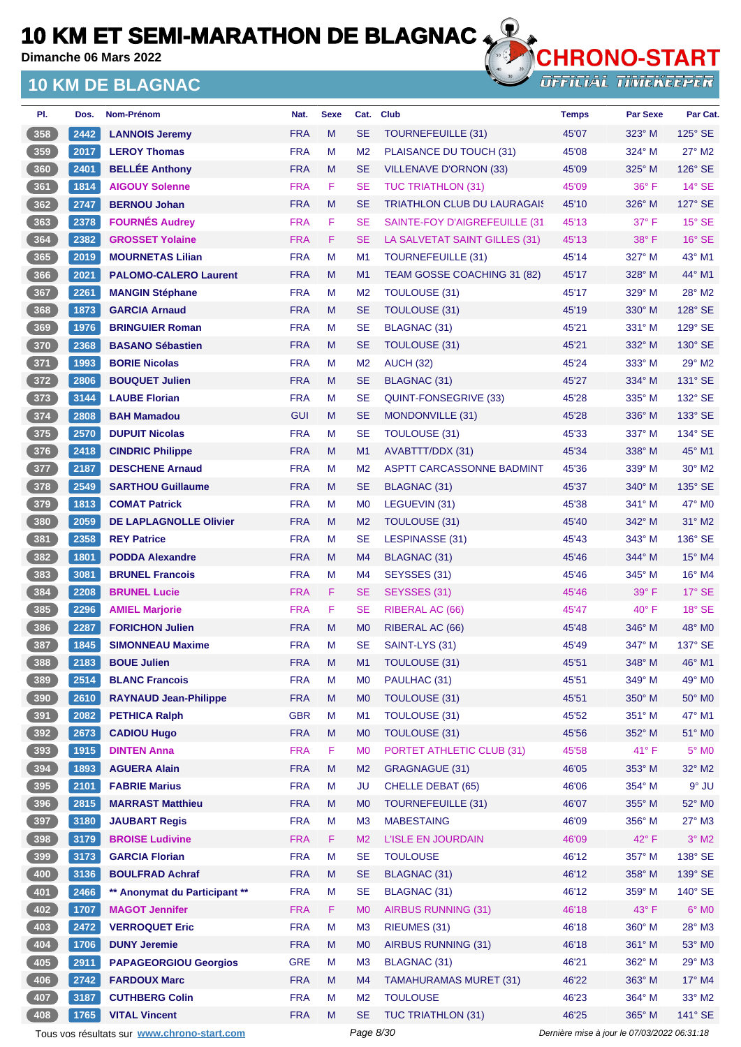# 10 KM ET SEMI-MARATHON DE BLAGNAC

**Dimanche 06 Mars 2022**

## 10 KM DE BLAGNAC

| Pl. | Dos. | Nom-Prénom | Nat. | Sexe | Cat. | Club | Temps | Par Sexe | Par Cat. |
|---|---|---|---|---|---|---|---|---|---|
| 358 | 2442 | LANNOIS Jeremy | FRA | M | SE | TOURNEFEUILLE (31) | 45'07 | 323° M | 125° SE |
| 359 | 2017 | LEROY Thomas | FRA | M | M2 | PLAISANCE DU TOUCH (31) | 45'08 | 324° M | 27° M2 |
| 360 | 2401 | BELLÉE Anthony | FRA | M | SE | VILLENAVE D'ORNON (33) | 45'09 | 325° M | 126° SE |
| 361 | 1814 | AIGOUY Solenne | FRA | F | SE | TUC TRIATHLON (31) | 45'09 | 36° F | 14° SE |
| 362 | 2747 | BERNOU Johan | FRA | M | SE | TRIATHLON CLUB DU LAURAGAIS | 45'10 | 326° M | 127° SE |
| 363 | 2378 | FOURNÉS Audrey | FRA | F | SE | SAINTE-FOY D'AIGREFEUILLE (31 | 45'13 | 37° F | 15° SE |
| 364 | 2382 | GROSSET Yolaine | FRA | F | SE | LA SALVETAT SAINT GILLES (31) | 45'13 | 38° F | 16° SE |
| 365 | 2019 | MOURNETAS Lilian | FRA | M | M1 | TOURNEFEUILLE (31) | 45'14 | 327° M | 43° M1 |
| 366 | 2021 | PALOMO-CALERO Laurent | FRA | M | M1 | TEAM GOSSE COACHING 31 (82) | 45'17 | 328° M | 44° M1 |
| 367 | 2261 | MANGIN Stéphane | FRA | M | M2 | TOULOUSE (31) | 45'17 | 329° M | 28° M2 |
| 368 | 1873 | GARCIA Arnaud | FRA | M | SE | TOULOUSE (31) | 45'19 | 330° M | 128° SE |
| 369 | 1976 | BRINGUIER Roman | FRA | M | SE | BLAGNAC (31) | 45'21 | 331° M | 129° SE |
| 370 | 2368 | BASANO Sébastien | FRA | M | SE | TOULOUSE (31) | 45'21 | 332° M | 130° SE |
| 371 | 1993 | BORIE Nicolas | FRA | M | M2 | AUCH (32) | 45'24 | 333° M | 29° M2 |
| 372 | 2806 | BOUQUET Julien | FRA | M | SE | BLAGNAC (31) | 45'27 | 334° M | 131° SE |
| 373 | 3144 | LAUBE Florian | FRA | M | SE | QUINT-FONSEGRIVE (33) | 45'28 | 335° M | 132° SE |
| 374 | 2808 | BAH Mamadou | GUI | M | SE | MONDONVILLE (31) | 45'28 | 336° M | 133° SE |
| 375 | 2570 | DUPUIT Nicolas | FRA | M | SE | TOULOUSE (31) | 45'33 | 337° M | 134° SE |
| 376 | 2418 | CINDRIC Philippe | FRA | M | M1 | AVABTTT/DDX (31) | 45'34 | 338° M | 45° M1 |
| 377 | 2187 | DESCHENE Arnaud | FRA | M | M2 | ASPTT CARCASSONNE BADMINT | 45'36 | 339° M | 30° M2 |
| 378 | 2549 | SARTHOU Guillaume | FRA | M | SE | BLAGNAC (31) | 45'37 | 340° M | 135° SE |
| 379 | 1813 | COMAT Patrick | FRA | M | M0 | LEGUEVIN (31) | 45'38 | 341° M | 47° M0 |
| 380 | 2059 | DE LAPLAGNOLLE Olivier | FRA | M | M2 | TOULOUSE (31) | 45'40 | 342° M | 31° M2 |
| 381 | 2358 | REY Patrice | FRA | M | SE | LESPINASSE (31) | 45'43 | 343° M | 136° SE |
| 382 | 1801 | PODDA Alexandre | FRA | M | M4 | BLAGNAC (31) | 45'46 | 344° M | 15° M4 |
| 383 | 3081 | BRUNEL Francois | FRA | M | M4 | SEYSSES (31) | 45'46 | 345° M | 16° M4 |
| 384 | 2208 | BRUNEL Lucie | FRA | F | SE | SEYSSES (31) | 45'46 | 39° F | 17° SE |
| 385 | 2296 | AMIEL Marjorie | FRA | F | SE | RIBERAL AC (66) | 45'47 | 40° F | 18° SE |
| 386 | 2287 | FORICHON Julien | FRA | M | M0 | RIBERAL AC (66) | 45'48 | 346° M | 48° M0 |
| 387 | 1845 | SIMONNEAU Maxime | FRA | M | SE | SAINT-LYS (31) | 45'49 | 347° M | 137° SE |
| 388 | 2183 | BOUE Julien | FRA | M | M1 | TOULOUSE (31) | 45'51 | 348° M | 46° M1 |
| 389 | 2514 | BLANC Francois | FRA | M | M0 | PAULHAC (31) | 45'51 | 349° M | 49° M0 |
| 390 | 2610 | RAYNAUD Jean-Philippe | FRA | M | M0 | TOULOUSE (31) | 45'51 | 350° M | 50° M0 |
| 391 | 2082 | PETHICA Ralph | GBR | M | M1 | TOULOUSE (31) | 45'52 | 351° M | 47° M1 |
| 392 | 2673 | CADIOU Hugo | FRA | M | M0 | TOULOUSE (31) | 45'56 | 352° M | 51° M0 |
| 393 | 1915 | DINTEN Anna | FRA | F | M0 | PORTET ATHLETIC CLUB (31) | 45'58 | 41° F | 5° M0 |
| 394 | 1893 | AGUERA Alain | FRA | M | M2 | GRAGNAGUE (31) | 46'05 | 353° M | 32° M2 |
| 395 | 2101 | FABRIE Marius | FRA | M | JU | CHELLE DEBAT (65) | 46'06 | 354° M | 9° JU |
| 396 | 2815 | MARRAST Matthieu | FRA | M | M0 | TOURNEFEUILLE (31) | 46'07 | 355° M | 52° M0 |
| 397 | 3180 | JAUBART Regis | FRA | M | M3 | MABESTAING | 46'09 | 356° M | 27° M3 |
| 398 | 3179 | BROISE Ludivine | FRA | F | M2 | L'ISLE EN JOURDAIN | 46'09 | 42° F | 3° M2 |
| 399 | 3173 | GARCIA Florian | FRA | M | SE | TOULOUSE | 46'12 | 357° M | 138° SE |
| 400 | 3136 | BOULFRAD Achraf | FRA | M | SE | BLAGNAC (31) | 46'12 | 358° M | 139° SE |
| 401 | 2466 | ** Anonymat du Participant ** | FRA | M | SE | BLAGNAC (31) | 46'12 | 359° M | 140° SE |
| 402 | 1707 | MAGOT Jennifer | FRA | F | M0 | AIRBUS RUNNING (31) | 46'18 | 43° F | 6° M0 |
| 403 | 2472 | VERROQUET Eric | FRA | M | M3 | RIEUMES (31) | 46'18 | 360° M | 28° M3 |
| 404 | 1706 | DUNY Jeremie | FRA | M | M0 | AIRBUS RUNNING (31) | 46'18 | 361° M | 53° M0 |
| 405 | 2911 | PAPAGEORGIOU Georgios | GRE | M | M3 | BLAGNAC (31) | 46'21 | 362° M | 29° M3 |
| 406 | 2742 | FARDOUX Marc | FRA | M | M4 | TAMAHURAMAS MURET (31) | 46'22 | 363° M | 17° M4 |
| 407 | 3187 | CUTHBERG Colin | FRA | M | M2 | TOULOUSE | 46'23 | 364° M | 33° M2 |
| 408 | 1765 | VITAL Vincent | FRA | M | SE | TUC TRIATHLON (31) | 46'25 | 365° M | 141° SE |

Tous vos résultats sur www.chrono-start.com — *Dernière mise à jour le 07/03/2022 06:31:18*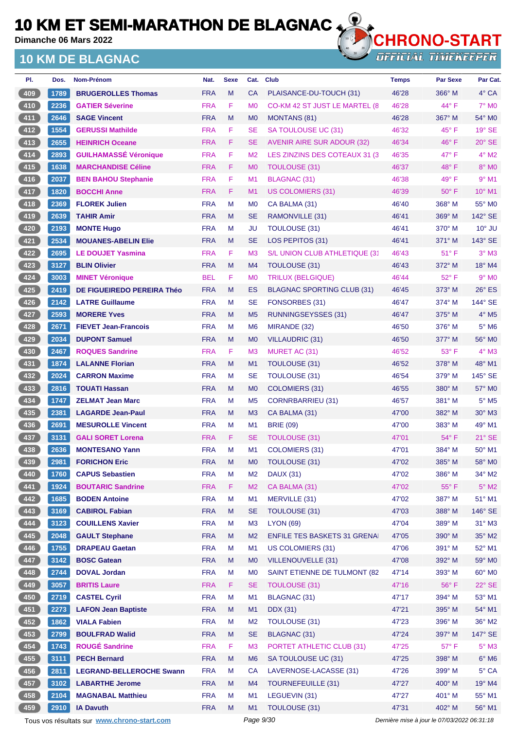# 10 KM ET SEMI-MARATHON DE BLAGNAC

**Dimanche 06 Mars 2022**

## 10 KM DE BLAGNAC

| Pl. | Dos. | Nom-Prénom | Nat. | Sexe | Cat. | Club | Temps | Par Sexe | Par Cat. |
|---|---|---|---|---|---|---|---|---|---|
| 409 | 1789 | BRUGEROLLES Thomas | FRA | M | CA | PLAISANCE-DU-TOUCH (31) | 46'28 | 366° M | 4° CA |
| 410 | 2236 | GATIER Séverine | FRA | F | M0 | CO-KM 42 ST JUST LE MARTEL (8 | 46'28 | 44° F | 7° M0 |
| 411 | 2646 | SAGE Vincent | FRA | M | M0 | MONTANS (81) | 46'28 | 367° M | 54° M0 |
| 412 | 1554 | GERUSSI Mathilde | FRA | F | SE | SA TOULOUSE UC (31) | 46'32 | 45° F | 19° SE |
| 413 | 2655 | HEINRICH Oceane | FRA | F | SE | AVENIR AIRE SUR ADOUR (32) | 46'34 | 46° F | 20° SE |
| 414 | 2893 | GUILHAMASSÉ Véronique | FRA | F | M2 | LES ZINZINS DES COTEAUX 31 (3 | 46'35 | 47° F | 4° M2 |
| 415 | 1638 | MARCHANDISE Céline | FRA | F | M0 | TOULOUSE (31) | 46'37 | 48° F | 8° M0 |
| 416 | 2037 | BEN BAHOU Stephanie | FRA | F | M1 | BLAGNAC (31) | 46'38 | 49° F | 9° M1 |
| 417 | 1820 | BOCCHI Anne | FRA | F | M1 | US COLOMIERS (31) | 46'39 | 50° F | 10° M1 |
| 418 | 2369 | FLOREK Julien | FRA | M | M0 | CA BALMA (31) | 46'40 | 368° M | 55° M0 |
| 419 | 2639 | TAHIR Amir | FRA | M | SE | RAMONVILLE (31) | 46'41 | 369° M | 142° SE |
| 420 | 2193 | MONTE Hugo | FRA | M | JU | TOULOUSE (31) | 46'41 | 370° M | 10° JU |
| 421 | 2534 | MOUANES-ABELIN Elie | FRA | M | SE | LOS PEPITOS (31) | 46'41 | 371° M | 143° SE |
| 422 | 2695 | LE DOUJET Yasmina | FRA | F | M3 | S/L UNION CLUB ATHLETIQUE (31 | 46'43 | 51° F | 3° M3 |
| 423 | 3127 | BLIN Olivier | FRA | M | M4 | TOULOUSE (31) | 46'43 | 372° M | 18° M4 |
| 424 | 3003 | MINET Véronique | BEL | F | M0 | TRILUX (BELGIQUE) | 46'44 | 52° F | 9° M0 |
| 425 | 2419 | DE FIGUEIREDO PEREIRA Théo | FRA | M | ES | BLAGNAC SPORTING CLUB (31) | 46'45 | 373° M | 26° ES |
| 426 | 2142 | LATRE Guillaume | FRA | M | SE | FONSORBES (31) | 46'47 | 374° M | 144° SE |
| 427 | 2593 | MORERE Yves | FRA | M | M5 | RUNNINGSEYSSES (31) | 46'47 | 375° M | 4° M5 |
| 428 | 2671 | FIEVET Jean-Francois | FRA | M | M6 | MIRANDE (32) | 46'50 | 376° M | 5° M6 |
| 429 | 2034 | DUPONT Samuel | FRA | M | M0 | VILLAUDRIC (31) | 46'50 | 377° M | 56° M0 |
| 430 | 2467 | ROQUES Sandrine | FRA | F | M3 | MURET AC (31) | 46'52 | 53° F | 4° M3 |
| 431 | 1874 | LALANNE Florian | FRA | M | M1 | TOULOUSE (31) | 46'52 | 378° M | 48° M1 |
| 432 | 2024 | CARRON Maxime | FRA | M | SE | TOULOUSE (31) | 46'54 | 379° M | 145° SE |
| 433 | 2816 | TOUATI Hassan | FRA | M | M0 | COLOMIERS (31) | 46'55 | 380° M | 57° M0 |
| 434 | 1747 | ZELMAT Jean Marc | FRA | M | M5 | CORNRBARRIEU (31) | 46'57 | 381° M | 5° M5 |
| 435 | 2381 | LAGARDE Jean-Paul | FRA | M | M3 | CA BALMA (31) | 47'00 | 382° M | 30° M3 |
| 436 | 2691 | MESUROLLE Vincent | FRA | M | M1 | BRIE (09) | 47'00 | 383° M | 49° M1 |
| 437 | 3131 | GALI SORET Lorena | FRA | F | SE | TOULOUSE (31) | 47'01 | 54° F | 21° SE |
| 438 | 2636 | MONTESANO Yann | FRA | M | M1 | COLOMIERS (31) | 47'01 | 384° M | 50° M1 |
| 439 | 2981 | FORICHON Eric | FRA | M | M0 | TOULOUSE (31) | 47'02 | 385° M | 58° M0 |
| 440 | 1760 | CAPUS Sebastien | FRA | M | M2 | DAUX (31) | 47'02 | 386° M | 34° M2 |
| 441 | 1924 | BOUTARIC Sandrine | FRA | F | M2 | CA BALMA (31) | 47'02 | 55° F | 5° M2 |
| 442 | 1685 | BODEN Antoine | FRA | M | M1 | MERVILLE (31) | 47'02 | 387° M | 51° M1 |
| 443 | 3169 | CABIROL Fabian | FRA | M | SE | TOULOUSE (31) | 47'03 | 388° M | 146° SE |
| 444 | 3123 | COUILLENS Xavier | FRA | M | M3 | LYON (69) | 47'04 | 389° M | 31° M3 |
| 445 | 2048 | GAULT Stephane | FRA | M | M2 | ENFILE TES BASKETS 31 GRENAI | 47'05 | 390° M | 35° M2 |
| 446 | 1755 | DRAPEAU Gaetan | FRA | M | M1 | US COLOMIERS (31) | 47'06 | 391° M | 52° M1 |
| 447 | 3142 | BOSC Gatean | FRA | M | M0 | VILLENOUVELLE (31) | 47'08 | 392° M | 59° M0 |
| 448 | 2744 | DOVAL Jordan | FRA | M | M0 | SAINT ETIENNE DE TULMONT (82 | 47'14 | 393° M | 60° M0 |
| 449 | 3057 | BRITIS Laure | FRA | F | SE | TOULOUSE (31) | 47'16 | 56° F | 22° SE |
| 450 | 2719 | CASTEL Cyril | FRA | M | M1 | BLAGNAC (31) | 47'17 | 394° M | 53° M1 |
| 451 | 2273 | LAFON Jean Baptiste | FRA | M | M1 | DDX (31) | 47'21 | 395° M | 54° M1 |
| 452 | 1862 | VIALA Fabien | FRA | M | M2 | TOULOUSE (31) | 47'23 | 396° M | 36° M2 |
| 453 | 2799 | BOULFRAD Walid | FRA | M | SE | BLAGNAC (31) | 47'24 | 397° M | 147° SE |
| 454 | 1743 | ROUGÉ Sandrine | FRA | F | M3 | PORTET ATHLETIC CLUB (31) | 47'25 | 57° F | 5° M3 |
| 455 | 3111 | PECH Bernard | FRA | M | M6 | SA TOULOUSE UC (31) | 47'25 | 398° M | 6° M6 |
| 456 | 2811 | LEGRAND-BELLEROCHE Swann | FRA | M | CA | LAVERNOSE-LACASSE (31) | 47'26 | 399° M | 5° CA |
| 457 | 3102 | LABARTHE Jerome | FRA | M | M4 | TOURNEFEUILLE (31) | 47'27 | 400° M | 19° M4 |
| 458 | 2104 | MAGNABAL Matthieu | FRA | M | M1 | LEGUEVIN (31) | 47'27 | 401° M | 55° M1 |
| 459 | 2910 | IA Davuth | FRA | M | M1 | TOULOUSE (31) | 47'31 | 402° M | 56° M1 |

Tous vos résultats sur www.chrono-start.com

Dernière mise à jour le 07/03/2022 06:31:18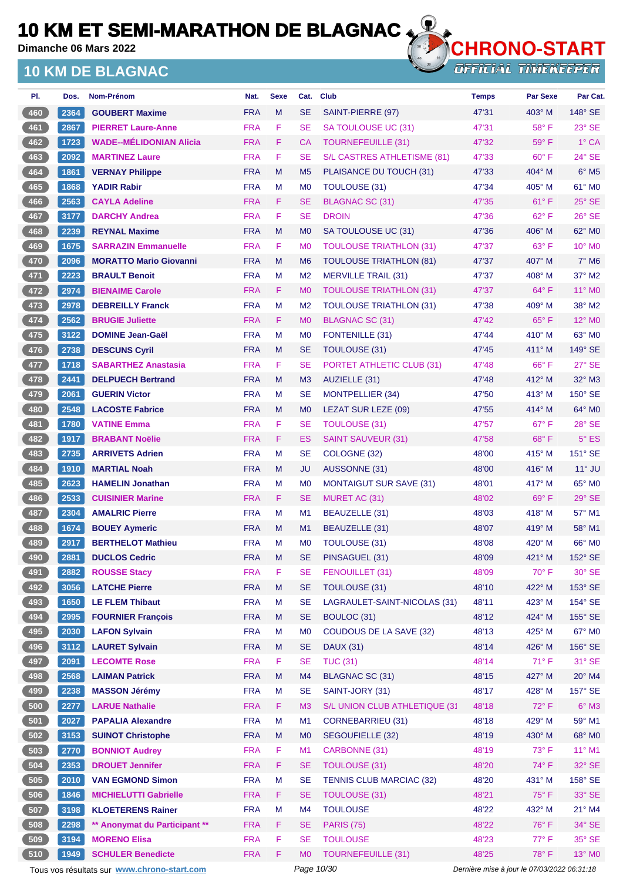# 10 KM ET SEMI-MARATHON DE BLAGNAC

Dimanche 06 Mars 2022

## 10 KM DE BLAGNAC

| Pl. | Dos. | Nom-Prénom | Nat. | Sexe | Cat. | Club | Temps | Par Sexe | Par Cat. |
|---|---|---|---|---|---|---|---|---|---|
| 460 | 2364 | GOUBERT Maxime | FRA | M | SE | SAINT-PIERRE (97) | 47'31 | 403° M | 148° SE |
| 461 | 2867 | PIERRET Laure-Anne | FRA | F | SE | SA TOULOUSE UC (31) | 47'31 | 58° F | 23° SE |
| 462 | 1723 | WADE--MÉLIDONIAN Alicia | FRA | F | CA | TOURNEFEUILLE (31) | 47'32 | 59° F | 1° CA |
| 463 | 2092 | MARTINEZ Laure | FRA | F | SE | S/L CASTRES ATHLETISME (81) | 47'33 | 60° F | 24° SE |
| 464 | 1861 | VERNAY Philippe | FRA | M | M5 | PLAISANCE DU TOUCH (31) | 47'33 | 404° M | 6° M5 |
| 465 | 1868 | YADIR Rabir | FRA | M | M0 | TOULOUSE (31) | 47'34 | 405° M | 61° M0 |
| 466 | 2563 | CAYLA Adeline | FRA | F | SE | BLAGNAC SC (31) | 47'35 | 61° F | 25° SE |
| 467 | 3177 | DARCHY Andrea | FRA | F | SE | DROIN | 47'36 | 62° F | 26° SE |
| 468 | 2239 | REYNAL Maxime | FRA | M | M0 | SA TOULOUSE UC (31) | 47'36 | 406° M | 62° M0 |
| 469 | 1675 | SARRAZIN Emmanuelle | FRA | F | M0 | TOULOUSE TRIATHLON (31) | 47'37 | 63° F | 10° M0 |
| 470 | 2096 | MORATTO Mario Giovanni | FRA | M | M6 | TOULOUSE TRIATHLON (81) | 47'37 | 407° M | 7° M6 |
| 471 | 2223 | BRAULT Benoit | FRA | M | M2 | MERVILLE TRAIL (31) | 47'37 | 408° M | 37° M2 |
| 472 | 2974 | BIENAIME Carole | FRA | F | M0 | TOULOUSE TRIATHLON (31) | 47'37 | 64° F | 11° M0 |
| 473 | 2978 | DEBREILLY Franck | FRA | M | M2 | TOULOUSE TRIATHLON (31) | 47'38 | 409° M | 38° M2 |
| 474 | 2562 | BRUGIE Juliette | FRA | F | M0 | BLAGNAC SC (31) | 47'42 | 65° F | 12° M0 |
| 475 | 3122 | DOMINE Jean-Gaël | FRA | M | M0 | FONTENILLE (31) | 47'44 | 410° M | 63° M0 |
| 476 | 2738 | DESCUNS Cyril | FRA | M | SE | TOULOUSE (31) | 47'45 | 411° M | 149° SE |
| 477 | 1718 | SABARTHEZ Anastasia | FRA | F | SE | PORTET ATHLETIC CLUB (31) | 47'48 | 66° F | 27° SE |
| 478 | 2441 | DELPUECH Bertrand | FRA | M | M3 | AUZIELLE (31) | 47'48 | 412° M | 32° M3 |
| 479 | 2061 | GUERIN Victor | FRA | M | SE | MONTPELLIER (34) | 47'50 | 413° M | 150° SE |
| 480 | 2548 | LACOSTE Fabrice | FRA | M | M0 | LEZAT SUR LEZE (09) | 47'55 | 414° M | 64° M0 |
| 481 | 1780 | VATINE Emma | FRA | F | SE | TOULOUSE (31) | 47'57 | 67° F | 28° SE |
| 482 | 1917 | BRABANT Noëlie | FRA | F | ES | SAINT SAUVEUR (31) | 47'58 | 68° F | 5° ES |
| 483 | 2735 | ARRIVETS Adrien | FRA | M | SE | COLOGNE (32) | 48'00 | 415° M | 151° SE |
| 484 | 1910 | MARTIAL Noah | FRA | M | JU | AUSSONNE (31) | 48'00 | 416° M | 11° JU |
| 485 | 2623 | HAMELIN Jonathan | FRA | M | M0 | MONTAIGUT SUR SAVE (31) | 48'01 | 417° M | 65° M0 |
| 486 | 2533 | CUISINIER Marine | FRA | F | SE | MURET AC (31) | 48'02 | 69° F | 29° SE |
| 487 | 2304 | AMALRIC Pierre | FRA | M | M1 | BEAUZELLE (31) | 48'03 | 418° M | 57° M1 |
| 488 | 1674 | BOUEY Aymeric | FRA | M | M1 | BEAUZELLE (31) | 48'07 | 419° M | 58° M1 |
| 489 | 2917 | BERTHELOT Mathieu | FRA | M | M0 | TOULOUSE (31) | 48'08 | 420° M | 66° M0 |
| 490 | 2881 | DUCLOS Cedric | FRA | M | SE | PINSAGUEL (31) | 48'09 | 421° M | 152° SE |
| 491 | 2882 | ROUSSE Stacy | FRA | F | SE | FENOUILLET (31) | 48'09 | 70° F | 30° SE |
| 492 | 3056 | LATCHE Pierre | FRA | M | SE | TOULOUSE (31) | 48'10 | 422° M | 153° SE |
| 493 | 1650 | LE FLEM Thibaut | FRA | M | SE | LAGRAULET-SAINT-NICOLAS (31) | 48'11 | 423° M | 154° SE |
| 494 | 2995 | FOURNIER François | FRA | M | SE | BOULOC (31) | 48'12 | 424° M | 155° SE |
| 495 | 2030 | LAFON Sylvain | FRA | M | M0 | COUDOUS DE LA SAVE (32) | 48'13 | 425° M | 67° M0 |
| 496 | 3112 | LAURET Sylvain | FRA | M | SE | DAUX (31) | 48'14 | 426° M | 156° SE |
| 497 | 2091 | LECOMTE Rose | FRA | F | SE | TUC (31) | 48'14 | 71° F | 31° SE |
| 498 | 2568 | LAIMAN Patrick | FRA | M | M4 | BLAGNAC SC (31) | 48'15 | 427° M | 20° M4 |
| 499 | 2238 | MASSON Jérémy | FRA | M | SE | SAINT-JORY (31) | 48'17 | 428° M | 157° SE |
| 500 | 2277 | LARUE Nathalie | FRA | F | M3 | S/L UNION CLUB ATHLETIQUE (31 | 48'18 | 72° F | 6° M3 |
| 501 | 2027 | PAPALIA Alexandre | FRA | M | M1 | CORNEBARRIEU (31) | 48'18 | 429° M | 59° M1 |
| 502 | 3153 | SUINOT Christophe | FRA | M | M0 | SEGOUFIELLE (32) | 48'19 | 430° M | 68° M0 |
| 503 | 2770 | BONNIOT Audrey | FRA | F | M1 | CARBONNE (31) | 48'19 | 73° F | 11° M1 |
| 504 | 2353 | DROUET Jennifer | FRA | F | SE | TOULOUSE (31) | 48'20 | 74° F | 32° SE |
| 505 | 2010 | VAN EGMOND Simon | FRA | M | SE | TENNIS CLUB MARCIAC (32) | 48'20 | 431° M | 158° SE |
| 506 | 1846 | MICHIELUTTI Gabrielle | FRA | F | SE | TOULOUSE (31) | 48'21 | 75° F | 33° SE |
| 507 | 3198 | KLOETERENS Rainer | FRA | M | M4 | TOULOUSE | 48'22 | 432° M | 21° M4 |
| 508 | 2298 | ** Anonymat du Participant ** | FRA | F | SE | PARIS (75) | 48'22 | 76° F | 34° SE |
| 509 | 3194 | MORENO Elisa | FRA | F | SE | TOULOUSE | 48'23 | 77° F | 35° SE |
| 510 | 1949 | SCHULER Benedicte | FRA | F | M0 | TOURNEFEUILLE (31) | 48'25 | 78° F | 13° M0 |

Tous vos résultats sur www.chrono-start.com — Dernière mise à jour le 07/03/2022 06:31:18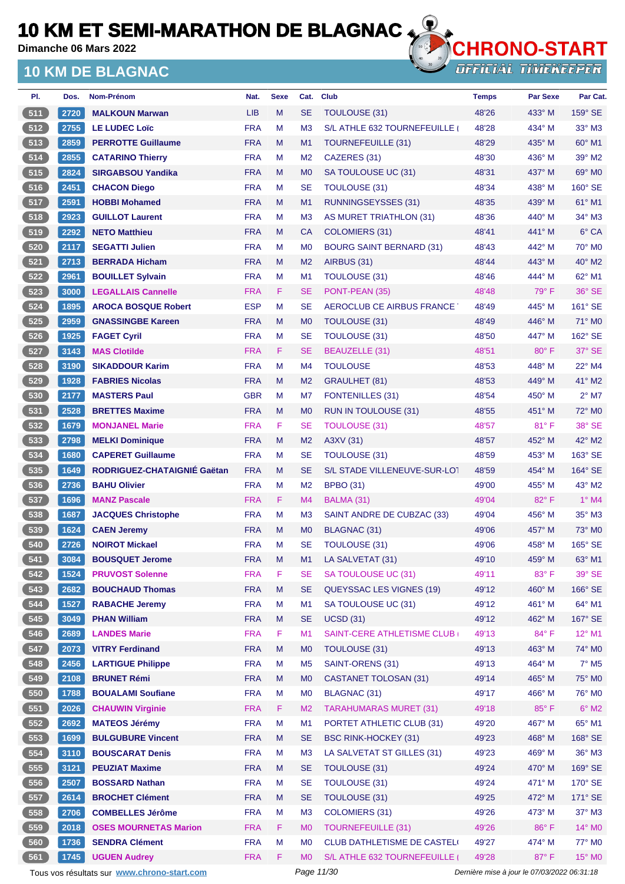# 10 KM ET SEMI-MARATHON DE BLAGNAC

Dimanche 06 Mars 2022

## 10 KM DE BLAGNAC

| Pl. | Dos. | Nom-Prénom | Nat. | Sexe | Cat. | Club | Temps | Par Sexe | Par Cat. |
|---|---|---|---|---|---|---|---|---|---|
| 511 | 2720 | MALKOUN Marwan | LIB | M | SE | TOULOUSE (31) | 48'26 | 433° M | 159° SE |
| 512 | 2755 | LE LUDEC Loïc | FRA | M | M3 | S/L ATHLE 632 TOURNEFEUILLE ( | 48'28 | 434° M | 33° M3 |
| 513 | 2859 | PERROTTE Guillaume | FRA | M | M1 | TOURNEFEUILLE (31) | 48'29 | 435° M | 60° M1 |
| 514 | 2855 | CATARINO Thierry | FRA | M | M2 | CAZERES (31) | 48'30 | 436° M | 39° M2 |
| 515 | 2824 | SIRGABSOU Yandika | FRA | M | M0 | SA TOULOUSE UC (31) | 48'31 | 437° M | 69° M0 |
| 516 | 2451 | CHACON Diego | FRA | M | SE | TOULOUSE (31) | 48'34 | 438° M | 160° SE |
| 517 | 2591 | HOBBI Mohamed | FRA | M | M1 | RUNNINGSEYSSES (31) | 48'35 | 439° M | 61° M1 |
| 518 | 2923 | GUILLOT Laurent | FRA | M | M3 | AS MURET TRIATHLON (31) | 48'36 | 440° M | 34° M3 |
| 519 | 2292 | NETO Matthieu | FRA | M | CA | COLOMIERS (31) | 48'41 | 441° M | 6° CA |
| 520 | 2117 | SEGATTI Julien | FRA | M | M0 | BOURG SAINT BERNARD (31) | 48'43 | 442° M | 70° M0 |
| 521 | 2713 | BERRADA Hicham | FRA | M | M2 | AIRBUS (31) | 48'44 | 443° M | 40° M2 |
| 522 | 2961 | BOUILLET Sylvain | FRA | M | M1 | TOULOUSE (31) | 48'46 | 444° M | 62° M1 |
| 523 | 3000 | LEGALLAIS Cannelle | FRA | F | SE | PONT-PEAN (35) | 48'48 | 79° F | 36° SE |
| 524 | 1895 | AROCA BOSQUE Robert | ESP | M | SE | AEROCLUB CE AIRBUS FRANCE | 48'49 | 445° M | 161° SE |
| 525 | 2959 | GNASSINGBE Kareen | FRA | M | M0 | TOULOUSE (31) | 48'49 | 446° M | 71° M0 |
| 526 | 1925 | FAGET Cyril | FRA | M | SE | TOULOUSE (31) | 48'50 | 447° M | 162° SE |
| 527 | 3143 | MAS Clotilde | FRA | F | SE | BEAUZELLE (31) | 48'51 | 80° F | 37° SE |
| 528 | 3190 | SIKADDOUR Karim | FRA | M | M4 | TOULOUSE | 48'53 | 448° M | 22° M4 |
| 529 | 1928 | FABRIES Nicolas | FRA | M | M2 | GRAULHET (81) | 48'53 | 449° M | 41° M2 |
| 530 | 2177 | MASTERS Paul | GBR | M | M7 | FONTENILLES (31) | 48'54 | 450° M | 2° M7 |
| 531 | 2528 | BRETTES Maxime | FRA | M | M0 | RUN IN TOULOUSE (31) | 48'55 | 451° M | 72° M0 |
| 532 | 1679 | MONJANEL Marie | FRA | F | SE | TOULOUSE (31) | 48'57 | 81° F | 38° SE |
| 533 | 2798 | MELKI Dominique | FRA | M | M2 | A3XV (31) | 48'57 | 452° M | 42° M2 |
| 534 | 1680 | CAPERET Guillaume | FRA | M | SE | TOULOUSE (31) | 48'59 | 453° M | 163° SE |
| 535 | 1649 | RODRIGUEZ-CHATAIGNIÉ Gaëtan | FRA | M | SE | S/L STADE VILLENEUVE-SUR-LOT | 48'59 | 454° M | 164° SE |
| 536 | 2736 | BAHU Olivier | FRA | M | M2 | BPBO (31) | 49'00 | 455° M | 43° M2 |
| 537 | 1696 | MANZ Pascale | FRA | F | M4 | BALMA (31) | 49'04 | 82° F | 1° M4 |
| 538 | 1687 | JACQUES Christophe | FRA | M | M3 | SAINT ANDRE DE CUBZAC (33) | 49'04 | 456° M | 35° M3 |
| 539 | 1624 | CAEN Jeremy | FRA | M | M0 | BLAGNAC (31) | 49'06 | 457° M | 73° M0 |
| 540 | 2726 | NOIROT Mickael | FRA | M | SE | TOULOUSE (31) | 49'06 | 458° M | 165° SE |
| 541 | 3084 | BOUSQUET Jerome | FRA | M | M1 | LA SALVETAT (31) | 49'10 | 459° M | 63° M1 |
| 542 | 1524 | PRUVOST Solenne | FRA | F | SE | SA TOULOUSE UC (31) | 49'11 | 83° F | 39° SE |
| 543 | 2682 | BOUCHAUD Thomas | FRA | M | SE | QUEYSSAC LES VIGNES (19) | 49'12 | 460° M | 166° SE |
| 544 | 1527 | RABACHE Jeremy | FRA | M | M1 | SA TOULOUSE UC (31) | 49'12 | 461° M | 64° M1 |
| 545 | 3049 | PHAN William | FRA | M | SE | UCSD (31) | 49'12 | 462° M | 167° SE |
| 546 | 2689 | LANDES Marie | FRA | F | M1 | SAINT-CERE ATHLETISME CLUB ( | 49'13 | 84° F | 12° M1 |
| 547 | 2073 | VITRY Ferdinand | FRA | M | M0 | TOULOUSE (31) | 49'13 | 463° M | 74° M0 |
| 548 | 2456 | LARTIGUE Philippe | FRA | M | M5 | SAINT-ORENS (31) | 49'13 | 464° M | 7° M5 |
| 549 | 2108 | BRUNET Rémi | FRA | M | M0 | CASTANET TOLOSAN (31) | 49'14 | 465° M | 75° M0 |
| 550 | 1788 | BOUALAMI Soufiane | FRA | M | M0 | BLAGNAC (31) | 49'17 | 466° M | 76° M0 |
| 551 | 2026 | CHAUWIN Virginie | FRA | F | M2 | TARAHUMARAS MURET (31) | 49'18 | 85° F | 6° M2 |
| 552 | 2692 | MATEOS Jérémy | FRA | M | M1 | PORTET ATHLETIC CLUB (31) | 49'20 | 467° M | 65° M1 |
| 553 | 1699 | BULGUBURE Vincent | FRA | M | SE | BSC RINK-HOCKEY (31) | 49'23 | 468° M | 168° SE |
| 554 | 3110 | BOUSCARAT Denis | FRA | M | M3 | LA SALVETAT ST GILLES (31) | 49'23 | 469° M | 36° M3 |
| 555 | 3121 | PEUZIAT Maxime | FRA | M | SE | TOULOUSE (31) | 49'24 | 470° M | 169° SE |
| 556 | 2507 | BOSSARD Nathan | FRA | M | SE | TOULOUSE (31) | 49'24 | 471° M | 170° SE |
| 557 | 2614 | BROCHET Clément | FRA | M | SE | TOULOUSE (31) | 49'25 | 472° M | 171° SE |
| 558 | 2706 | COMBELLES Jérôme | FRA | M | M3 | COLOMIERS (31) | 49'26 | 473° M | 37° M3 |
| 559 | 2018 | OSES MOURNETAS Marion | FRA | F | M0 | TOURNEFEUILLE (31) | 49'26 | 86° F | 14° M0 |
| 560 | 1736 | SENDRA Clément | FRA | M | M0 | CLUB DATHLETISME DE CASTEL( | 49'27 | 474° M | 77° M0 |
| 561 | 1745 | UGUEN Audrey | FRA | F | M0 | S/L ATHLE 632 TOURNEFEUILLE ( | 49'28 | 87° F | 15° M0 |

Tous vos résultats sur www.chrono-start.com — Dernière mise à jour le 07/03/2022 06:31:18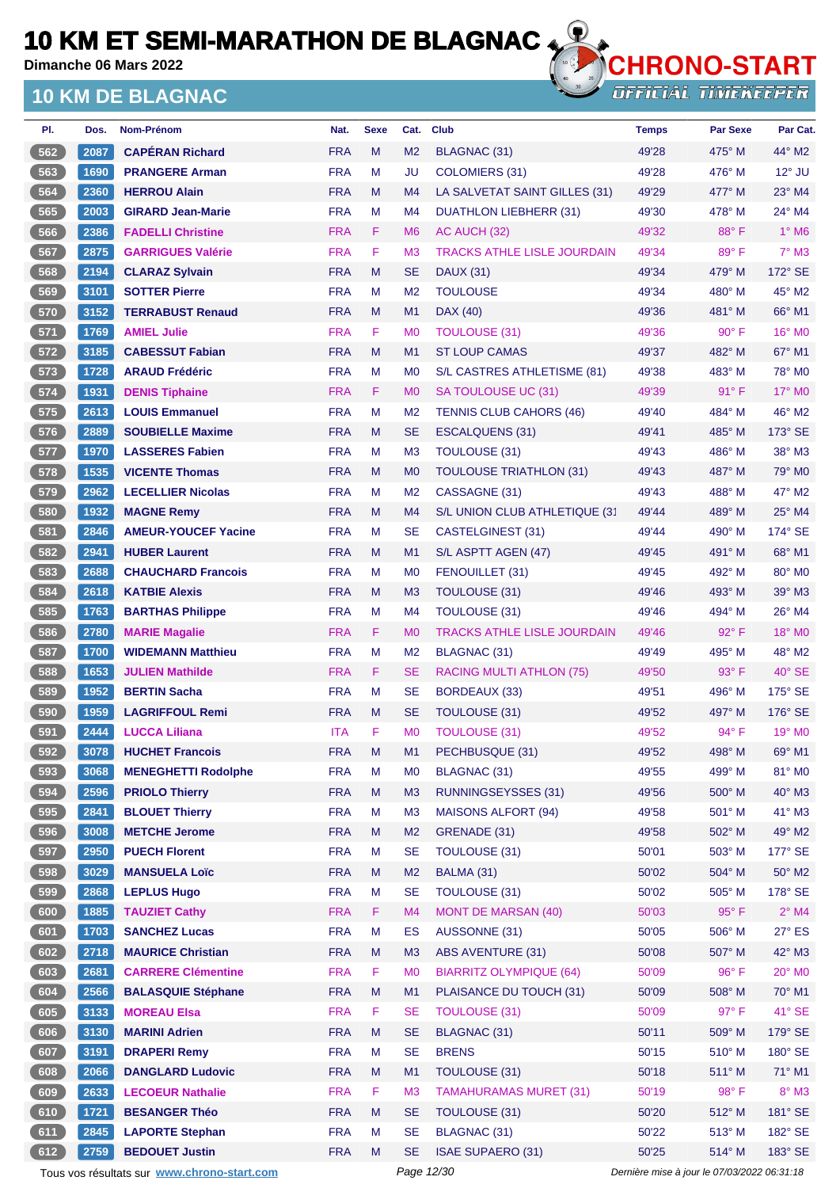# 10 KM ET SEMI-MARATHON DE BLAGNAC

Dimanche 06 Mars 2022

## 10 KM DE BLAGNAC

CHRONO-START OFFICIAL TIMEKEEPER

| Pl. | Dos. | Nom-Prénom | Nat. | Sexe | Cat. | Club | Temps | Par Sexe | Par Cat. |
|---|---|---|---|---|---|---|---|---|---|
| 562 | 2087 | CAPÉRAN Richard | FRA | M | M2 | BLAGNAC (31) | 49'28 | 475° M | 44° M2 |
| 563 | 1690 | PRANGERE Arman | FRA | M | JU | COLOMIERS (31) | 49'28 | 476° M | 12° JU |
| 564 | 2360 | HERROU Alain | FRA | M | M4 | LA SALVETAT SAINT GILLES (31) | 49'29 | 477° M | 23° M4 |
| 565 | 2003 | GIRARD Jean-Marie | FRA | M | M4 | DUATHLON LIEBHERR (31) | 49'30 | 478° M | 24° M4 |
| 566 | 2386 | FADELLI Christine | FRA | F | M6 | AC AUCH (32) | 49'32 | 88° F | 1° M6 |
| 567 | 2875 | GARRIGUES Valérie | FRA | F | M3 | TRACKS ATHLE LISLE JOURDAIN | 49'34 | 89° F | 7° M3 |
| 568 | 2194 | CLARAZ Sylvain | FRA | M | SE | DAUX (31) | 49'34 | 479° M | 172° SE |
| 569 | 3101 | SOTTER Pierre | FRA | M | M2 | TOULOUSE | 49'34 | 480° M | 45° M2 |
| 570 | 3152 | TERRABUST Renaud | FRA | M | M1 | DAX (40) | 49'36 | 481° M | 66° M1 |
| 571 | 1769 | AMIEL Julie | FRA | F | M0 | TOULOUSE (31) | 49'36 | 90° F | 16° M0 |
| 572 | 3185 | CABESSUT Fabian | FRA | M | M1 | ST LOUP CAMAS | 49'37 | 482° M | 67° M1 |
| 573 | 1728 | ARAUD Frédéric | FRA | M | M0 | S/L CASTRES ATHLETISME (81) | 49'38 | 483° M | 78° M0 |
| 574 | 1931 | DENIS Tiphaine | FRA | F | M0 | SA TOULOUSE UC (31) | 49'39 | 91° F | 17° M0 |
| 575 | 2613 | LOUIS Emmanuel | FRA | M | M2 | TENNIS CLUB CAHORS (46) | 49'40 | 484° M | 46° M2 |
| 576 | 2889 | SOUBIELLE Maxime | FRA | M | SE | ESCALQUENS (31) | 49'41 | 485° M | 173° SE |
| 577 | 1970 | LASSERES Fabien | FRA | M | M3 | TOULOUSE (31) | 49'43 | 486° M | 38° M3 |
| 578 | 1535 | VICENTE Thomas | FRA | M | M0 | TOULOUSE TRIATHLON (31) | 49'43 | 487° M | 79° M0 |
| 579 | 2962 | LECELLIER Nicolas | FRA | M | M2 | CASSAGNE (31) | 49'43 | 488° M | 47° M2 |
| 580 | 1932 | MAGNE Remy | FRA | M | M4 | S/L UNION CLUB ATHLETIQUE (31 | 49'44 | 489° M | 25° M4 |
| 581 | 2846 | AMEUR-YOUCEF Yacine | FRA | M | SE | CASTELGINEST (31) | 49'44 | 490° M | 174° SE |
| 582 | 2941 | HUBER Laurent | FRA | M | M1 | S/L ASPTT AGEN (47) | 49'45 | 491° M | 68° M1 |
| 583 | 2688 | CHAUCHARD Francois | FRA | M | M0 | FENOUILLET (31) | 49'45 | 492° M | 80° M0 |
| 584 | 2618 | KATBIE Alexis | FRA | M | M3 | TOULOUSE (31) | 49'46 | 493° M | 39° M3 |
| 585 | 1763 | BARTHAS Philippe | FRA | M | M4 | TOULOUSE (31) | 49'46 | 494° M | 26° M4 |
| 586 | 2780 | MARIE Magalie | FRA | F | M0 | TRACKS ATHLE LISLE JOURDAIN | 49'46 | 92° F | 18° M0 |
| 587 | 1700 | WIDEMANN Matthieu | FRA | M | M2 | BLAGNAC (31) | 49'49 | 495° M | 48° M2 |
| 588 | 1653 | JULIEN Mathilde | FRA | F | SE | RACING MULTI ATHLON (75) | 49'50 | 93° F | 40° SE |
| 589 | 1952 | BERTIN Sacha | FRA | M | SE | BORDEAUX (33) | 49'51 | 496° M | 175° SE |
| 590 | 1959 | LAGRIFFOUL Remi | FRA | M | SE | TOULOUSE (31) | 49'52 | 497° M | 176° SE |
| 591 | 2444 | LUCCA Liliana | ITA | F | M0 | TOULOUSE (31) | 49'52 | 94° F | 19° M0 |
| 592 | 3078 | HUCHET Francois | FRA | M | M1 | PECHBUSQUE (31) | 49'52 | 498° M | 69° M1 |
| 593 | 3068 | MENEGHETTI Rodolphe | FRA | M | M0 | BLAGNAC (31) | 49'55 | 499° M | 81° M0 |
| 594 | 2596 | PRIOLO Thierry | FRA | M | M3 | RUNNINGSEYSSES (31) | 49'56 | 500° M | 40° M3 |
| 595 | 2841 | BLOUET Thierry | FRA | M | M3 | MAISONS ALFORT (94) | 49'58 | 501° M | 41° M3 |
| 596 | 3008 | METCHE Jerome | FRA | M | M2 | GRENADE (31) | 49'58 | 502° M | 49° M2 |
| 597 | 2950 | PUECH Florent | FRA | M | SE | TOULOUSE (31) | 50'01 | 503° M | 177° SE |
| 598 | 3029 | MANSUELA Loïc | FRA | M | M2 | BALMA (31) | 50'02 | 504° M | 50° M2 |
| 599 | 2868 | LEPLUS Hugo | FRA | M | SE | TOULOUSE (31) | 50'02 | 505° M | 178° SE |
| 600 | 1885 | TAUZIET Cathy | FRA | F | M4 | MONT DE MARSAN (40) | 50'03 | 95° F | 2° M4 |
| 601 | 1703 | SANCHEZ Lucas | FRA | M | ES | AUSSONNE (31) | 50'05 | 506° M | 27° ES |
| 602 | 2718 | MAURICE Christian | FRA | M | M3 | ABS AVENTURE (31) | 50'08 | 507° M | 42° M3 |
| 603 | 2681 | CARRERE Clémentine | FRA | F | M0 | BIARRITZ OLYMPIQUE (64) | 50'09 | 96° F | 20° M0 |
| 604 | 2566 | BALASQUIE Stéphane | FRA | M | M1 | PLAISANCE DU TOUCH (31) | 50'09 | 508° M | 70° M1 |
| 605 | 3133 | MOREAU Elsa | FRA | F | SE | TOULOUSE (31) | 50'09 | 97° F | 41° SE |
| 606 | 3130 | MARINI Adrien | FRA | M | SE | BLAGNAC (31) | 50'11 | 509° M | 179° SE |
| 607 | 3191 | DRAPERI Remy | FRA | M | SE | BRENS | 50'15 | 510° M | 180° SE |
| 608 | 2066 | DANGLARD Ludovic | FRA | M | M1 | TOULOUSE (31) | 50'18 | 511° M | 71° M1 |
| 609 | 2633 | LECOEUR Nathalie | FRA | F | M3 | TAMAHURAMAS MURET (31) | 50'19 | 98° F | 8° M3 |
| 610 | 1721 | BESANGER Théo | FRA | M | SE | TOULOUSE (31) | 50'20 | 512° M | 181° SE |
| 611 | 2845 | LAPORTE Stephan | FRA | M | SE | BLAGNAC (31) | 50'22 | 513° M | 182° SE |
| 612 | 2759 | BEDOUET Justin | FRA | M | SE | ISAE SUPAERO (31) | 50'25 | 514° M | 183° SE |

Tous vos résultats sur www.chrono-start.com

Dernière mise à jour le 07/03/2022 06:31:18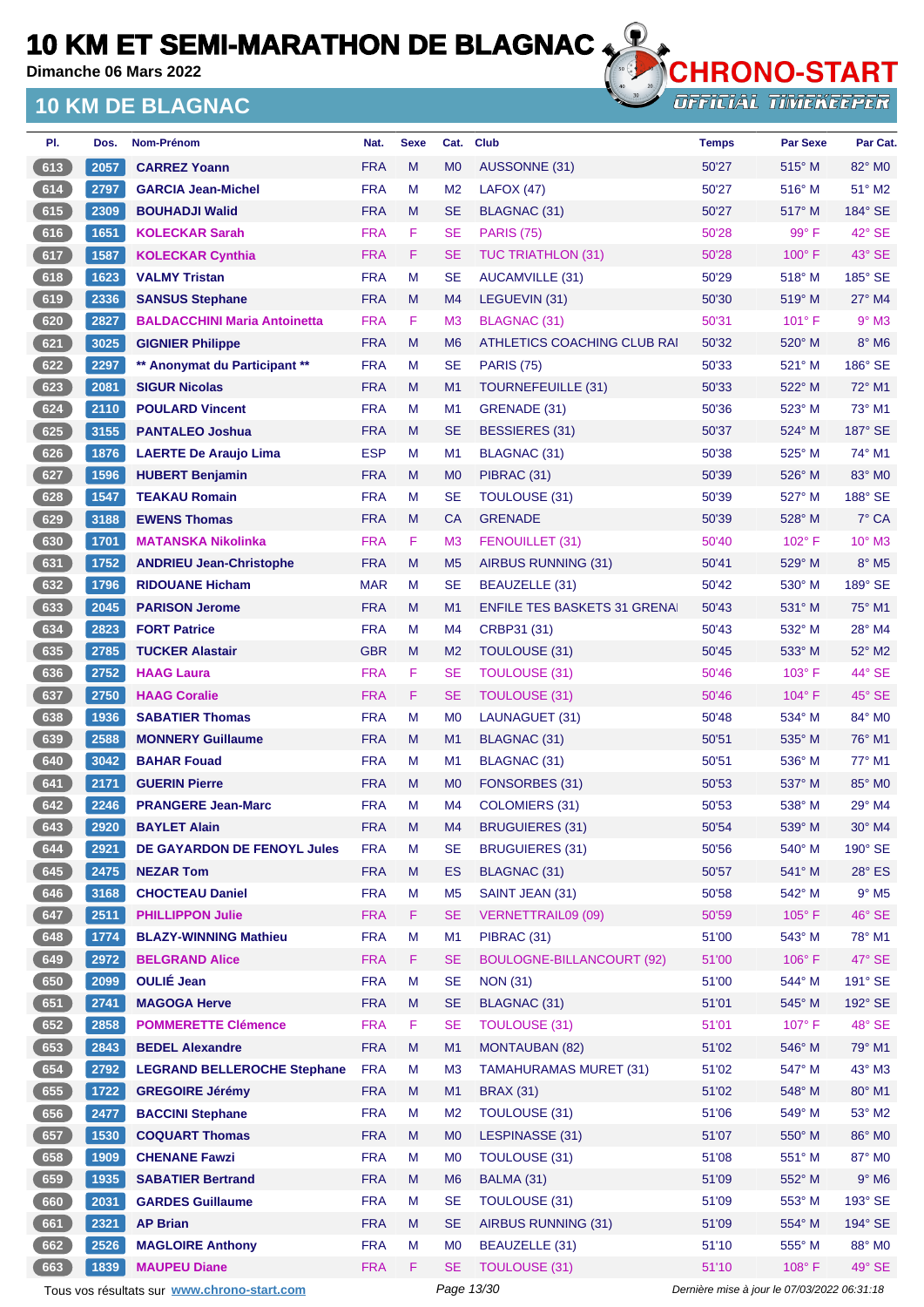# 10 KM ET SEMI-MARATHON DE BLAGNAC

**Dimanche 06 Mars 2022**

## 10 KM DE BLAGNAC

CHRONO-START
OFFICIAL TIMEKEEPER

| Pl. | Dos. | Nom-Prénom | Nat. | Sexe | Cat. | Club | Temps | Par Sexe | Par Cat. |
|---|---|---|---|---|---|---|---|---|---|
| 613 | 2057 | CARREZ Yoann | FRA | M | M0 | AUSSONNE (31) | 50'27 | 515° M | 82° M0 |
| 614 | 2797 | GARCIA Jean-Michel | FRA | M | M2 | LAFOX (47) | 50'27 | 516° M | 51° M2 |
| 615 | 2309 | BOUHADJI Walid | FRA | M | SE | BLAGNAC (31) | 50'27 | 517° M | 184° SE |
| 616 | 1651 | KOLECKAR Sarah | FRA | F | SE | PARIS (75) | 50'28 | 99° F | 42° SE |
| 617 | 1587 | KOLECKAR Cynthia | FRA | F | SE | TUC TRIATHLON (31) | 50'28 | 100° F | 43° SE |
| 618 | 1623 | VALMY Tristan | FRA | M | SE | AUCAMVILLE (31) | 50'29 | 518° M | 185° SE |
| 619 | 2336 | SANSUS Stephane | FRA | M | M4 | LEGUEVIN (31) | 50'30 | 519° M | 27° M4 |
| 620 | 2827 | BALDACCHINI Maria Antoinetta | FRA | F | M3 | BLAGNAC (31) | 50'31 | 101° F | 9° M3 |
| 621 | 3025 | GIGNIER Philippe | FRA | M | M6 | ATHLETICS COACHING CLUB RAI | 50'32 | 520° M | 8° M6 |
| 622 | 2297 | ** Anonymat du Participant ** | FRA | M | SE | PARIS (75) | 50'33 | 521° M | 186° SE |
| 623 | 2081 | SIGUR Nicolas | FRA | M | M1 | TOURNEFEUILLE (31) | 50'33 | 522° M | 72° M1 |
| 624 | 2110 | POULARD Vincent | FRA | M | M1 | GRENADE (31) | 50'36 | 523° M | 73° M1 |
| 625 | 3155 | PANTALEO Joshua | FRA | M | SE | BESSIERES (31) | 50'37 | 524° M | 187° SE |
| 626 | 1876 | LAERTE De Araujo Lima | ESP | M | M1 | BLAGNAC (31) | 50'38 | 525° M | 74° M1 |
| 627 | 1596 | HUBERT Benjamin | FRA | M | M0 | PIBRAC (31) | 50'39 | 526° M | 83° M0 |
| 628 | 1547 | TEAKAU Romain | FRA | M | SE | TOULOUSE (31) | 50'39 | 527° M | 188° SE |
| 629 | 3188 | EWENS Thomas | FRA | M | CA | GRENADE | 50'39 | 528° M | 7° CA |
| 630 | 1701 | MATANSKA Nikolinka | FRA | F | M3 | FENOUILLET (31) | 50'40 | 102° F | 10° M3 |
| 631 | 1752 | ANDRIEU Jean-Christophe | FRA | M | M5 | AIRBUS RUNNING (31) | 50'41 | 529° M | 8° M5 |
| 632 | 1796 | RIDOUANE Hicham | MAR | M | SE | BEAUZELLE (31) | 50'42 | 530° M | 189° SE |
| 633 | 2045 | PARISON Jerome | FRA | M | M1 | ENFILE TES BASKETS 31 GRENAI | 50'43 | 531° M | 75° M1 |
| 634 | 2823 | FORT Patrice | FRA | M | M4 | CRBP31 (31) | 50'43 | 532° M | 28° M4 |
| 635 | 2785 | TUCKER Alastair | GBR | M | M2 | TOULOUSE (31) | 50'45 | 533° M | 52° M2 |
| 636 | 2752 | HAAG Laura | FRA | F | SE | TOULOUSE (31) | 50'46 | 103° F | 44° SE |
| 637 | 2750 | HAAG Coralie | FRA | F | SE | TOULOUSE (31) | 50'46 | 104° F | 45° SE |
| 638 | 1936 | SABATIER Thomas | FRA | M | M0 | LAUNAGUET (31) | 50'48 | 534° M | 84° M0 |
| 639 | 2588 | MONNERY Guillaume | FRA | M | M1 | BLAGNAC (31) | 50'51 | 535° M | 76° M1 |
| 640 | 3042 | BAHAR Fouad | FRA | M | M1 | BLAGNAC (31) | 50'51 | 536° M | 77° M1 |
| 641 | 2171 | GUERIN Pierre | FRA | M | M0 | FONSORBES (31) | 50'53 | 537° M | 85° M0 |
| 642 | 2246 | PRANGERE Jean-Marc | FRA | M | M4 | COLOMIERS (31) | 50'53 | 538° M | 29° M4 |
| 643 | 2920 | BAYLET Alain | FRA | M | M4 | BRUGUIERES (31) | 50'54 | 539° M | 30° M4 |
| 644 | 2921 | DE GAYARDON DE FENOYL Jules | FRA | M | SE | BRUGUIERES (31) | 50'56 | 540° M | 190° SE |
| 645 | 2475 | NEZAR Tom | FRA | M | ES | BLAGNAC (31) | 50'57 | 541° M | 28° ES |
| 646 | 3168 | CHOCTEAU Daniel | FRA | M | M5 | SAINT JEAN (31) | 50'58 | 542° M | 9° M5 |
| 647 | 2511 | PHILLIPPON Julie | FRA | F | SE | VERNETTRAIL09 (09) | 50'59 | 105° F | 46° SE |
| 648 | 1774 | BLAZY-WINNING Mathieu | FRA | M | M1 | PIBRAC (31) | 51'00 | 543° M | 78° M1 |
| 649 | 2972 | BELGRAND Alice | FRA | F | SE | BOULOGNE-BILLANCOURT (92) | 51'00 | 106° F | 47° SE |
| 650 | 2099 | OULIÉ Jean | FRA | M | SE | NON (31) | 51'00 | 544° M | 191° SE |
| 651 | 2741 | MAGOGA Herve | FRA | M | SE | BLAGNAC (31) | 51'01 | 545° M | 192° SE |
| 652 | 2858 | POMMERETTE Clémence | FRA | F | SE | TOULOUSE (31) | 51'01 | 107° F | 48° SE |
| 653 | 2843 | BEDEL Alexandre | FRA | M | M1 | MONTAUBAN (82) | 51'02 | 546° M | 79° M1 |
| 654 | 2792 | LEGRAND BELLEROCHE Stephane | FRA | M | M3 | TAMAHURAMAS MURET (31) | 51'02 | 547° M | 43° M3 |
| 655 | 1722 | GREGOIRE Jérémy | FRA | M | M1 | BRAX (31) | 51'02 | 548° M | 80° M1 |
| 656 | 2477 | BACCINI Stephane | FRA | M | M2 | TOULOUSE (31) | 51'06 | 549° M | 53° M2 |
| 657 | 1530 | COQUART Thomas | FRA | M | M0 | LESPINASSE (31) | 51'07 | 550° M | 86° M0 |
| 658 | 1909 | CHENANE Fawzi | FRA | M | M0 | TOULOUSE (31) | 51'08 | 551° M | 87° M0 |
| 659 | 1935 | SABATIER Bertrand | FRA | M | M6 | BALMA (31) | 51'09 | 552° M | 9° M6 |
| 660 | 2031 | GARDES Guillaume | FRA | M | SE | TOULOUSE (31) | 51'09 | 553° M | 193° SE |
| 661 | 2321 | AP Brian | FRA | M | SE | AIRBUS RUNNING (31) | 51'09 | 554° M | 194° SE |
| 662 | 2526 | MAGLOIRE Anthony | FRA | M | M0 | BEAUZELLE (31) | 51'10 | 555° M | 88° M0 |
| 663 | 1839 | MAUPEU Diane | FRA | F | SE | TOULOUSE (31) | 51'10 | 108° F | 49° SE |

Tous vos résultats sur www.chrono-start.com

Dernière mise à jour le 07/03/2022 06:31:18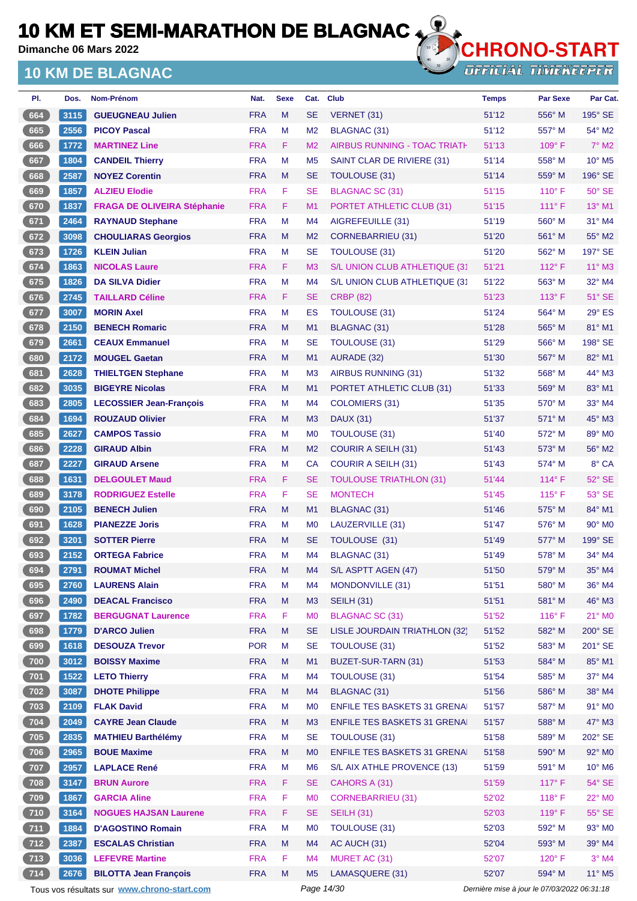# 10 KM ET SEMI-MARATHON DE BLAGNAC

Dimanche 06 Mars 2022

## 10 KM DE BLAGNAC

| Pl. | Dos. | Nom-Prénom | Nat. | Sexe | Cat. | Club | Temps | Par Sexe | Par Cat. |
|---|---|---|---|---|---|---|---|---|---|
| 664 | 3115 | GUEUGNEAU Julien | FRA | M | SE | VERNET (31) | 51'12 | 556° M | 195° SE |
| 665 | 2556 | PICOY Pascal | FRA | M | M2 | BLAGNAC (31) | 51'12 | 557° M | 54° M2 |
| 666 | 1772 | MARTINEZ Line | FRA | F | M2 | AIRBUS RUNNING - TOAC TRIATH | 51'13 | 109° F | 7° M2 |
| 667 | 1804 | CANDEIL Thierry | FRA | M | M5 | SAINT CLAR DE RIVIERE (31) | 51'14 | 558° M | 10° M5 |
| 668 | 2587 | NOYEZ Corentin | FRA | M | SE | TOULOUSE (31) | 51'14 | 559° M | 196° SE |
| 669 | 1857 | ALZIEU Elodie | FRA | F | SE | BLAGNAC SC (31) | 51'15 | 110° F | 50° SE |
| 670 | 1837 | FRAGA DE OLIVEIRA Stéphanie | FRA | F | M1 | PORTET ATHLETIC CLUB (31) | 51'15 | 111° F | 13° M1 |
| 671 | 2464 | RAYNAUD Stephane | FRA | M | M4 | AIGREFEUILLE (31) | 51'19 | 560° M | 31° M4 |
| 672 | 3098 | CHOULIARAS Georgios | FRA | M | M2 | CORNEBARRIEU (31) | 51'20 | 561° M | 55° M2 |
| 673 | 1726 | KLEIN Julian | FRA | M | SE | TOULOUSE (31) | 51'20 | 562° M | 197° SE |
| 674 | 1863 | NICOLAS Laure | FRA | F | M3 | S/L UNION CLUB ATHLETIQUE (31 | 51'21 | 112° F | 11° M3 |
| 675 | 1826 | DA SILVA Didier | FRA | M | M4 | S/L UNION CLUB ATHLETIQUE (31 | 51'22 | 563° M | 32° M4 |
| 676 | 2745 | TAILLARD Céline | FRA | F | SE | CRBP (82) | 51'23 | 113° F | 51° SE |
| 677 | 3007 | MORIN Axel | FRA | M | ES | TOULOUSE (31) | 51'24 | 564° M | 29° ES |
| 678 | 2150 | BENECH Romaric | FRA | M | M1 | BLAGNAC (31) | 51'28 | 565° M | 81° M1 |
| 679 | 2661 | CEAUX Emmanuel | FRA | M | SE | TOULOUSE (31) | 51'29 | 566° M | 198° SE |
| 680 | 2172 | MOUGEL Gaetan | FRA | M | M1 | AURADE (32) | 51'30 | 567° M | 82° M1 |
| 681 | 2628 | THIELTGEN Stephane | FRA | M | M3 | AIRBUS RUNNING (31) | 51'32 | 568° M | 44° M3 |
| 682 | 3035 | BIGEYRE Nicolas | FRA | M | M1 | PORTET ATHLETIC CLUB (31) | 51'33 | 569° M | 83° M1 |
| 683 | 2805 | LECOSSIER Jean-François | FRA | M | M4 | COLOMIERS (31) | 51'35 | 570° M | 33° M4 |
| 684 | 1694 | ROUZAUD Olivier | FRA | M | M3 | DAUX (31) | 51'37 | 571° M | 45° M3 |
| 685 | 2627 | CAMPOS Tassio | FRA | M | M0 | TOULOUSE (31) | 51'40 | 572° M | 89° M0 |
| 686 | 2228 | GIRAUD Albin | FRA | M | M2 | COURIR A SEILH (31) | 51'43 | 573° M | 56° M2 |
| 687 | 2227 | GIRAUD Arsene | FRA | M | CA | COURIR A SEILH (31) | 51'43 | 574° M | 8° CA |
| 688 | 1631 | DELGOULET Maud | FRA | F | SE | TOULOUSE TRIATHLON (31) | 51'44 | 114° F | 52° SE |
| 689 | 3178 | RODRIGUEZ Estelle | FRA | F | SE | MONTECH | 51'45 | 115° F | 53° SE |
| 690 | 2105 | BENECH Julien | FRA | M | M1 | BLAGNAC (31) | 51'46 | 575° M | 84° M1 |
| 691 | 1628 | PIANEZZE Joris | FRA | M | M0 | LAUZERVILLE (31) | 51'47 | 576° M | 90° M0 |
| 692 | 3201 | SOTTER Pierre | FRA | M | SE | TOULOUSE (31) | 51'49 | 577° M | 199° SE |
| 693 | 2152 | ORTEGA Fabrice | FRA | M | M4 | BLAGNAC (31) | 51'49 | 578° M | 34° M4 |
| 694 | 2791 | ROUMAT Michel | FRA | M | M4 | S/L ASPTT AGEN (47) | 51'50 | 579° M | 35° M4 |
| 695 | 2760 | LAURENS Alain | FRA | M | M4 | MONDONVILLE (31) | 51'51 | 580° M | 36° M4 |
| 696 | 2490 | DEACAL Francisco | FRA | M | M3 | SEILH (31) | 51'51 | 581° M | 46° M3 |
| 697 | 1782 | BERGUGNAT Laurence | FRA | F | M0 | BLAGNAC SC (31) | 51'52 | 116° F | 21° M0 |
| 698 | 1779 | D'ARCO Julien | FRA | M | SE | LISLE JOURDAIN TRIATHLON (32) | 51'52 | 582° M | 200° SE |
| 699 | 1618 | DESOUZA Trevor | POR | M | SE | TOULOUSE (31) | 51'52 | 583° M | 201° SE |
| 700 | 3012 | BOISSY Maxime | FRA | M | M1 | BUZET-SUR-TARN (31) | 51'53 | 584° M | 85° M1 |
| 701 | 1522 | LETO Thierry | FRA | M | M4 | TOULOUSE (31) | 51'54 | 585° M | 37° M4 |
| 702 | 3087 | DHOTE Philippe | FRA | M | M4 | BLAGNAC (31) | 51'56 | 586° M | 38° M4 |
| 703 | 2109 | FLAK David | FRA | M | M0 | ENFILE TES BASKETS 31 GRENA | 51'57 | 587° M | 91° M0 |
| 704 | 2049 | CAYRE Jean Claude | FRA | M | M3 | ENFILE TES BASKETS 31 GRENA | 51'57 | 588° M | 47° M3 |
| 705 | 2835 | MATHIEU Barthélémy | FRA | M | SE | TOULOUSE (31) | 51'58 | 589° M | 202° SE |
| 706 | 2965 | BOUE Maxime | FRA | M | M0 | ENFILE TES BASKETS 31 GRENA | 51'58 | 590° M | 92° M0 |
| 707 | 2957 | LAPLACE René | FRA | M | M6 | S/L AIX ATHLE PROVENCE (13) | 51'59 | 591° M | 10° M6 |
| 708 | 3147 | BRUN Aurore | FRA | F | SE | CAHORS A (31) | 51'59 | 117° F | 54° SE |
| 709 | 1867 | GARCIA Aline | FRA | F | M0 | CORNEBARRIEU (31) | 52'02 | 118° F | 22° M0 |
| 710 | 3164 | NOGUES HAJSAN Laurene | FRA | F | SE | SEILH (31) | 52'03 | 119° F | 55° SE |
| 711 | 1884 | D'AGOSTINO Romain | FRA | M | M0 | TOULOUSE (31) | 52'03 | 592° M | 93° M0 |
| 712 | 2387 | ESCALAS Christian | FRA | M | M4 | AC AUCH (31) | 52'04 | 593° M | 39° M4 |
| 713 | 3036 | LEFEVRE Martine | FRA | F | M4 | MURET AC (31) | 52'07 | 120° F | 3° M4 |
| 714 | 2676 | BILOTTA Jean François | FRA | M | M5 | LAMASQUERE (31) | 52'07 | 594° M | 11° M5 |

Tous vos résultats sur www.chrono-start.com

Dernière mise à jour le 07/03/2022 06:31:18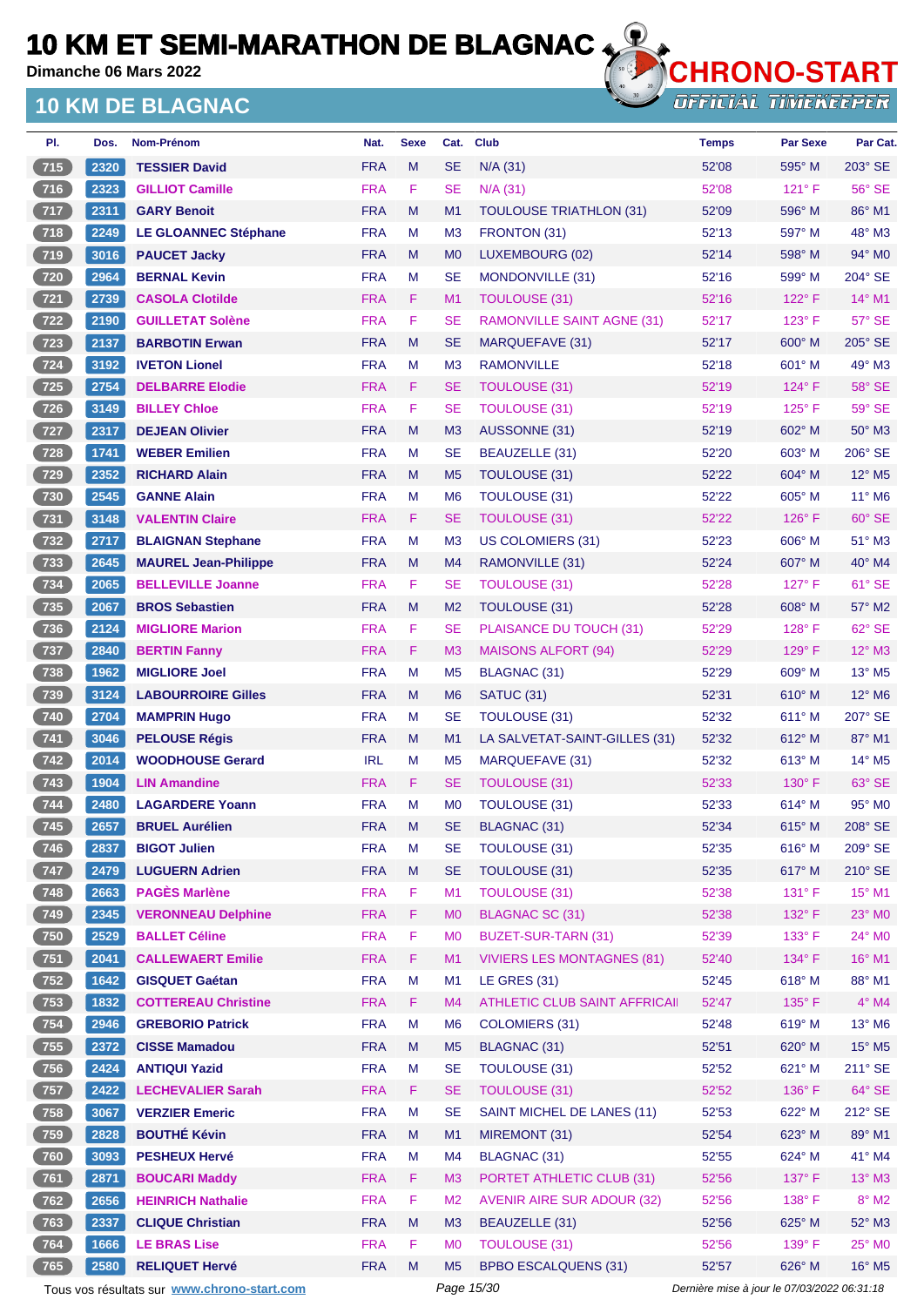# 10 KM ET SEMI-MARATHON DE BLAGNAC

**Dimanche 06 Mars 2022**

## 10 KM DE BLAGNAC

| Pl. | Dos. | Nom-Prénom | Nat. | Sexe | Cat. | Club | Temps | Par Sexe | Par Cat. |
|---|---|---|---|---|---|---|---|---|---|
| 715 | 2320 | **TESSIER David** | FRA | M | SE | N/A (31) | 52'08 | 595° M | 203° SE |
| 716 | 2323 | **GILLIOT Camille** | FRA | F | SE | N/A (31) | 52'08 | 121° F | 56° SE |
| 717 | 2311 | **GARY Benoit** | FRA | M | M1 | TOULOUSE TRIATHLON (31) | 52'09 | 596° M | 86° M1 |
| 718 | 2249 | **LE GLOANNEC Stéphane** | FRA | M | M3 | FRONTON (31) | 52'13 | 597° M | 48° M3 |
| 719 | 3016 | **PAUCET Jacky** | FRA | M | M0 | LUXEMBOURG (02) | 52'14 | 598° M | 94° M0 |
| 720 | 2964 | **BERNAL Kevin** | FRA | M | SE | MONDONVILLE (31) | 52'16 | 599° M | 204° SE |
| 721 | 2739 | **CASOLA Clotilde** | FRA | F | M1 | TOULOUSE (31) | 52'16 | 122° F | 14° M1 |
| 722 | 2190 | **GUILLETAT Solène** | FRA | F | SE | RAMONVILLE SAINT AGNE (31) | 52'17 | 123° F | 57° SE |
| 723 | 2137 | **BARBOTIN Erwan** | FRA | M | SE | MARQUEFAVE (31) | 52'17 | 600° M | 205° SE |
| 724 | 3192 | **IVETON Lionel** | FRA | M | M3 | RAMONVILLE | 52'18 | 601° M | 49° M3 |
| 725 | 2754 | **DELBARRE Elodie** | FRA | F | SE | TOULOUSE (31) | 52'19 | 124° F | 58° SE |
| 726 | 3149 | **BILLEY Chloe** | FRA | F | SE | TOULOUSE (31) | 52'19 | 125° F | 59° SE |
| 727 | 2317 | **DEJEAN Olivier** | FRA | M | M3 | AUSSONNE (31) | 52'19 | 602° M | 50° M3 |
| 728 | 1741 | **WEBER Emilien** | FRA | M | SE | BEAUZELLE (31) | 52'20 | 603° M | 206° SE |
| 729 | 2352 | **RICHARD Alain** | FRA | M | M5 | TOULOUSE (31) | 52'22 | 604° M | 12° M5 |
| 730 | 2545 | **GANNE Alain** | FRA | M | M6 | TOULOUSE (31) | 52'22 | 605° M | 11° M6 |
| 731 | 3148 | **VALENTIN Claire** | FRA | F | SE | TOULOUSE (31) | 52'22 | 126° F | 60° SE |
| 732 | 2717 | **BLAIGNAN Stephane** | FRA | M | M3 | US COLOMIERS (31) | 52'23 | 606° M | 51° M3 |
| 733 | 2645 | **MAUREL Jean-Philippe** | FRA | M | M4 | RAMONVILLE (31) | 52'24 | 607° M | 40° M4 |
| 734 | 2065 | **BELLEVILLE Joanne** | FRA | F | SE | TOULOUSE (31) | 52'28 | 127° F | 61° SE |
| 735 | 2067 | **BROS Sebastien** | FRA | M | M2 | TOULOUSE (31) | 52'28 | 608° M | 57° M2 |
| 736 | 2124 | **MIGLIORE Marion** | FRA | F | SE | PLAISANCE DU TOUCH (31) | 52'29 | 128° F | 62° SE |
| 737 | 2840 | **BERTIN Fanny** | FRA | F | M3 | MAISONS ALFORT (94) | 52'29 | 129° F | 12° M3 |
| 738 | 1962 | **MIGLIORE Joel** | FRA | M | M5 | BLAGNAC (31) | 52'29 | 609° M | 13° M5 |
| 739 | 3124 | **LABOURROIRE Gilles** | FRA | M | M6 | SATUC (31) | 52'31 | 610° M | 12° M6 |
| 740 | 2704 | **MAMPRIN Hugo** | FRA | M | SE | TOULOUSE (31) | 52'32 | 611° M | 207° SE |
| 741 | 3046 | **PELOUSE Régis** | FRA | M | M1 | LA SALVETAT-SAINT-GILLES (31) | 52'32 | 612° M | 87° M1 |
| 742 | 2014 | **WOODHOUSE Gerard** | IRL | M | M5 | MARQUEFAVE (31) | 52'32 | 613° M | 14° M5 |
| 743 | 1904 | **LIN Amandine** | FRA | F | SE | TOULOUSE (31) | 52'33 | 130° F | 63° SE |
| 744 | 2480 | **LAGARDERE Yoann** | FRA | M | M0 | TOULOUSE (31) | 52'33 | 614° M | 95° M0 |
| 745 | 2657 | **BRUEL Aurélien** | FRA | M | SE | BLAGNAC (31) | 52'34 | 615° M | 208° SE |
| 746 | 2837 | **BIGOT Julien** | FRA | M | SE | TOULOUSE (31) | 52'35 | 616° M | 209° SE |
| 747 | 2479 | **LUGUERN Adrien** | FRA | M | SE | TOULOUSE (31) | 52'35 | 617° M | 210° SE |
| 748 | 2663 | **PAGÈS Marlène** | FRA | F | M1 | TOULOUSE (31) | 52'38 | 131° F | 15° M1 |
| 749 | 2345 | **VERONNEAU Delphine** | FRA | F | M0 | BLAGNAC SC (31) | 52'38 | 132° F | 23° M0 |
| 750 | 2529 | **BALLET Céline** | FRA | F | M0 | BUZET-SUR-TARN (31) | 52'39 | 133° F | 24° M0 |
| 751 | 2041 | **CALLEWAERT Emilie** | FRA | F | M1 | VIVIERS LES MONTAGNES (81) | 52'40 | 134° F | 16° M1 |
| 752 | 1642 | **GISQUET Gaétan** | FRA | M | M1 | LE GRES (31) | 52'45 | 618° M | 88° M1 |
| 753 | 1832 | **COTTEREAU Christine** | FRA | F | M4 | ATHLETIC CLUB SAINT AFFRICAI | 52'47 | 135° F | 4° M4 |
| 754 | 2946 | **GREBORIO Patrick** | FRA | M | M6 | COLOMIERS (31) | 52'48 | 619° M | 13° M6 |
| 755 | 2372 | **CISSE Mamadou** | FRA | M | M5 | BLAGNAC (31) | 52'51 | 620° M | 15° M5 |
| 756 | 2424 | **ANTIQUI Yazid** | FRA | M | SE | TOULOUSE (31) | 52'52 | 621° M | 211° SE |
| 757 | 2422 | **LECHEVALIER Sarah** | FRA | F | SE | TOULOUSE (31) | 52'52 | 136° F | 64° SE |
| 758 | 3067 | **VERZIER Emeric** | FRA | M | SE | SAINT MICHEL DE LANES (11) | 52'53 | 622° M | 212° SE |
| 759 | 2828 | **BOUTHÉ Kévin** | FRA | M | M1 | MIREMONT (31) | 52'54 | 623° M | 89° M1 |
| 760 | 3093 | **PESHEUX Hervé** | FRA | M | M4 | BLAGNAC (31) | 52'55 | 624° M | 41° M4 |
| 761 | 2871 | **BOUCARI Maddy** | FRA | F | M3 | PORTET ATHLETIC CLUB (31) | 52'56 | 137° F | 13° M3 |
| 762 | 2656 | **HEINRICH Nathalie** | FRA | F | M2 | AVENIR AIRE SUR ADOUR (32) | 52'56 | 138° F | 8° M2 |
| 763 | 2337 | **CLIQUE Christian** | FRA | M | M3 | BEAUZELLE (31) | 52'56 | 625° M | 52° M3 |
| 764 | 1666 | **LE BRAS Lise** | FRA | F | M0 | TOULOUSE (31) | 52'56 | 139° F | 25° M0 |
| 765 | 2580 | **RELIQUET Hervé** | FRA | M | M5 | BPBO ESCALQUENS (31) | 52'57 | 626° M | 16° M5 |

Tous vos résultats sur www.chrono-start.com — Dernière mise à jour le 07/03/2022 06:31:18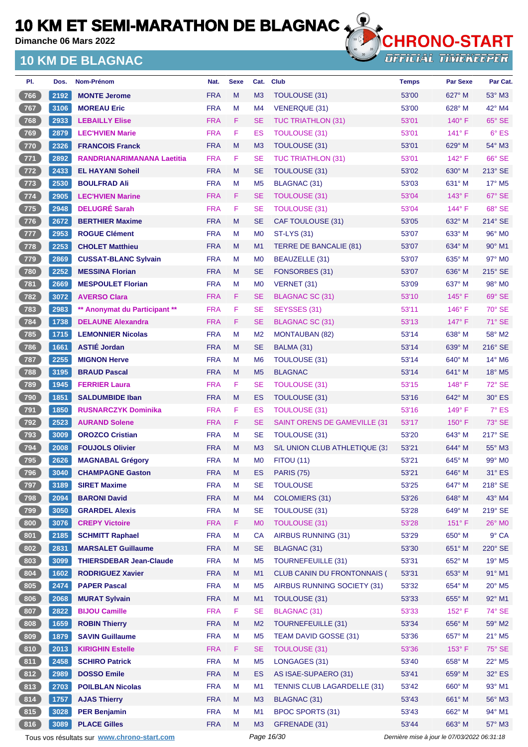# 10 KM ET SEMI-MARATHON DE BLAGNAC

**Dimanche 06 Mars 2022**

## 10 KM DE BLAGNAC

| Pl. | Dos. | Nom-Prénom | Nat. | Sexe | Cat. | Club | Temps | Par Sexe | Par Cat. |
|---|---|---|---|---|---|---|---|---|---|
| 766 | 2192 | MONTE Jerome | FRA | M | M3 | TOULOUSE (31) | 53'00 | 627° M | 53° M3 |
| 767 | 3106 | MOREAU Eric | FRA | M | M4 | VENERQUE (31) | 53'00 | 628° M | 42° M4 |
| 768 | 2933 | LEBAILLY Elise | FRA | F | SE | TUC TRIATHLON (31) | 53'01 | 140° F | 65° SE |
| 769 | 2879 | LEC'HVIEN Marie | FRA | F | ES | TOULOUSE (31) | 53'01 | 141° F | 6° ES |
| 770 | 2326 | FRANCOIS Franck | FRA | M | M3 | TOULOUSE (31) | 53'01 | 629° M | 54° M3 |
| 771 | 2892 | RANDRIANARIMANANA Laetitia | FRA | F | SE | TUC TRIATHLON (31) | 53'01 | 142° F | 66° SE |
| 772 | 2433 | EL HAYANI Soheil | FRA | M | SE | TOULOUSE (31) | 53'02 | 630° M | 213° SE |
| 773 | 2530 | BOULFRAD Ali | FRA | M | M5 | BLAGNAC (31) | 53'03 | 631° M | 17° M5 |
| 774 | 2905 | LEC'HVIEN Marine | FRA | F | SE | TOULOUSE (31) | 53'04 | 143° F | 67° SE |
| 775 | 2948 | DELUGRÉ Sarah | FRA | F | SE | TOULOUSE (31) | 53'04 | 144° F | 68° SE |
| 776 | 2672 | BERTHIER Maxime | FRA | M | SE | CAF TOULOUSE (31) | 53'05 | 632° M | 214° SE |
| 777 | 2953 | ROGUE Clément | FRA | M | M0 | ST-LYS (31) | 53'07 | 633° M | 96° M0 |
| 778 | 2253 | CHOLET Matthieu | FRA | M | M1 | TERRE DE BANCALIE (81) | 53'07 | 634° M | 90° M1 |
| 779 | 2869 | CUSSAT-BLANC Sylvain | FRA | M | M0 | BEAUZELLE (31) | 53'07 | 635° M | 97° M0 |
| 780 | 2252 | MESSINA Florian | FRA | M | SE | FONSORBES (31) | 53'07 | 636° M | 215° SE |
| 781 | 2669 | MESPOULET Florian | FRA | M | M0 | VERNET (31) | 53'09 | 637° M | 98° M0 |
| 782 | 3072 | AVERSO Clara | FRA | F | SE | BLAGNAC SC (31) | 53'10 | 145° F | 69° SE |
| 783 | 2983 | ** Anonymat du Participant ** | FRA | F | SE | SEYSSES (31) | 53'11 | 146° F | 70° SE |
| 784 | 1738 | DELAUNE Alexandra | FRA | F | SE | BLAGNAC SC (31) | 53'13 | 147° F | 71° SE |
| 785 | 1715 | LEMONNIER Nicolas | FRA | M | M2 | MONTAUBAN (82) | 53'14 | 638° M | 58° M2 |
| 786 | 1661 | ASTIÉ Jordan | FRA | M | SE | BALMA (31) | 53'14 | 639° M | 216° SE |
| 787 | 2255 | MIGNON Herve | FRA | M | M6 | TOULOUSE (31) | 53'14 | 640° M | 14° M6 |
| 788 | 3195 | BRAUD Pascal | FRA | M | M5 | BLAGNAC | 53'14 | 641° M | 18° M5 |
| 789 | 1945 | FERRIER Laura | FRA | F | SE | TOULOUSE (31) | 53'15 | 148° F | 72° SE |
| 790 | 1851 | SALDUMBIDE Iban | FRA | M | ES | TOULOUSE (31) | 53'16 | 642° M | 30° ES |
| 791 | 1850 | RUSNARCZYK Dominika | FRA | F | ES | TOULOUSE (31) | 53'16 | 149° F | 7° ES |
| 792 | 2523 | AURAND Solene | FRA | F | SE | SAINT ORENS DE GAMEVILLE (31 | 53'17 | 150° F | 73° SE |
| 793 | 3009 | OROZCO Cristian | FRA | M | SE | TOULOUSE (31) | 53'20 | 643° M | 217° SE |
| 794 | 2008 | FOUJOLS Olivier | FRA | M | M3 | S/L UNION CLUB ATHLETIQUE (31 | 53'21 | 644° M | 55° M3 |
| 795 | 2626 | MAGNABAL Grégory | FRA | M | M0 | FITOU (11) | 53'21 | 645° M | 99° M0 |
| 796 | 3040 | CHAMPAGNE Gaston | FRA | M | ES | PARIS (75) | 53'21 | 646° M | 31° ES |
| 797 | 3189 | SIRET Maxime | FRA | M | SE | TOULOUSE | 53'25 | 647° M | 218° SE |
| 798 | 2094 | BARONI David | FRA | M | M4 | COLOMIERS (31) | 53'26 | 648° M | 43° M4 |
| 799 | 3050 | GRARDEL Alexis | FRA | M | SE | TOULOUSE (31) | 53'28 | 649° M | 219° SE |
| 800 | 3076 | CREPY Victoire | FRA | F | M0 | TOULOUSE (31) | 53'28 | 151° F | 26° M0 |
| 801 | 2185 | SCHMITT Raphael | FRA | M | CA | AIRBUS RUNNING (31) | 53'29 | 650° M | 9° CA |
| 802 | 2831 | MARSALET Guillaume | FRA | M | SE | BLAGNAC (31) | 53'30 | 651° M | 220° SE |
| 803 | 3099 | THIERSDEBAR Jean-Claude | FRA | M | M5 | TOURNEFEUILLE (31) | 53'31 | 652° M | 19° M5 |
| 804 | 1602 | RODRIGUEZ Xavier | FRA | M | M1 | CLUB CANIN DU FRONTONNAIS ( | 53'31 | 653° M | 91° M1 |
| 805 | 2474 | PAPER Pascal | FRA | M | M5 | AIRBUS RUNNING SOCIETY (31) | 53'32 | 654° M | 20° M5 |
| 806 | 2068 | MURAT Sylvain | FRA | M | M1 | TOULOUSE (31) | 53'33 | 655° M | 92° M1 |
| 807 | 2822 | BIJOU Camille | FRA | F | SE | BLAGNAC (31) | 53'33 | 152° F | 74° SE |
| 808 | 1659 | ROBIN Thierry | FRA | M | M2 | TOURNEFEUILLE (31) | 53'34 | 656° M | 59° M2 |
| 809 | 1879 | SAVIN Guillaume | FRA | M | M5 | TEAM DAVID GOSSE (31) | 53'36 | 657° M | 21° M5 |
| 810 | 2013 | KIRIGHIN Estelle | FRA | F | SE | TOULOUSE (31) | 53'36 | 153° F | 75° SE |
| 811 | 2458 | SCHIRO Patrick | FRA | M | M5 | LONGAGES (31) | 53'40 | 658° M | 22° M5 |
| 812 | 2989 | DOSSO Emile | FRA | M | ES | AS ISAE-SUPAERO (31) | 53'41 | 659° M | 32° ES |
| 813 | 2703 | POILBLAN Nicolas | FRA | M | M1 | TENNIS CLUB LAGARDELLE (31) | 53'42 | 660° M | 93° M1 |
| 814 | 1757 | AJAS Thierry | FRA | M | M3 | BLAGNAC (31) | 53'43 | 661° M | 56° M3 |
| 815 | 3028 | PER Benjamin | FRA | M | M1 | BPOC SPORTS (31) | 53'43 | 662° M | 94° M1 |
| 816 | 3089 | PLACE Gilles | FRA | M | M3 | GFRENADE (31) | 53'44 | 663° M | 57° M3 |

Tous vos résultats sur www.chrono-start.com

Dernière mise à jour le 07/03/2022 06:31:18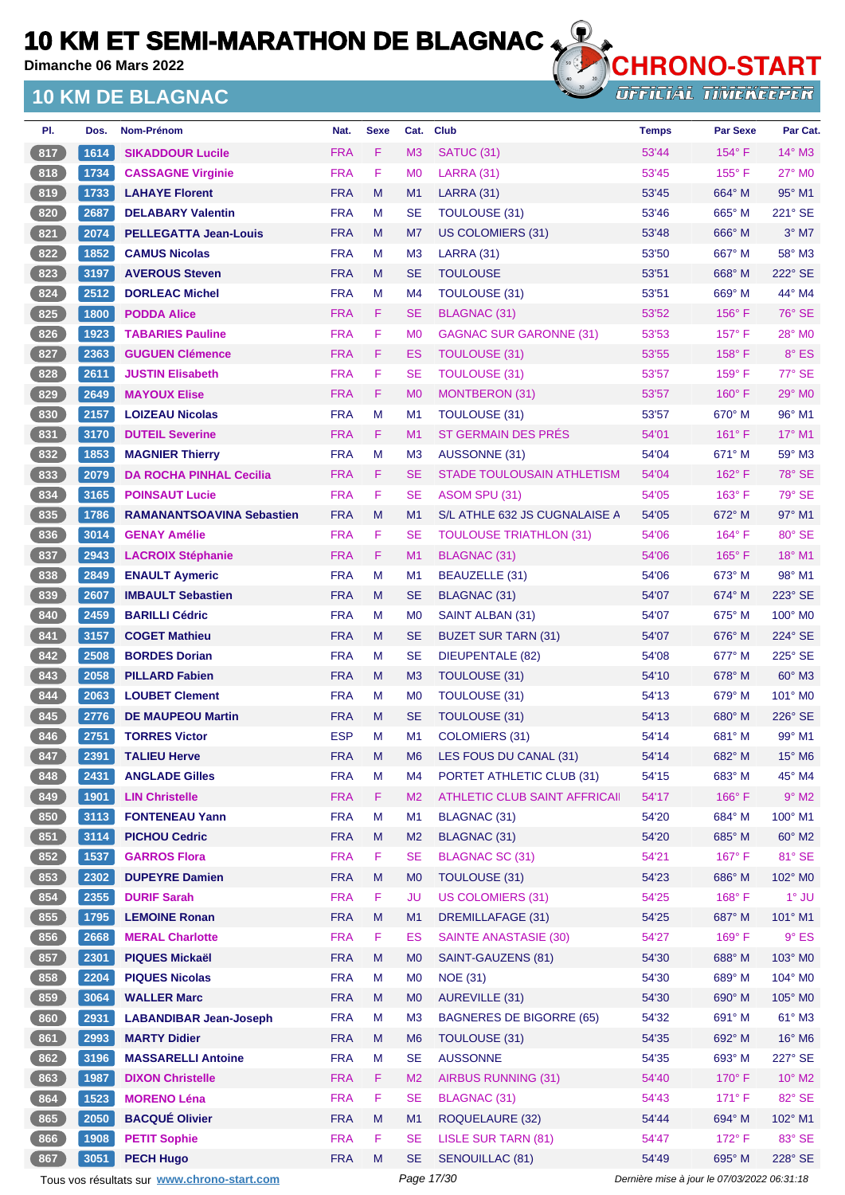# 10 KM ET SEMI-MARATHON DE BLAGNAC

Dimanche 06 Mars 2022

## 10 KM DE BLAGNAC

| Pl. | Dos. | Nom-Prénom | Nat. | Sexe | Cat. | Club | Temps | Par Sexe | Par Cat. |
|---|---|---|---|---|---|---|---|---|---|
| 817 | 1614 | SIKADDOUR Lucile | FRA | F | M3 | SATUC (31) | 53'44 | 154° F | 14° M3 |
| 818 | 1734 | CASSAGNE Virginie | FRA | F | M0 | LARRA (31) | 53'45 | 155° F | 27° M0 |
| 819 | 1733 | LAHAYE Florent | FRA | M | M1 | LARRA (31) | 53'45 | 664° M | 95° M1 |
| 820 | 2687 | DELABARY Valentin | FRA | M | SE | TOULOUSE (31) | 53'46 | 665° M | 221° SE |
| 821 | 2074 | PELLEGATTA Jean-Louis | FRA | M | M7 | US COLOMIERS (31) | 53'48 | 666° M | 3° M7 |
| 822 | 1852 | CAMUS Nicolas | FRA | M | M3 | LARRA (31) | 53'50 | 667° M | 58° M3 |
| 823 | 3197 | AVEROUS Steven | FRA | M | SE | TOULOUSE | 53'51 | 668° M | 222° SE |
| 824 | 2512 | DORLEAC Michel | FRA | M | M4 | TOULOUSE (31) | 53'51 | 669° M | 44° M4 |
| 825 | 1800 | PODDA Alice | FRA | F | SE | BLAGNAC (31) | 53'52 | 156° F | 76° SE |
| 826 | 1923 | TABARIES Pauline | FRA | F | M0 | GAGNAC SUR GARONNE (31) | 53'53 | 157° F | 28° M0 |
| 827 | 2363 | GUGUEN Clémence | FRA | F | ES | TOULOUSE (31) | 53'55 | 158° F | 8° ES |
| 828 | 2611 | JUSTIN Elisabeth | FRA | F | SE | TOULOUSE (31) | 53'57 | 159° F | 77° SE |
| 829 | 2649 | MAYOUX Elise | FRA | F | M0 | MONTBERON (31) | 53'57 | 160° F | 29° M0 |
| 830 | 2157 | LOIZEAU Nicolas | FRA | M | M1 | TOULOUSE (31) | 53'57 | 670° M | 96° M1 |
| 831 | 3170 | DUTEIL Severine | FRA | F | M1 | ST GERMAIN DES PRÉS | 54'01 | 161° F | 17° M1 |
| 832 | 1853 | MAGNIER Thierry | FRA | M | M3 | AUSSONNE (31) | 54'04 | 671° M | 59° M3 |
| 833 | 2079 | DA ROCHA PINHAL Cecilia | FRA | F | SE | STADE TOULOUSAIN ATHLETISM | 54'04 | 162° F | 78° SE |
| 834 | 3165 | POINSAUT Lucie | FRA | F | SE | ASOM SPU (31) | 54'05 | 163° F | 79° SE |
| 835 | 1786 | RAMANANTSOAVINA Sebastien | FRA | M | M1 | S/L ATHLE 632 JS CUGNALAISE A | 54'05 | 672° M | 97° M1 |
| 836 | 3014 | GENAY Amélie | FRA | F | SE | TOULOUSE TRIATHLON (31) | 54'06 | 164° F | 80° SE |
| 837 | 2943 | LACROIX Stéphanie | FRA | F | M1 | BLAGNAC (31) | 54'06 | 165° F | 18° M1 |
| 838 | 2849 | ENAULT Aymeric | FRA | M | M1 | BEAUZELLE (31) | 54'06 | 673° M | 98° M1 |
| 839 | 2607 | IMBAULT Sebastien | FRA | M | SE | BLAGNAC (31) | 54'07 | 674° M | 223° SE |
| 840 | 2459 | BARILLI Cédric | FRA | M | M0 | SAINT ALBAN (31) | 54'07 | 675° M | 100° M0 |
| 841 | 3157 | COGET Mathieu | FRA | M | SE | BUZET SUR TARN (31) | 54'07 | 676° M | 224° SE |
| 842 | 2508 | BORDES Dorian | FRA | M | SE | DIEUPENTALE (82) | 54'08 | 677° M | 225° SE |
| 843 | 2058 | PILLARD Fabien | FRA | M | M3 | TOULOUSE (31) | 54'10 | 678° M | 60° M3 |
| 844 | 2063 | LOUBET Clement | FRA | M | M0 | TOULOUSE (31) | 54'13 | 679° M | 101° M0 |
| 845 | 2776 | DE MAUPEOU Martin | FRA | M | SE | TOULOUSE (31) | 54'13 | 680° M | 226° SE |
| 846 | 2751 | TORRES Victor | ESP | M | M1 | COLOMIERS (31) | 54'14 | 681° M | 99° M1 |
| 847 | 2391 | TALIEU Herve | FRA | M | M6 | LES FOUS DU CANAL (31) | 54'14 | 682° M | 15° M6 |
| 848 | 2431 | ANGLADE Gilles | FRA | M | M4 | PORTET ATHLETIC CLUB (31) | 54'15 | 683° M | 45° M4 |
| 849 | 1901 | LIN Christelle | FRA | F | M2 | ATHLETIC CLUB SAINT AFFRICAII | 54'17 | 166° F | 9° M2 |
| 850 | 3113 | FONTENEAU Yann | FRA | M | M1 | BLAGNAC (31) | 54'20 | 684° M | 100° M1 |
| 851 | 3114 | PICHOU Cedric | FRA | M | M2 | BLAGNAC (31) | 54'20 | 685° M | 60° M2 |
| 852 | 1537 | GARROS Flora | FRA | F | SE | BLAGNAC SC (31) | 54'21 | 167° F | 81° SE |
| 853 | 2302 | DUPEYRE Damien | FRA | M | M0 | TOULOUSE (31) | 54'23 | 686° M | 102° M0 |
| 854 | 2355 | DURIF Sarah | FRA | F | JU | US COLOMIERS (31) | 54'25 | 168° F | 1° JU |
| 855 | 1795 | LEMOINE Ronan | FRA | M | M1 | DREMILLAFAGE (31) | 54'25 | 687° M | 101° M1 |
| 856 | 2668 | MERAL Charlotte | FRA | F | ES | SAINTE ANASTASIE (30) | 54'27 | 169° F | 9° ES |
| 857 | 2301 | PIQUES Mickaël | FRA | M | M0 | SAINT-GAUZENS (81) | 54'30 | 688° M | 103° M0 |
| 858 | 2204 | PIQUES Nicolas | FRA | M | M0 | NOE (31) | 54'30 | 689° M | 104° M0 |
| 859 | 3064 | WALLER Marc | FRA | M | M0 | AUREVILLE (31) | 54'30 | 690° M | 105° M0 |
| 860 | 2931 | LABANDIBAR Jean-Joseph | FRA | M | M3 | BAGNERES DE BIGORRE (65) | 54'32 | 691° M | 61° M3 |
| 861 | 2993 | MARTY Didier | FRA | M | M6 | TOULOUSE (31) | 54'35 | 692° M | 16° M6 |
| 862 | 3196 | MASSARELLI Antoine | FRA | M | SE | AUSSONNE | 54'35 | 693° M | 227° SE |
| 863 | 1987 | DIXON Christelle | FRA | F | M2 | AIRBUS RUNNING (31) | 54'40 | 170° F | 10° M2 |
| 864 | 1523 | MORENO Léna | FRA | F | SE | BLAGNAC (31) | 54'43 | 171° F | 82° SE |
| 865 | 2050 | BACQUÉ Olivier | FRA | M | M1 | ROQUELAURE (32) | 54'44 | 694° M | 102° M1 |
| 866 | 1908 | PETIT Sophie | FRA | F | SE | LISLE SUR TARN (81) | 54'47 | 172° F | 83° SE |
| 867 | 3051 | PECH Hugo | FRA | M | SE | SENOUILLAC (81) | 54'49 | 695° M | 228° SE |

Tous vos résultats sur www.chrono-start.com — Dernière mise à jour le 07/03/2022 06:31:18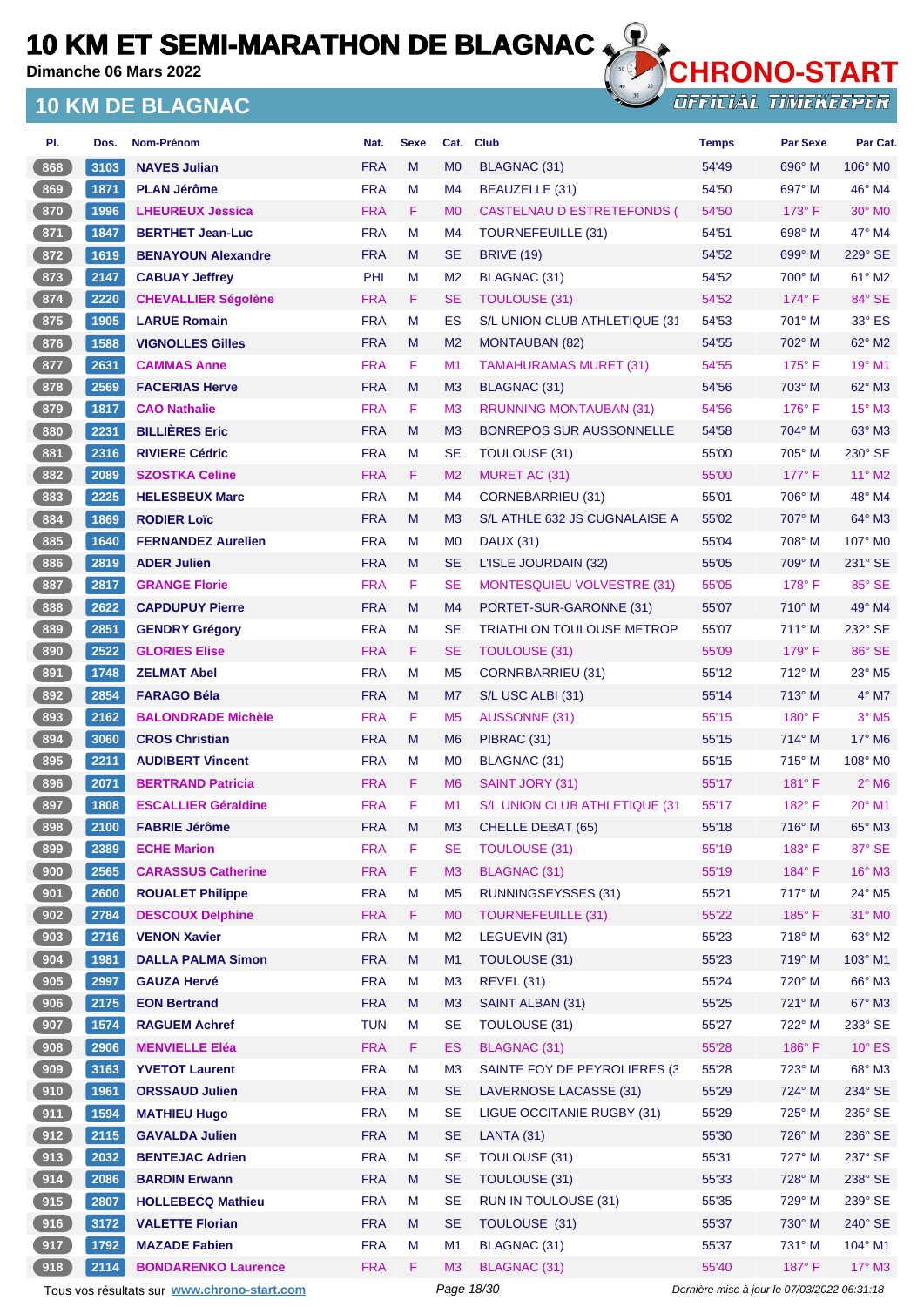# 10 KM ET SEMI-MARATHON DE BLAGNAC

**Dimanche 06 Mars 2022**

## 10 KM DE BLAGNAC

CHRONO-START OFFICIAL TIMEKEEPER

| Pl. | Dos. | Nom-Prénom | Nat. | Sexe | Cat. | Club | Temps | Par Sexe | Par Cat. |
|---|---|---|---|---|---|---|---|---|---|
| 868 | 3103 | NAVES Julian | FRA | M | M0 | BLAGNAC (31) | 54'49 | 696° M | 106° M0 |
| 869 | 1871 | PLAN Jérôme | FRA | M | M4 | BEAUZELLE (31) | 54'50 | 697° M | 46° M4 |
| 870 | 1996 | LHEUREUX Jessica | FRA | F | M0 | CASTELNAU D ESTRETEFONDS ( | 54'50 | 173° F | 30° M0 |
| 871 | 1847 | BERTHET Jean-Luc | FRA | M | M4 | TOURNEFEUILLE (31) | 54'51 | 698° M | 47° M4 |
| 872 | 1619 | BENAYOUN Alexandre | FRA | M | SE | BRIVE (19) | 54'52 | 699° M | 229° SE |
| 873 | 2147 | CABUAY Jeffrey | PHI | M | M2 | BLAGNAC (31) | 54'52 | 700° M | 61° M2 |
| 874 | 2220 | CHEVALLIER Ségolène | FRA | F | SE | TOULOUSE (31) | 54'52 | 174° F | 84° SE |
| 875 | 1905 | LARUE Romain | FRA | M | ES | S/L UNION CLUB ATHLETIQUE (31 | 54'53 | 701° M | 33° ES |
| 876 | 1588 | VIGNOLLES Gilles | FRA | M | M2 | MONTAUBAN (82) | 54'55 | 702° M | 62° M2 |
| 877 | 2631 | CAMMAS Anne | FRA | F | M1 | TAMAHURAMAS MURET (31) | 54'55 | 175° F | 19° M1 |
| 878 | 2569 | FACERIAS Herve | FRA | M | M3 | BLAGNAC (31) | 54'56 | 703° M | 62° M3 |
| 879 | 1817 | CAO Nathalie | FRA | F | M3 | RRUNNING MONTAUBAN (31) | 54'56 | 176° F | 15° M3 |
| 880 | 2231 | BILLIÈRES Eric | FRA | M | M3 | BONREPOS SUR AUSSONNELLE | 54'58 | 704° M | 63° M3 |
| 881 | 2316 | RIVIERE Cédric | FRA | M | SE | TOULOUSE (31) | 55'00 | 705° M | 230° SE |
| 882 | 2089 | SZOSTKA Celine | FRA | F | M2 | MURET AC (31) | 55'00 | 177° F | 11° M2 |
| 883 | 2225 | HELESBEUX Marc | FRA | M | M4 | CORNEBARRIEU (31) | 55'01 | 706° M | 48° M4 |
| 884 | 1869 | RODIER Loïc | FRA | M | M3 | S/L ATHLE 632 JS CUGNALAISE A | 55'02 | 707° M | 64° M3 |
| 885 | 1640 | FERNANDEZ Aurelien | FRA | M | M0 | DAUX (31) | 55'04 | 708° M | 107° M0 |
| 886 | 2819 | ADER Julien | FRA | M | SE | L'ISLE JOURDAIN (32) | 55'05 | 709° M | 231° SE |
| 887 | 2817 | GRANGE Florie | FRA | F | SE | MONTESQUIEU VOLVESTRE (31) | 55'05 | 178° F | 85° SE |
| 888 | 2622 | CAPDUPUY Pierre | FRA | M | M4 | PORTET-SUR-GARONNE (31) | 55'07 | 710° M | 49° M4 |
| 889 | 2851 | GENDRY Grégory | FRA | M | SE | TRIATHLON TOULOUSE METROP | 55'07 | 711° M | 232° SE |
| 890 | 2522 | GLORIES Elise | FRA | F | SE | TOULOUSE (31) | 55'09 | 179° F | 86° SE |
| 891 | 1748 | ZELMAT Abel | FRA | M | M5 | CORNRBARRIEU (31) | 55'12 | 712° M | 23° M5 |
| 892 | 2854 | FARAGO Béla | FRA | M | M7 | S/L USC ALBI (31) | 55'14 | 713° M | 4° M7 |
| 893 | 2162 | BALONDRADE Michèle | FRA | F | M5 | AUSSONNE (31) | 55'15 | 180° F | 3° M5 |
| 894 | 3060 | CROS Christian | FRA | M | M6 | PIBRAC (31) | 55'15 | 714° M | 17° M6 |
| 895 | 2211 | AUDIBERT Vincent | FRA | M | M0 | BLAGNAC (31) | 55'15 | 715° M | 108° M0 |
| 896 | 2071 | BERTRAND Patricia | FRA | F | M6 | SAINT JORY (31) | 55'17 | 181° F | 2° M6 |
| 897 | 1808 | ESCALLIER Géraldine | FRA | F | M1 | S/L UNION CLUB ATHLETIQUE (31 | 55'17 | 182° F | 20° M1 |
| 898 | 2100 | FABRIE Jérôme | FRA | M | M3 | CHELLE DEBAT (65) | 55'18 | 716° M | 65° M3 |
| 899 | 2389 | ECHE Marion | FRA | F | SE | TOULOUSE (31) | 55'19 | 183° F | 87° SE |
| 900 | 2565 | CARASSUS Catherine | FRA | F | M3 | BLAGNAC (31) | 55'19 | 184° F | 16° M3 |
| 901 | 2600 | ROUALET Philippe | FRA | M | M5 | RUNNINGSEYSSES (31) | 55'21 | 717° M | 24° M5 |
| 902 | 2784 | DESCOUX Delphine | FRA | F | M0 | TOURNEFEUILLE (31) | 55'22 | 185° F | 31° M0 |
| 903 | 2716 | VENON Xavier | FRA | M | M2 | LEGUEVIN (31) | 55'23 | 718° M | 63° M2 |
| 904 | 1981 | DALLA PALMA Simon | FRA | M | M1 | TOULOUSE (31) | 55'23 | 719° M | 103° M1 |
| 905 | 2997 | GAUZA Hervé | FRA | M | M3 | REVEL (31) | 55'24 | 720° M | 66° M3 |
| 906 | 2175 | EON Bertrand | FRA | M | M3 | SAINT ALBAN (31) | 55'25 | 721° M | 67° M3 |
| 907 | 1574 | RAGUEM Achref | TUN | M | SE | TOULOUSE (31) | 55'27 | 722° M | 233° SE |
| 908 | 2906 | MENVIELLE Eléa | FRA | F | ES | BLAGNAC (31) | 55'28 | 186° F | 10° ES |
| 909 | 3163 | YVETOT Laurent | FRA | M | M3 | SAINTE FOY DE PEYROLIERES (3 | 55'28 | 723° M | 68° M3 |
| 910 | 1961 | ORSSAUD Julien | FRA | M | SE | LAVERNOSE LACASSE (31) | 55'29 | 724° M | 234° SE |
| 911 | 1594 | MATHIEU Hugo | FRA | M | SE | LIGUE OCCITANIE RUGBY (31) | 55'29 | 725° M | 235° SE |
| 912 | 2115 | GAVALDA Julien | FRA | M | SE | LANTA (31) | 55'30 | 726° M | 236° SE |
| 913 | 2032 | BENTEJAC Adrien | FRA | M | SE | TOULOUSE (31) | 55'31 | 727° M | 237° SE |
| 914 | 2086 | BARDIN Erwann | FRA | M | SE | TOULOUSE (31) | 55'33 | 728° M | 238° SE |
| 915 | 2807 | HOLLEBECQ Mathieu | FRA | M | SE | RUN IN TOULOUSE (31) | 55'35 | 729° M | 239° SE |
| 916 | 3172 | VALETTE Florian | FRA | M | SE | TOULOUSE (31) | 55'37 | 730° M | 240° SE |
| 917 | 1792 | MAZADE Fabien | FRA | M | M1 | BLAGNAC (31) | 55'37 | 731° M | 104° M1 |
| 918 | 2114 | BONDARENKO Laurence | FRA | F | M3 | BLAGNAC (31) | 55'40 | 187° F | 17° M3 |

Tous vos résultats sur www.chrono-start.com

*Dernière mise à jour le 07/03/2022 06:31:18*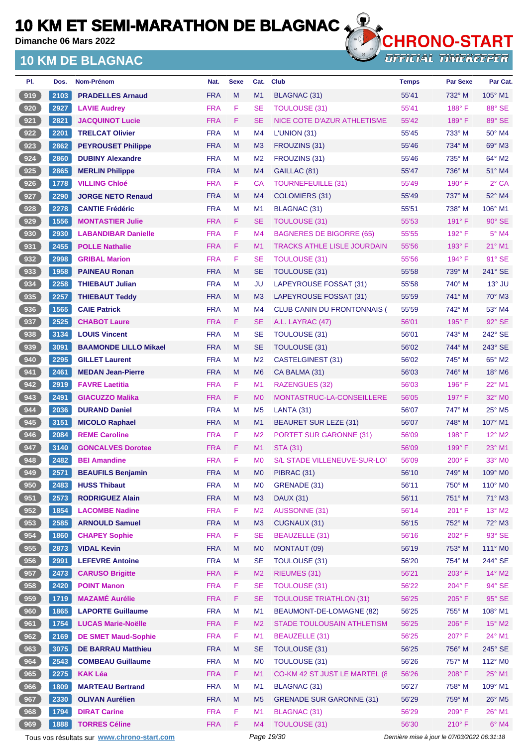# 10 KM ET SEMI-MARATHON DE BLAGNAC

Dimanche 06 Mars 2022

## 10 KM DE BLAGNAC

| Pl. | Dos. | Nom-Prénom | Nat. | Sexe | Cat. | Club | Temps | Par Sexe | Par Cat. |
|---|---|---|---|---|---|---|---|---|---|
| 919 | 2103 | PRADELLES Arnaud | FRA | M | M1 | BLAGNAC (31) | 55'41 | 732° M | 105° M1 |
| 920 | 2927 | LAVIE Audrey | FRA | F | SE | TOULOUSE (31) | 55'41 | 188° F | 88° SE |
| 921 | 2821 | JACQUINOT Lucie | FRA | F | SE | NICE COTE D'AZUR ATHLETISME | 55'42 | 189° F | 89° SE |
| 922 | 2201 | TRELCAT Olivier | FRA | M | M4 | L'UNION (31) | 55'45 | 733° M | 50° M4 |
| 923 | 2862 | PEYROUSET Philippe | FRA | M | M3 | FROUZINS (31) | 55'46 | 734° M | 69° M3 |
| 924 | 2860 | DUBINY Alexandre | FRA | M | M2 | FROUZINS (31) | 55'46 | 735° M | 64° M2 |
| 925 | 2865 | MERLIN Philippe | FRA | M | M4 | GAILLAC (81) | 55'47 | 736° M | 51° M4 |
| 926 | 1778 | VILLING Chloé | FRA | F | CA | TOURNEFEUILLE (31) | 55'49 | 190° F | 2° CA |
| 927 | 2290 | JORGE NETO Renaud | FRA | M | M4 | COLOMIERS (31) | 55'49 | 737° M | 52° M4 |
| 928 | 2278 | CANTIE Frédéric | FRA | M | M1 | BLAGNAC (31) | 55'51 | 738° M | 106° M1 |
| 929 | 1556 | MONTASTIER Julie | FRA | F | SE | TOULOUSE (31) | 55'53 | 191° F | 90° SE |
| 930 | 2930 | LABANDIBAR Danielle | FRA | F | M4 | BAGNERES DE BIGORRE (65) | 55'55 | 192° F | 5° M4 |
| 931 | 2455 | POLLE Nathalie | FRA | F | M1 | TRACKS ATHLE LISLE JOURDAIN | 55'56 | 193° F | 21° M1 |
| 932 | 2998 | GRIBAL Marion | FRA | F | SE | TOULOUSE (31) | 55'56 | 194° F | 91° SE |
| 933 | 1958 | PAINEAU Ronan | FRA | M | SE | TOULOUSE (31) | 55'58 | 739° M | 241° SE |
| 934 | 2258 | THIEBAUT Julian | FRA | M | JU | LAPEYROUSE FOSSAT (31) | 55'58 | 740° M | 13° JU |
| 935 | 2257 | THIEBAUT Teddy | FRA | M | M3 | LAPEYROUSE FOSSAT (31) | 55'59 | 741° M | 70° M3 |
| 936 | 1565 | CAIE Patrick | FRA | M | M4 | CLUB CANIN DU FRONTONNAIS ( | 55'59 | 742° M | 53° M4 |
| 937 | 2525 | CHABOT Laure | FRA | F | SE | A.L. LAYRAC (47) | 56'01 | 195° F | 92° SE |
| 938 | 3134 | LOUIS Vincent | FRA | M | SE | TOULOUSE (31) | 56'01 | 743° M | 242° SE |
| 939 | 3091 | BAAMONDE LILLO Mikael | FRA | M | SE | TOULOUSE (31) | 56'02 | 744° M | 243° SE |
| 940 | 2295 | GILLET Laurent | FRA | M | M2 | CASTELGINEST (31) | 56'02 | 745° M | 65° M2 |
| 941 | 2461 | MEDAN Jean-Pierre | FRA | M | M6 | CA BALMA (31) | 56'03 | 746° M | 18° M6 |
| 942 | 2919 | FAVRE Laetitia | FRA | F | M1 | RAZENGUES (32) | 56'03 | 196° F | 22° M1 |
| 943 | 2491 | GIACUZZO Malika | FRA | F | M0 | MONTASTRUC-LA-CONSEILLERE | 56'05 | 197° F | 32° M0 |
| 944 | 2036 | DURAND Daniel | FRA | M | M5 | LANTA (31) | 56'07 | 747° M | 25° M5 |
| 945 | 3151 | MICOLO Raphael | FRA | M | M1 | BEAURET SUR LEZE (31) | 56'07 | 748° M | 107° M1 |
| 946 | 2084 | REME Caroline | FRA | F | M2 | PORTET SUR GARONNE (31) | 56'09 | 198° F | 12° M2 |
| 947 | 3140 | GONCALVES Dorotee | FRA | F | M1 | STA (31) | 56'09 | 199° F | 23° M1 |
| 948 | 2482 | BEI Amandine | FRA | F | M0 | S/L STADE VILLENEUVE-SUR-LOT | 56'09 | 200° F | 33° M0 |
| 949 | 2571 | BEAUFILS Benjamin | FRA | M | M0 | PIBRAC (31) | 56'10 | 749° M | 109° M0 |
| 950 | 2483 | HUSS Thibaut | FRA | M | M0 | GRENADE (31) | 56'11 | 750° M | 110° M0 |
| 951 | 2573 | RODRIGUEZ Alain | FRA | M | M3 | DAUX (31) | 56'11 | 751° M | 71° M3 |
| 952 | 1854 | LACOMBE Nadine | FRA | F | M2 | AUSSONNE (31) | 56'14 | 201° F | 13° M2 |
| 953 | 2585 | ARNOULD Samuel | FRA | M | M3 | CUGNAUX (31) | 56'15 | 752° M | 72° M3 |
| 954 | 1860 | CHAPEY Sophie | FRA | F | SE | BEAUZELLE (31) | 56'16 | 202° F | 93° SE |
| 955 | 2873 | VIDAL Kevin | FRA | M | M0 | MONTAUT (09) | 56'19 | 753° M | 111° M0 |
| 956 | 2991 | LEFEVRE Antoine | FRA | M | SE | TOULOUSE (31) | 56'20 | 754° M | 244° SE |
| 957 | 2473 | CARUSO Brigitte | FRA | F | M2 | RIEUMES (31) | 56'21 | 203° F | 14° M2 |
| 958 | 2420 | POINT Manon | FRA | F | SE | TOULOUSE (31) | 56'22 | 204° F | 94° SE |
| 959 | 1719 | MAZAMÉ Aurélie | FRA | F | SE | TOULOUSE TRIATHLON (31) | 56'25 | 205° F | 95° SE |
| 960 | 1865 | LAPORTE Guillaume | FRA | M | M1 | BEAUMONT-DE-LOMAGNE (82) | 56'25 | 755° M | 108° M1 |
| 961 | 1754 | LUCAS Marie-Noëlle | FRA | F | M2 | STADE TOULOUSAIN ATHLETISM | 56'25 | 206° F | 15° M2 |
| 962 | 2169 | DE SMET Maud-Sophie | FRA | F | M1 | BEAUZELLE (31) | 56'25 | 207° F | 24° M1 |
| 963 | 3075 | DE BARRAU Matthieu | FRA | M | SE | TOULOUSE (31) | 56'25 | 756° M | 245° SE |
| 964 | 2543 | COMBEAU Guillaume | FRA | M | M0 | TOULOUSE (31) | 56'26 | 757° M | 112° M0 |
| 965 | 2275 | KAK Léa | FRA | F | M1 | CO-KM 42 ST JUST LE MARTEL (8 | 56'26 | 208° F | 25° M1 |
| 966 | 1809 | MARTEAU Bertrand | FRA | M | M1 | BLAGNAC (31) | 56'27 | 758° M | 109° M1 |
| 967 | 2330 | OLIVAN Aurélien | FRA | M | M5 | GRENADE SUR GARONNE (31) | 56'29 | 759° M | 26° M5 |
| 968 | 1794 | DIRAT Carine | FRA | F | M1 | BLAGNAC (31) | 56'29 | 209° F | 26° M1 |
| 969 | 1888 | TORRES Céline | FRA | F | M4 | TOULOUSE (31) | 56'30 | 210° F | 6° M4 |

Tous vos résultats sur www.chrono-start.com — Dernière mise à jour le 07/03/2022 06:31:18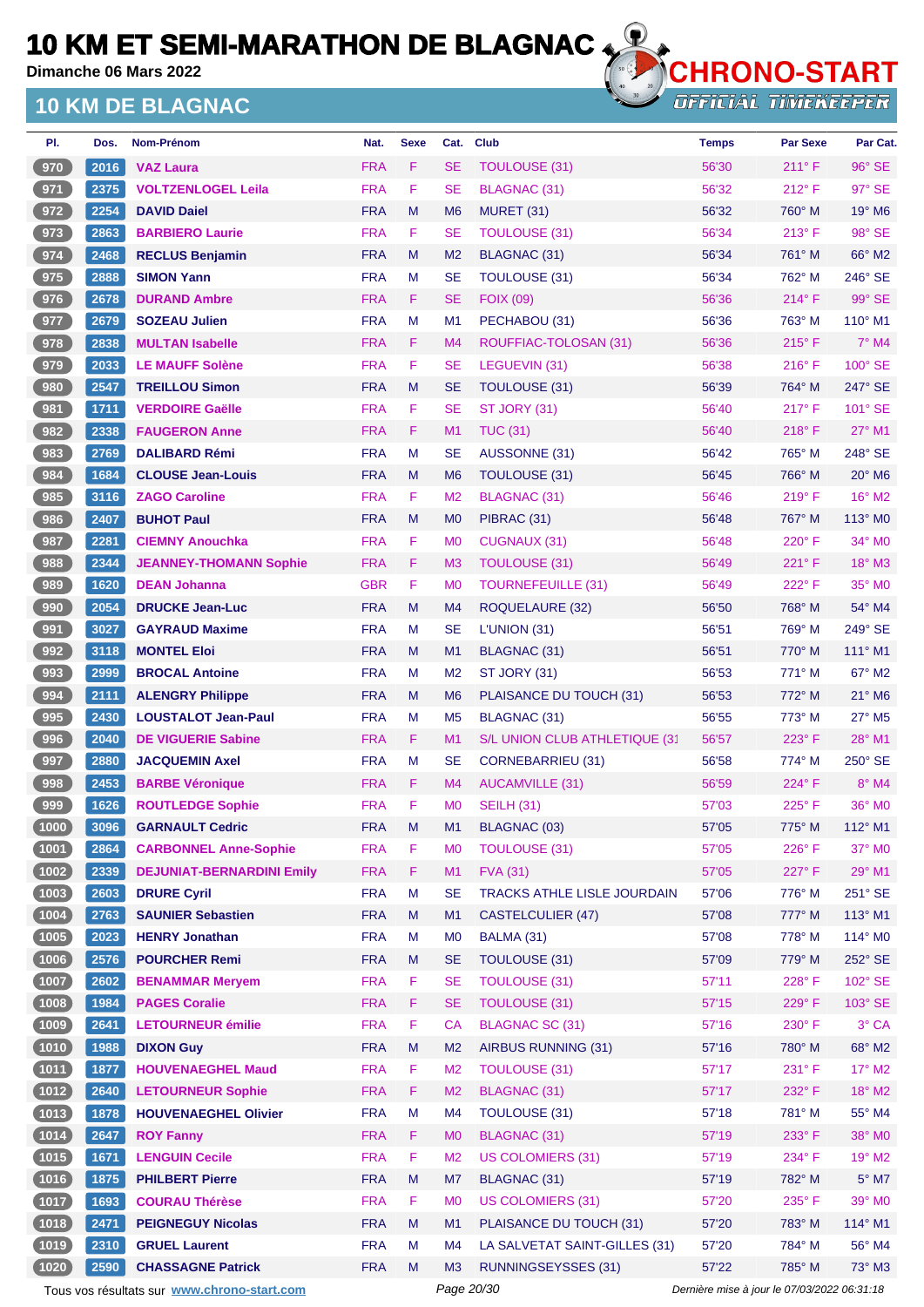# 10 KM ET SEMI-MARATHON DE BLAGNAC

**Dimanche 06 Mars 2022**

## 10 KM DE BLAGNAC

CHRONO-START
OFFICIAL TIMEKEEPER

| Pl. | Dos. | Nom-Prénom | Nat. | Sexe | Cat. | Club | Temps | Par Sexe | Par Cat. |
|---|---|---|---|---|---|---|---|---|---|
| 970 | 2016 | VAZ Laura | FRA | F | SE | TOULOUSE (31) | 56'30 | 211° F | 96° SE |
| 971 | 2375 | VOLTZENLOGEL Leila | FRA | F | SE | BLAGNAC (31) | 56'32 | 212° F | 97° SE |
| 972 | 2254 | DAVID Daiel | FRA | M | M6 | MURET (31) | 56'32 | 760° M | 19° M6 |
| 973 | 2863 | BARBIERO Laurie | FRA | F | SE | TOULOUSE (31) | 56'34 | 213° F | 98° SE |
| 974 | 2468 | RECLUS Benjamin | FRA | M | M2 | BLAGNAC (31) | 56'34 | 761° M | 66° M2 |
| 975 | 2888 | SIMON Yann | FRA | M | SE | TOULOUSE (31) | 56'34 | 762° M | 246° SE |
| 976 | 2678 | DURAND Ambre | FRA | F | SE | FOIX (09) | 56'36 | 214° F | 99° SE |
| 977 | 2679 | SOZEAU Julien | FRA | M | M1 | PECHABOU (31) | 56'36 | 763° M | 110° M1 |
| 978 | 2838 | MULTAN Isabelle | FRA | F | M4 | ROUFFIAC-TOLOSAN (31) | 56'36 | 215° F | 7° M4 |
| 979 | 2033 | LE MAUFF Solène | FRA | F | SE | LEGUEVIN (31) | 56'38 | 216° F | 100° SE |
| 980 | 2547 | TREILLOU Simon | FRA | M | SE | TOULOUSE (31) | 56'39 | 764° M | 247° SE |
| 981 | 1711 | VERDOIRE Gaëlle | FRA | F | SE | ST JORY (31) | 56'40 | 217° F | 101° SE |
| 982 | 2338 | FAUGERON Anne | FRA | F | M1 | TUC (31) | 56'40 | 218° F | 27° M1 |
| 983 | 2769 | DALIBARD Rémi | FRA | M | SE | AUSSONNE (31) | 56'42 | 765° M | 248° SE |
| 984 | 1684 | CLOUSE Jean-Louis | FRA | M | M6 | TOULOUSE (31) | 56'45 | 766° M | 20° M6 |
| 985 | 3116 | ZAGO Caroline | FRA | F | M2 | BLAGNAC (31) | 56'46 | 219° F | 16° M2 |
| 986 | 2407 | BUHOT Paul | FRA | M | M0 | PIBRAC (31) | 56'48 | 767° M | 113° M0 |
| 987 | 2281 | CIEMNY Anouchka | FRA | F | M0 | CUGNAUX (31) | 56'48 | 220° F | 34° M0 |
| 988 | 2344 | JEANNEY-THOMANN Sophie | FRA | F | M3 | TOULOUSE (31) | 56'49 | 221° F | 18° M3 |
| 989 | 1620 | DEAN Johanna | GBR | F | M0 | TOURNEFEUILLE (31) | 56'49 | 222° F | 35° M0 |
| 990 | 2054 | DRUCKE Jean-Luc | FRA | M | M4 | ROQUELAURE (32) | 56'50 | 768° M | 54° M4 |
| 991 | 3027 | GAYRAUD Maxime | FRA | M | SE | L'UNION (31) | 56'51 | 769° M | 249° SE |
| 992 | 3118 | MONTEL Eloi | FRA | M | M1 | BLAGNAC (31) | 56'51 | 770° M | 111° M1 |
| 993 | 2999 | BROCAL Antoine | FRA | M | M2 | ST JORY (31) | 56'53 | 771° M | 67° M2 |
| 994 | 2111 | ALENGRY Philippe | FRA | M | M6 | PLAISANCE DU TOUCH (31) | 56'53 | 772° M | 21° M6 |
| 995 | 2430 | LOUSTALOT Jean-Paul | FRA | M | M5 | BLAGNAC (31) | 56'55 | 773° M | 27° M5 |
| 996 | 2040 | DE VIGUERIE Sabine | FRA | F | M1 | S/L UNION CLUB ATHLETIQUE (31 | 56'57 | 223° F | 28° M1 |
| 997 | 2880 | JACQUEMIN Axel | FRA | M | SE | CORNEBARRIEU (31) | 56'58 | 774° M | 250° SE |
| 998 | 2453 | BARBE Véronique | FRA | F | M4 | AUCAMVILLE (31) | 56'59 | 224° F | 8° M4 |
| 999 | 1626 | ROUTLEDGE Sophie | FRA | F | M0 | SEILH (31) | 57'03 | 225° F | 36° M0 |
| 1000 | 3096 | GARNAULT Cedric | FRA | M | M1 | BLAGNAC (03) | 57'05 | 775° M | 112° M1 |
| 1001 | 2864 | CARBONNEL Anne-Sophie | FRA | F | M0 | TOULOUSE (31) | 57'05 | 226° F | 37° M0 |
| 1002 | 2339 | DEJUNIAT-BERNARDINI Emily | FRA | F | M1 | FVA (31) | 57'05 | 227° F | 29° M1 |
| 1003 | 2603 | DRURE Cyril | FRA | M | SE | TRACKS ATHLE LISLE JOURDAIN | 57'06 | 776° M | 251° SE |
| 1004 | 2763 | SAUNIER Sebastien | FRA | M | M1 | CASTELCULIER (47) | 57'08 | 777° M | 113° M1 |
| 1005 | 2023 | HENRY Jonathan | FRA | M | M0 | BALMA (31) | 57'08 | 778° M | 114° M0 |
| 1006 | 2576 | POURCHER Remi | FRA | M | SE | TOULOUSE (31) | 57'09 | 779° M | 252° SE |
| 1007 | 2602 | BENAMMAR Meryem | FRA | F | SE | TOULOUSE (31) | 57'11 | 228° F | 102° SE |
| 1008 | 1984 | PAGES Coralie | FRA | F | SE | TOULOUSE (31) | 57'15 | 229° F | 103° SE |
| 1009 | 2641 | LETOURNEUR émilie | FRA | F | CA | BLAGNAC SC (31) | 57'16 | 230° F | 3° CA |
| 1010 | 1988 | DIXON Guy | FRA | M | M2 | AIRBUS RUNNING (31) | 57'16 | 780° M | 68° M2 |
| 1011 | 1877 | HOUVENAEGHEL Maud | FRA | F | M2 | TOULOUSE (31) | 57'17 | 231° F | 17° M2 |
| 1012 | 2640 | LETOURNEUR Sophie | FRA | F | M2 | BLAGNAC (31) | 57'17 | 232° F | 18° M2 |
| 1013 | 1878 | HOUVENAEGHEL Olivier | FRA | M | M4 | TOULOUSE (31) | 57'18 | 781° M | 55° M4 |
| 1014 | 2647 | ROY Fanny | FRA | F | M0 | BLAGNAC (31) | 57'19 | 233° F | 38° M0 |
| 1015 | 1671 | LENGUIN Cecile | FRA | F | M2 | US COLOMIERS (31) | 57'19 | 234° F | 19° M2 |
| 1016 | 1875 | PHILBERT Pierre | FRA | M | M7 | BLAGNAC (31) | 57'19 | 782° M | 5° M7 |
| 1017 | 1693 | COURAU Thérèse | FRA | F | M0 | US COLOMIERS (31) | 57'20 | 235° F | 39° M0 |
| 1018 | 2471 | PEIGNEGUY Nicolas | FRA | M | M1 | PLAISANCE DU TOUCH (31) | 57'20 | 783° M | 114° M1 |
| 1019 | 2310 | GRUEL Laurent | FRA | M | M4 | LA SALVETAT SAINT-GILLES (31) | 57'20 | 784° M | 56° M4 |
| 1020 | 2590 | CHASSAGNE Patrick | FRA | M | M3 | RUNNINGSEYSSES (31) | 57'22 | 785° M | 73° M3 |

Tous vos résultats sur www.chrono-start.com — Dernière mise à jour le 07/03/2022 06:31:18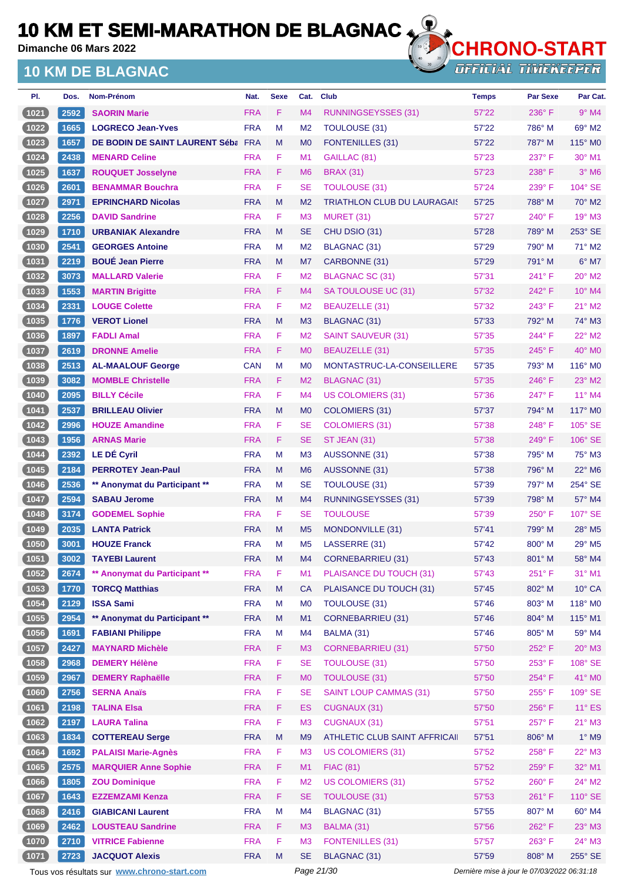# 10 KM ET SEMI-MARATHON DE BLAGNAC

Dimanche 06 Mars 2022

## 10 KM DE BLAGNAC

| Pl. | Dos. | Nom-Prénom | Nat. | Sexe | Cat. | Club | Temps | Par Sexe | Par Cat. |
|---|---|---|---|---|---|---|---|---|---|
| 1021 | 2592 | SAORIN Marie | FRA | F | M4 | RUNNINGSEYSSES (31) | 57'22 | 236° F | 9° M4 |
| 1022 | 1665 | LOGRECO Jean-Yves | FRA | M | M2 | TOULOUSE (31) | 57'22 | 786° M | 69° M2 |
| 1023 | 1657 | DE BODIN DE SAINT LAURENT Séba | FRA | M | M0 | FONTENILLES (31) | 57'22 | 787° M | 115° M0 |
| 1024 | 2438 | MENARD Celine | FRA | F | M1 | GAILLAC (81) | 57'23 | 237° F | 30° M1 |
| 1025 | 1637 | ROUQUET Josselyne | FRA | F | M6 | BRAX (31) | 57'23 | 238° F | 3° M6 |
| 1026 | 2601 | BENAMMAR Bouchra | FRA | F | SE | TOULOUSE (31) | 57'24 | 239° F | 104° SE |
| 1027 | 2971 | EPRINCHARD Nicolas | FRA | M | M2 | TRIATHLON CLUB DU LAURAGAIS | 57'25 | 788° M | 70° M2 |
| 1028 | 2256 | DAVID Sandrine | FRA | F | M3 | MURET (31) | 57'27 | 240° F | 19° M3 |
| 1029 | 1710 | URBANIAK Alexandre | FRA | M | SE | CHU DSIO (31) | 57'28 | 789° M | 253° SE |
| 1030 | 2541 | GEORGES Antoine | FRA | M | M2 | BLAGNAC (31) | 57'29 | 790° M | 71° M2 |
| 1031 | 2219 | BOUÉ Jean Pierre | FRA | M | M7 | CARBONNE (31) | 57'29 | 791° M | 6° M7 |
| 1032 | 3073 | MALLARD Valerie | FRA | F | M2 | BLAGNAC SC (31) | 57'31 | 241° F | 20° M2 |
| 1033 | 1553 | MARTIN Brigitte | FRA | F | M4 | SA TOULOUSE UC (31) | 57'32 | 242° F | 10° M4 |
| 1034 | 2331 | LOUGE Colette | FRA | F | M2 | BEAUZELLE (31) | 57'32 | 243° F | 21° M2 |
| 1035 | 1776 | VEROT Lionel | FRA | M | M3 | BLAGNAC (31) | 57'33 | 792° M | 74° M3 |
| 1036 | 1897 | FADLI Amal | FRA | F | M2 | SAINT SAUVEUR (31) | 57'35 | 244° F | 22° M2 |
| 1037 | 2619 | DRONNE Amelie | FRA | F | M0 | BEAUZELLE (31) | 57'35 | 245° F | 40° M0 |
| 1038 | 2513 | AL-MAALOUF George | CAN | M | M0 | MONTASTRUC-LA-CONSEILLERE | 57'35 | 793° M | 116° M0 |
| 1039 | 3082 | MOMBLE Christelle | FRA | F | M2 | BLAGNAC (31) | 57'35 | 246° F | 23° M2 |
| 1040 | 2095 | BILLY Cécile | FRA | F | M4 | US COLOMIERS (31) | 57'36 | 247° F | 11° M4 |
| 1041 | 2537 | BRILLEAU Olivier | FRA | M | M0 | COLOMIERS (31) | 57'37 | 794° M | 117° M0 |
| 1042 | 2996 | HOUZE Amandine | FRA | F | SE | COLOMIERS (31) | 57'38 | 248° F | 105° SE |
| 1043 | 1956 | ARNAS Marie | FRA | F | SE | ST JEAN (31) | 57'38 | 249° F | 106° SE |
| 1044 | 2392 | LE DÉ Cyril | FRA | M | M3 | AUSSONNE (31) | 57'38 | 795° M | 75° M3 |
| 1045 | 2184 | PERROTEY Jean-Paul | FRA | M | M6 | AUSSONNE (31) | 57'38 | 796° M | 22° M6 |
| 1046 | 2536 | ** Anonymat du Participant ** | FRA | M | SE | TOULOUSE (31) | 57'39 | 797° M | 254° SE |
| 1047 | 2594 | SABAU Jerome | FRA | M | M4 | RUNNINGSEYSSES (31) | 57'39 | 798° M | 57° M4 |
| 1048 | 3174 | GODEMEL Sophie | FRA | F | SE | TOULOUSE | 57'39 | 250° F | 107° SE |
| 1049 | 2035 | LANTA Patrick | FRA | M | M5 | MONDONVILLE (31) | 57'41 | 799° M | 28° M5 |
| 1050 | 3001 | HOUZE Franck | FRA | M | M5 | LASSERRE (31) | 57'42 | 800° M | 29° M5 |
| 1051 | 3002 | TAYEBI Laurent | FRA | M | M4 | CORNEBARRIEU (31) | 57'43 | 801° M | 58° M4 |
| 1052 | 2674 | ** Anonymat du Participant ** | FRA | F | M1 | PLAISANCE DU TOUCH (31) | 57'43 | 251° F | 31° M1 |
| 1053 | 1770 | TORCQ Matthias | FRA | M | CA | PLAISANCE DU TOUCH (31) | 57'45 | 802° M | 10° CA |
| 1054 | 2129 | ISSA Sami | FRA | M | M0 | TOULOUSE (31) | 57'46 | 803° M | 118° M0 |
| 1055 | 2954 | ** Anonymat du Participant ** | FRA | M | M1 | CORNEBARRIEU (31) | 57'46 | 804° M | 115° M1 |
| 1056 | 1691 | FABIANI Philippe | FRA | M | M4 | BALMA (31) | 57'46 | 805° M | 59° M4 |
| 1057 | 2427 | MAYNARD Michèle | FRA | F | M3 | CORNEBARRIEU (31) | 57'50 | 252° F | 20° M3 |
| 1058 | 2968 | DEMERY Hélène | FRA | F | SE | TOULOUSE (31) | 57'50 | 253° F | 108° SE |
| 1059 | 2967 | DEMERY Raphaëlle | FRA | F | M0 | TOULOUSE (31) | 57'50 | 254° F | 41° M0 |
| 1060 | 2756 | SERNA Anaïs | FRA | F | SE | SAINT LOUP CAMMAS (31) | 57'50 | 255° F | 109° SE |
| 1061 | 2198 | TALINA Elsa | FRA | F | ES | CUGNAUX (31) | 57'50 | 256° F | 11° ES |
| 1062 | 2197 | LAURA Talina | FRA | F | M3 | CUGNAUX (31) | 57'51 | 257° F | 21° M3 |
| 1063 | 1834 | COTTEREAU Serge | FRA | M | M9 | ATHLETIC CLUB SAINT AFFRICAII | 57'51 | 806° M | 1° M9 |
| 1064 | 1692 | PALAISI Marie-Agnès | FRA | F | M3 | US COLOMIERS (31) | 57'52 | 258° F | 22° M3 |
| 1065 | 2575 | MARQUIER Anne Sophie | FRA | F | M1 | FIAC (81) | 57'52 | 259° F | 32° M1 |
| 1066 | 1805 | ZOU Dominique | FRA | F | M2 | US COLOMIERS (31) | 57'52 | 260° F | 24° M2 |
| 1067 | 1643 | EZZEMZAMI Kenza | FRA | F | SE | TOULOUSE (31) | 57'53 | 261° F | 110° SE |
| 1068 | 2416 | GIABICANI Laurent | FRA | M | M4 | BLAGNAC (31) | 57'55 | 807° M | 60° M4 |
| 1069 | 2462 | LOUSTEAU Sandrine | FRA | F | M3 | BALMA (31) | 57'56 | 262° F | 23° M3 |
| 1070 | 2710 | VITRICE Fabienne | FRA | F | M3 | FONTENILLES (31) | 57'57 | 263° F | 24° M3 |
| 1071 | 2723 | JACQUOT Alexis | FRA | M | SE | BLAGNAC (31) | 57'59 | 808° M | 255° SE |

Tous vos résultats sur www.chrono-start.com — Dernière mise à jour le 07/03/2022 06:31:18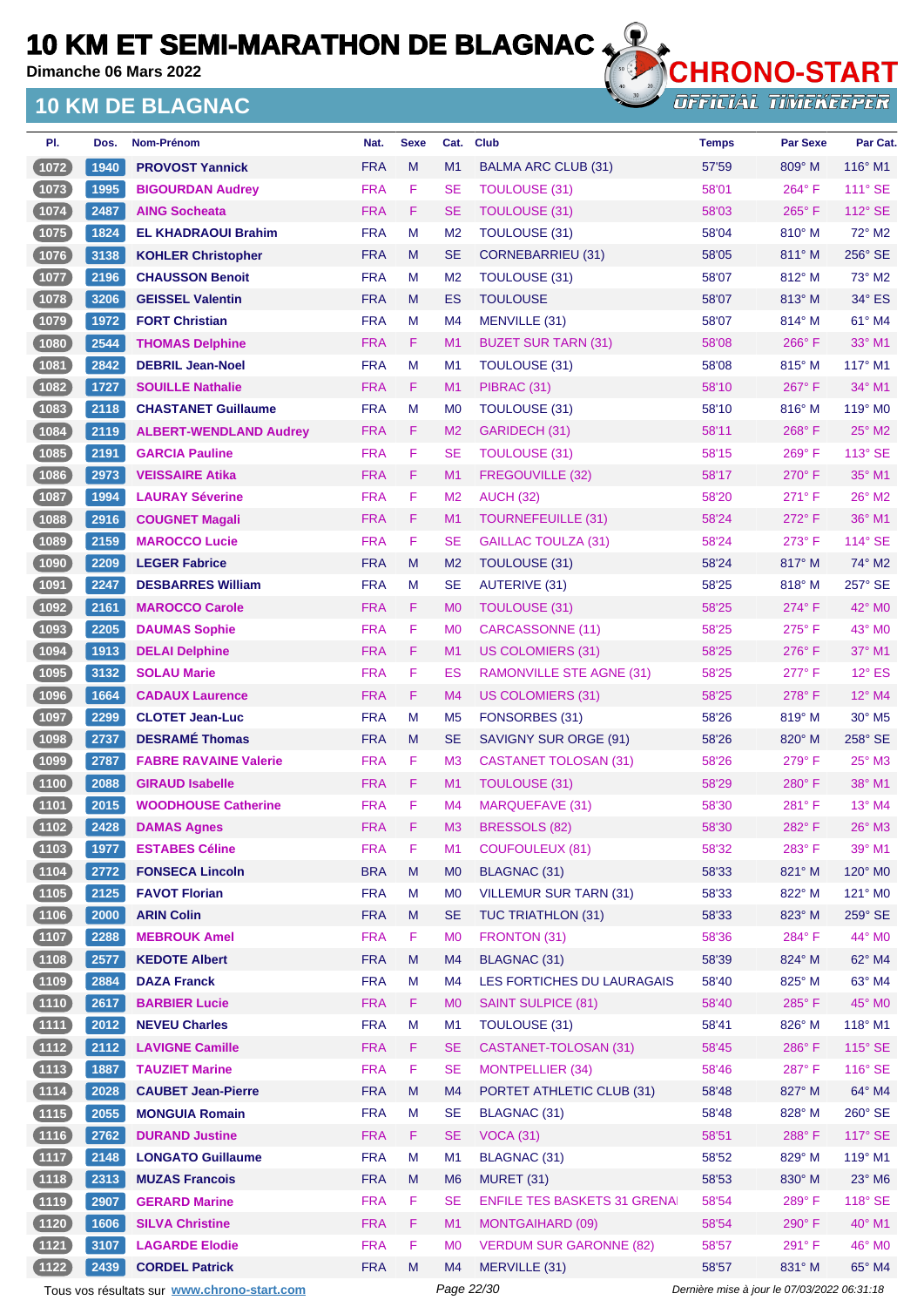# 10 KM ET SEMI-MARATHON DE BLAGNAC

**Dimanche 06 Mars 2022**

## 10 KM DE BLAGNAC

| Pl. | Dos. | Nom-Prénom | Nat. | Sexe | Cat. | Club | Temps | Par Sexe | Par Cat. |
|---|---|---|---|---|---|---|---|---|---|
| 1072 | 1940 | PROVOST Yannick | FRA | M | M1 | BALMA ARC CLUB (31) | 57'59 | 809° M | 116° M1 |
| 1073 | 1995 | BIGOURDAN Audrey | FRA | F | SE | TOULOUSE (31) | 58'01 | 264° F | 111° SE |
| 1074 | 2487 | AING Socheata | FRA | F | SE | TOULOUSE (31) | 58'03 | 265° F | 112° SE |
| 1075 | 1824 | EL KHADRAOUI Brahim | FRA | M | M2 | TOULOUSE (31) | 58'04 | 810° M | 72° M2 |
| 1076 | 3138 | KOHLER Christopher | FRA | M | SE | CORNEBARRIEU (31) | 58'05 | 811° M | 256° SE |
| 1077 | 2196 | CHAUSSON Benoit | FRA | M | M2 | TOULOUSE (31) | 58'07 | 812° M | 73° M2 |
| 1078 | 3206 | GEISSEL Valentin | FRA | M | ES | TOULOUSE | 58'07 | 813° M | 34° ES |
| 1079 | 1972 | FORT Christian | FRA | M | M4 | MENVILLE (31) | 58'07 | 814° M | 61° M4 |
| 1080 | 2544 | THOMAS Delphine | FRA | F | M1 | BUZET SUR TARN (31) | 58'08 | 266° F | 33° M1 |
| 1081 | 2842 | DEBRIL Jean-Noel | FRA | M | M1 | TOULOUSE (31) | 58'08 | 815° M | 117° M1 |
| 1082 | 1727 | SOUILLE Nathalie | FRA | F | M1 | PIBRAC (31) | 58'10 | 267° F | 34° M1 |
| 1083 | 2118 | CHASTANET Guillaume | FRA | M | M0 | TOULOUSE (31) | 58'10 | 816° M | 119° M0 |
| 1084 | 2119 | ALBERT-WENDLAND Audrey | FRA | F | M2 | GARIDECH (31) | 58'11 | 268° F | 25° M2 |
| 1085 | 2191 | GARCIA Pauline | FRA | F | SE | TOULOUSE (31) | 58'15 | 269° F | 113° SE |
| 1086 | 2973 | VEISSAIRE Atika | FRA | F | M1 | FREGOUVILLE (32) | 58'17 | 270° F | 35° M1 |
| 1087 | 1994 | LAURAY Séverine | FRA | F | M2 | AUCH (32) | 58'20 | 271° F | 26° M2 |
| 1088 | 2916 | COUGNET Magali | FRA | F | M1 | TOURNEFEUILLE (31) | 58'24 | 272° F | 36° M1 |
| 1089 | 2159 | MAROCCO Lucie | FRA | F | SE | GAILLAC TOULZA (31) | 58'24 | 273° F | 114° SE |
| 1090 | 2209 | LEGER Fabrice | FRA | M | M2 | TOULOUSE (31) | 58'24 | 817° M | 74° M2 |
| 1091 | 2247 | DESBARRES William | FRA | M | SE | AUTERIVE (31) | 58'25 | 818° M | 257° SE |
| 1092 | 2161 | MAROCCO Carole | FRA | F | M0 | TOULOUSE (31) | 58'25 | 274° F | 42° M0 |
| 1093 | 2205 | DAUMAS Sophie | FRA | F | M0 | CARCASSONNE (11) | 58'25 | 275° F | 43° M0 |
| 1094 | 1913 | DELAI Delphine | FRA | F | M1 | US COLOMIERS (31) | 58'25 | 276° F | 37° M1 |
| 1095 | 3132 | SOLAU Marie | FRA | F | ES | RAMONVILLE STE AGNE (31) | 58'25 | 277° F | 12° ES |
| 1096 | 1664 | CADAUX Laurence | FRA | F | M4 | US COLOMIERS (31) | 58'25 | 278° F | 12° M4 |
| 1097 | 2299 | CLOTET Jean-Luc | FRA | M | M5 | FONSORBES (31) | 58'26 | 819° M | 30° M5 |
| 1098 | 2737 | DESRAMÉ Thomas | FRA | M | SE | SAVIGNY SUR ORGE (91) | 58'26 | 820° M | 258° SE |
| 1099 | 2787 | FABRE RAVAINE Valerie | FRA | F | M3 | CASTANET TOLOSAN (31) | 58'26 | 279° F | 25° M3 |
| 1100 | 2088 | GIRAUD Isabelle | FRA | F | M1 | TOULOUSE (31) | 58'29 | 280° F | 38° M1 |
| 1101 | 2015 | WOODHOUSE Catherine | FRA | F | M4 | MARQUEFAVE (31) | 58'30 | 281° F | 13° M4 |
| 1102 | 2428 | DAMAS Agnes | FRA | F | M3 | BRESSOLS (82) | 58'30 | 282° F | 26° M3 |
| 1103 | 1977 | ESTABES Céline | FRA | F | M1 | COUFOULEUX (81) | 58'32 | 283° F | 39° M1 |
| 1104 | 2772 | FONSECA Lincoln | BRA | M | M0 | BLAGNAC (31) | 58'33 | 821° M | 120° M0 |
| 1105 | 2125 | FAVOT Florian | FRA | M | M0 | VILLEMUR SUR TARN (31) | 58'33 | 822° M | 121° M0 |
| 1106 | 2000 | ARIN Colin | FRA | M | SE | TUC TRIATHLON (31) | 58'33 | 823° M | 259° SE |
| 1107 | 2288 | MEBROUK Amel | FRA | F | M0 | FRONTON (31) | 58'36 | 284° F | 44° M0 |
| 1108 | 2577 | KEDOTE Albert | FRA | M | M4 | BLAGNAC (31) | 58'39 | 824° M | 62° M4 |
| 1109 | 2884 | DAZA Franck | FRA | M | M4 | LES FORTICHES DU LAURAGAIS | 58'40 | 825° M | 63° M4 |
| 1110 | 2617 | BARBIER Lucie | FRA | F | M0 | SAINT SULPICE (81) | 58'40 | 285° F | 45° M0 |
| 1111 | 2012 | NEVEU Charles | FRA | M | M1 | TOULOUSE (31) | 58'41 | 826° M | 118° M1 |
| 1112 | 2112 | LAVIGNE Camille | FRA | F | SE | CASTANET-TOLOSAN (31) | 58'45 | 286° F | 115° SE |
| 1113 | 1887 | TAUZIET Marine | FRA | F | SE | MONTPELLIER (34) | 58'46 | 287° F | 116° SE |
| 1114 | 2028 | CAUBET Jean-Pierre | FRA | M | M4 | PORTET ATHLETIC CLUB (31) | 58'48 | 827° M | 64° M4 |
| 1115 | 2055 | MONGUIA Romain | FRA | M | SE | BLAGNAC (31) | 58'48 | 828° M | 260° SE |
| 1116 | 2762 | DURAND Justine | FRA | F | SE | VOCA (31) | 58'51 | 288° F | 117° SE |
| 1117 | 2148 | LONGATO Guillaume | FRA | M | M1 | BLAGNAC (31) | 58'52 | 829° M | 119° M1 |
| 1118 | 2313 | MUZAS Francois | FRA | M | M6 | MURET (31) | 58'53 | 830° M | 23° M6 |
| 1119 | 2907 | GERARD Marine | FRA | F | SE | ENFILE TES BASKETS 31 GRENA | 58'54 | 289° F | 118° SE |
| 1120 | 1606 | SILVA Christine | FRA | F | M1 | MONTGAIHARD (09) | 58'54 | 290° F | 40° M1 |
| 1121 | 3107 | LAGARDE Elodie | FRA | F | M0 | VERDUM SUR GARONNE (82) | 58'57 | 291° F | 46° M0 |
| 1122 | 2439 | CORDEL Patrick | FRA | M | M4 | MERVILLE (31) | 58'57 | 831° M | 65° M4 |

Tous vos résultats sur www.chrono-start.com

Dernière mise à jour le 07/03/2022 06:31:18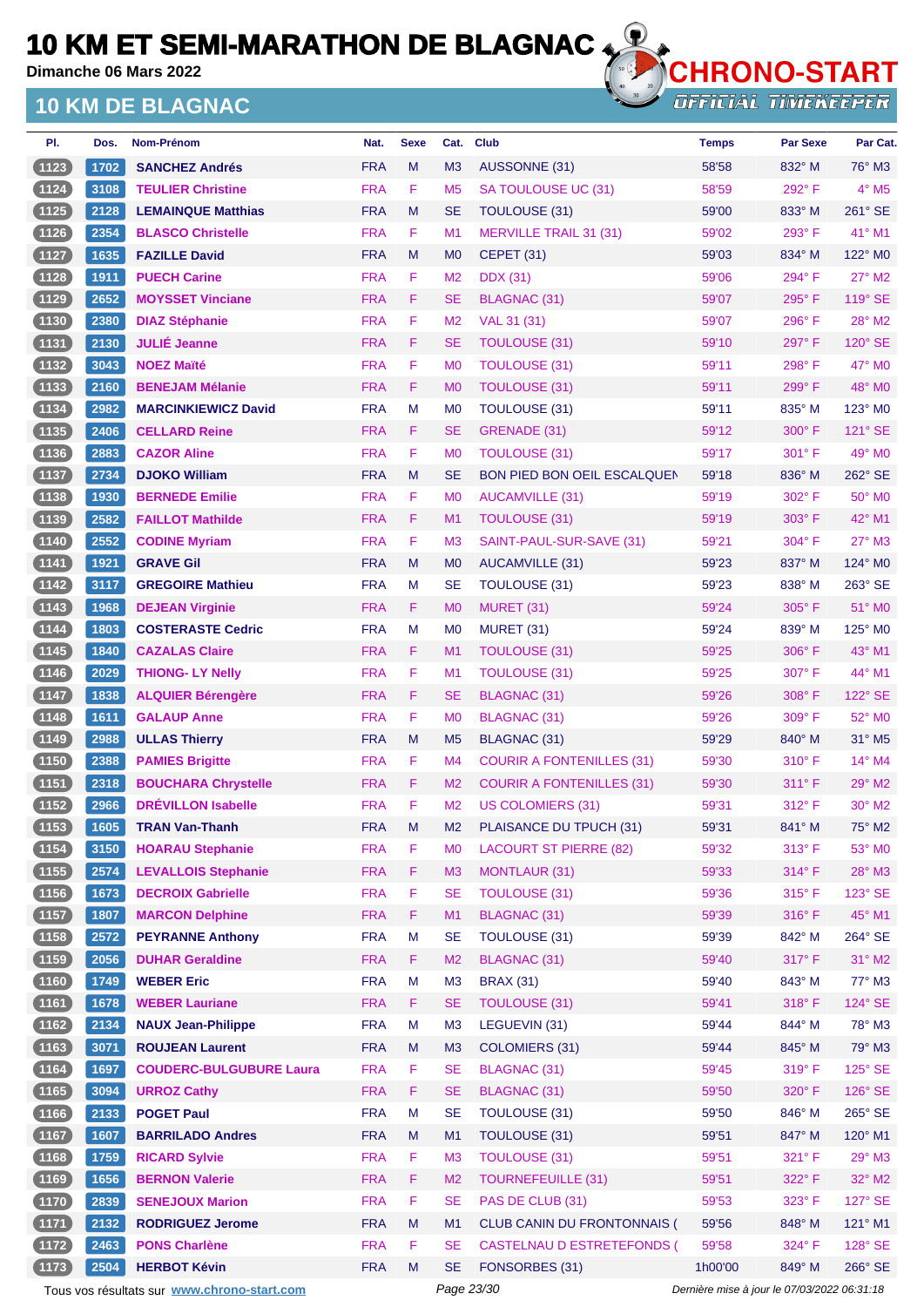# 10 KM ET SEMI-MARATHON DE BLAGNAC

**Dimanche 06 Mars 2022**

## 10 KM DE BLAGNAC

| Pl. | Dos. | Nom-Prénom | Nat. | Sexe | Cat. | Club | Temps | Par Sexe | Par Cat. |
|---|---|---|---|---|---|---|---|---|---|
| 1123 | 1702 | SANCHEZ Andrés | FRA | M | M3 | AUSSONNE (31) | 58'58 | 832° M | 76° M3 |
| 1124 | 3108 | TEULIER Christine | FRA | F | M5 | SA TOULOUSE UC (31) | 58'59 | 292° F | 4° M5 |
| 1125 | 2128 | LEMAINQUE Matthias | FRA | M | SE | TOULOUSE (31) | 59'00 | 833° M | 261° SE |
| 1126 | 2354 | BLASCO Christelle | FRA | F | M1 | MERVILLE TRAIL 31 (31) | 59'02 | 293° F | 41° M1 |
| 1127 | 1635 | FAZILLE David | FRA | M | M0 | CEPET (31) | 59'03 | 834° M | 122° M0 |
| 1128 | 1911 | PUECH Carine | FRA | F | M2 | DDX (31) | 59'06 | 294° F | 27° M2 |
| 1129 | 2652 | MOYSSET Vinciane | FRA | F | SE | BLAGNAC (31) | 59'07 | 295° F | 119° SE |
| 1130 | 2380 | DIAZ Stéphanie | FRA | F | M2 | VAL 31 (31) | 59'07 | 296° F | 28° M2 |
| 1131 | 2130 | JULIÉ Jeanne | FRA | F | SE | TOULOUSE (31) | 59'10 | 297° F | 120° SE |
| 1132 | 3043 | NOEZ Maïté | FRA | F | M0 | TOULOUSE (31) | 59'11 | 298° F | 47° M0 |
| 1133 | 2160 | BENEJAM Mélanie | FRA | F | M0 | TOULOUSE (31) | 59'11 | 299° F | 48° M0 |
| 1134 | 2982 | MARCINKIEWICZ David | FRA | M | M0 | TOULOUSE (31) | 59'11 | 835° M | 123° M0 |
| 1135 | 2406 | CELLARD Reine | FRA | F | SE | GRENADE (31) | 59'12 | 300° F | 121° SE |
| 1136 | 2883 | CAZOR Aline | FRA | F | M0 | TOULOUSE (31) | 59'17 | 301° F | 49° M0 |
| 1137 | 2734 | DJOKO William | FRA | M | SE | BON PIED BON OEIL ESCALQUEN | 59'18 | 836° M | 262° SE |
| 1138 | 1930 | BERNEDE Emilie | FRA | F | M0 | AUCAMVILLE (31) | 59'19 | 302° F | 50° M0 |
| 1139 | 2582 | FAILLOT Mathilde | FRA | F | M1 | TOULOUSE (31) | 59'19 | 303° F | 42° M1 |
| 1140 | 2552 | CODINE Myriam | FRA | F | M3 | SAINT-PAUL-SUR-SAVE (31) | 59'21 | 304° F | 27° M3 |
| 1141 | 1921 | GRAVE Gil | FRA | M | M0 | AUCAMVILLE (31) | 59'23 | 837° M | 124° M0 |
| 1142 | 3117 | GREGOIRE Mathieu | FRA | M | SE | TOULOUSE (31) | 59'23 | 838° M | 263° SE |
| 1143 | 1968 | DEJEAN Virginie | FRA | F | M0 | MURET (31) | 59'24 | 305° F | 51° M0 |
| 1144 | 1803 | COSTERASTE Cedric | FRA | M | M0 | MURET (31) | 59'24 | 839° M | 125° M0 |
| 1145 | 1840 | CAZALAS Claire | FRA | F | M1 | TOULOUSE (31) | 59'25 | 306° F | 43° M1 |
| 1146 | 2029 | THIONG- LY Nelly | FRA | F | M1 | TOULOUSE (31) | 59'25 | 307° F | 44° M1 |
| 1147 | 1838 | ALQUIER Bérengère | FRA | F | SE | BLAGNAC (31) | 59'26 | 308° F | 122° SE |
| 1148 | 1611 | GALAUP Anne | FRA | F | M0 | BLAGNAC (31) | 59'26 | 309° F | 52° M0 |
| 1149 | 2988 | ULLAS Thierry | FRA | M | M5 | BLAGNAC (31) | 59'29 | 840° M | 31° M5 |
| 1150 | 2388 | PAMIES Brigitte | FRA | F | M4 | COURIR A FONTENILLES (31) | 59'30 | 310° F | 14° M4 |
| 1151 | 2318 | BOUCHARA Chrystelle | FRA | F | M2 | COURIR A FONTENILLES (31) | 59'30 | 311° F | 29° M2 |
| 1152 | 2966 | DRÉVILLON Isabelle | FRA | F | M2 | US COLOMIERS (31) | 59'31 | 312° F | 30° M2 |
| 1153 | 1605 | TRAN Van-Thanh | FRA | M | M2 | PLAISANCE DU TPUCH (31) | 59'31 | 841° M | 75° M2 |
| 1154 | 3150 | HOARAU Stephanie | FRA | F | M0 | LACOURT ST PIERRE (82) | 59'32 | 313° F | 53° M0 |
| 1155 | 2574 | LEVALLOIS Stephanie | FRA | F | M3 | MONTLAUR (31) | 59'33 | 314° F | 28° M3 |
| 1156 | 1673 | DECROIX Gabrielle | FRA | F | SE | TOULOUSE (31) | 59'36 | 315° F | 123° SE |
| 1157 | 1807 | MARCON Delphine | FRA | F | M1 | BLAGNAC (31) | 59'39 | 316° F | 45° M1 |
| 1158 | 2572 | PEYRANNE Anthony | FRA | M | SE | TOULOUSE (31) | 59'39 | 842° M | 264° SE |
| 1159 | 2056 | DUHAR Geraldine | FRA | F | M2 | BLAGNAC (31) | 59'40 | 317° F | 31° M2 |
| 1160 | 1749 | WEBER Eric | FRA | M | M3 | BRAX (31) | 59'40 | 843° M | 77° M3 |
| 1161 | 1678 | WEBER Lauriane | FRA | F | SE | TOULOUSE (31) | 59'41 | 318° F | 124° SE |
| 1162 | 2134 | NAUX Jean-Philippe | FRA | M | M3 | LEGUEVIN (31) | 59'44 | 844° M | 78° M3 |
| 1163 | 3071 | ROUJEAN Laurent | FRA | M | M3 | COLOMIERS (31) | 59'44 | 845° M | 79° M3 |
| 1164 | 1697 | COUDERC-BULGUBURE Laura | FRA | F | SE | BLAGNAC (31) | 59'45 | 319° F | 125° SE |
| 1165 | 3094 | URROZ Cathy | FRA | F | SE | BLAGNAC (31) | 59'50 | 320° F | 126° SE |
| 1166 | 2133 | POGET Paul | FRA | M | SE | TOULOUSE (31) | 59'50 | 846° M | 265° SE |
| 1167 | 1607 | BARRILADO Andres | FRA | M | M1 | TOULOUSE (31) | 59'51 | 847° M | 120° M1 |
| 1168 | 1759 | RICARD Sylvie | FRA | F | M3 | TOULOUSE (31) | 59'51 | 321° F | 29° M3 |
| 1169 | 1656 | BERNON Valerie | FRA | F | M2 | TOURNEFEUILLE (31) | 59'51 | 322° F | 32° M2 |
| 1170 | 2839 | SENEJOUX Marion | FRA | F | SE | PAS DE CLUB (31) | 59'53 | 323° F | 127° SE |
| 1171 | 2132 | RODRIGUEZ Jerome | FRA | M | M1 | CLUB CANIN DU FRONTONNAIS ( | 59'56 | 848° M | 121° M1 |
| 1172 | 2463 | PONS Charlène | FRA | F | SE | CASTELNAU D ESTRETEFONDS ( | 59'58 | 324° F | 128° SE |
| 1173 | 2504 | HERBOT Kévin | FRA | M | SE | FONSORBES (31) | 1h00'00 | 849° M | 266° SE |

Tous vos résultats sur www.chrono-start.com — Dernière mise à jour le 07/03/2022 06:31:18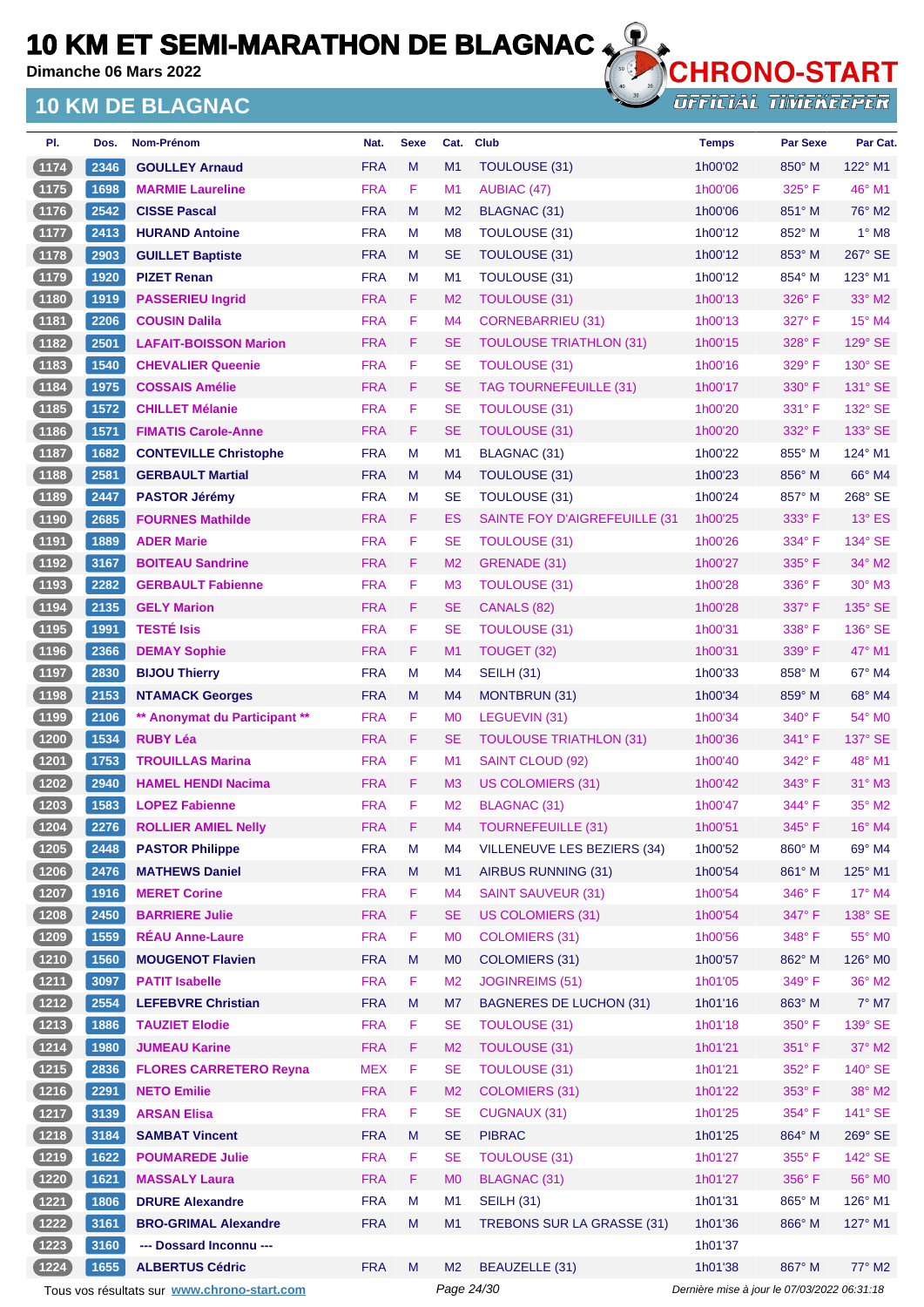# 10 KM ET SEMI-MARATHON DE BLAGNAC

**Dimanche 06 Mars 2022**

## 10 KM DE BLAGNAC

CHRONO-START
OFFICIAL TIMEKEEPER

| Pl. | Dos. | Nom-Prénom | Nat. | Sexe | Cat. | Club | Temps | Par Sexe | Par Cat. |
|---|---|---|---|---|---|---|---|---|---|
| 1174 | 2346 | GOULLEY Arnaud | FRA | M | M1 | TOULOUSE (31) | 1h00'02 | 850° M | 122° M1 |
| 1175 | 1698 | MARMIE Laureline | FRA | F | M1 | AUBIAC (47) | 1h00'06 | 325° F | 46° M1 |
| 1176 | 2542 | CISSE Pascal | FRA | M | M2 | BLAGNAC (31) | 1h00'06 | 851° M | 76° M2 |
| 1177 | 2413 | HURAND Antoine | FRA | M | M8 | TOULOUSE (31) | 1h00'12 | 852° M | 1° M8 |
| 1178 | 2903 | GUILLET Baptiste | FRA | M | SE | TOULOUSE (31) | 1h00'12 | 853° M | 267° SE |
| 1179 | 1920 | PIZET Renan | FRA | M | M1 | TOULOUSE (31) | 1h00'12 | 854° M | 123° M1 |
| 1180 | 1919 | PASSERIEU Ingrid | FRA | F | M2 | TOULOUSE (31) | 1h00'13 | 326° F | 33° M2 |
| 1181 | 2206 | COUSIN Dalila | FRA | F | M4 | CORNEBARRIEU (31) | 1h00'13 | 327° F | 15° M4 |
| 1182 | 2501 | LAFAIT-BOISSON Marion | FRA | F | SE | TOULOUSE TRIATHLON (31) | 1h00'15 | 328° F | 129° SE |
| 1183 | 1540 | CHEVALIER Queenie | FRA | F | SE | TOULOUSE (31) | 1h00'16 | 329° F | 130° SE |
| 1184 | 1975 | COSSAIS Amélie | FRA | F | SE | TAG TOURNEFEUILLE (31) | 1h00'17 | 330° F | 131° SE |
| 1185 | 1572 | CHILLET Mélanie | FRA | F | SE | TOULOUSE (31) | 1h00'20 | 331° F | 132° SE |
| 1186 | 1571 | FIMATIS Carole-Anne | FRA | F | SE | TOULOUSE (31) | 1h00'20 | 332° F | 133° SE |
| 1187 | 1682 | CONTEVILLE Christophe | FRA | M | M1 | BLAGNAC (31) | 1h00'22 | 855° M | 124° M1 |
| 1188 | 2581 | GERBAULT Martial | FRA | M | M4 | TOULOUSE (31) | 1h00'23 | 856° M | 66° M4 |
| 1189 | 2447 | PASTOR Jérémy | FRA | M | SE | TOULOUSE (31) | 1h00'24 | 857° M | 268° SE |
| 1190 | 2685 | FOURNES Mathilde | FRA | F | ES | SAINTE FOY D'AIGREFEUILLE (31 | 1h00'25 | 333° F | 13° ES |
| 1191 | 1889 | ADER Marie | FRA | F | SE | TOULOUSE (31) | 1h00'26 | 334° F | 134° SE |
| 1192 | 3167 | BOITEAU Sandrine | FRA | F | M2 | GRENADE (31) | 1h00'27 | 335° F | 34° M2 |
| 1193 | 2282 | GERBAULT Fabienne | FRA | F | M3 | TOULOUSE (31) | 1h00'28 | 336° F | 30° M3 |
| 1194 | 2135 | GELY Marion | FRA | F | SE | CANALS (82) | 1h00'28 | 337° F | 135° SE |
| 1195 | 1991 | TESTÉ Isis | FRA | F | SE | TOULOUSE (31) | 1h00'31 | 338° F | 136° SE |
| 1196 | 2366 | DEMAY Sophie | FRA | F | M1 | TOUGET (32) | 1h00'31 | 339° F | 47° M1 |
| 1197 | 2830 | BIJOU Thierry | FRA | M | M4 | SEILH (31) | 1h00'33 | 858° M | 67° M4 |
| 1198 | 2153 | NTAMACK Georges | FRA | M | M4 | MONTBRUN (31) | 1h00'34 | 859° M | 68° M4 |
| 1199 | 2106 | ** Anonymat du Participant ** | FRA | F | M0 | LEGUEVIN (31) | 1h00'34 | 340° F | 54° M0 |
| 1200 | 1534 | RUBY Léa | FRA | F | SE | TOULOUSE TRIATHLON (31) | 1h00'36 | 341° F | 137° SE |
| 1201 | 1753 | TROUILLAS Marina | FRA | F | M1 | SAINT CLOUD (92) | 1h00'40 | 342° F | 48° M1 |
| 1202 | 2940 | HAMEL HENDI Nacima | FRA | F | M3 | US COLOMIERS (31) | 1h00'42 | 343° F | 31° M3 |
| 1203 | 1583 | LOPEZ Fabienne | FRA | F | M2 | BLAGNAC (31) | 1h00'47 | 344° F | 35° M2 |
| 1204 | 2276 | ROLLIER AMIEL Nelly | FRA | F | M4 | TOURNEFEUILLE (31) | 1h00'51 | 345° F | 16° M4 |
| 1205 | 2448 | PASTOR Philippe | FRA | M | M4 | VILLENEUVE LES BEZIERS (34) | 1h00'52 | 860° M | 69° M4 |
| 1206 | 2476 | MATHEWS Daniel | FRA | M | M1 | AIRBUS RUNNING (31) | 1h00'54 | 861° M | 125° M1 |
| 1207 | 1916 | MERET Corine | FRA | F | M4 | SAINT SAUVEUR (31) | 1h00'54 | 346° F | 17° M4 |
| 1208 | 2450 | BARRIERE Julie | FRA | F | SE | US COLOMIERS (31) | 1h00'54 | 347° F | 138° SE |
| 1209 | 1559 | RÉAU Anne-Laure | FRA | F | M0 | COLOMIERS (31) | 1h00'56 | 348° F | 55° M0 |
| 1210 | 1560 | MOUGENOT Flavien | FRA | M | M0 | COLOMIERS (31) | 1h00'57 | 862° M | 126° M0 |
| 1211 | 3097 | PATIT Isabelle | FRA | F | M2 | JOGINREIMS (51) | 1h01'05 | 349° F | 36° M2 |
| 1212 | 2554 | LEFEBVRE Christian | FRA | M | M7 | BAGNERES DE LUCHON (31) | 1h01'16 | 863° M | 7° M7 |
| 1213 | 1886 | TAUZIET Elodie | FRA | F | SE | TOULOUSE (31) | 1h01'18 | 350° F | 139° SE |
| 1214 | 1980 | JUMEAU Karine | FRA | F | M2 | TOULOUSE (31) | 1h01'21 | 351° F | 37° M2 |
| 1215 | 2836 | FLORES CARRETERO Reyna | MEX | F | SE | TOULOUSE (31) | 1h01'21 | 352° F | 140° SE |
| 1216 | 2291 | NETO Emilie | FRA | F | M2 | COLOMIERS (31) | 1h01'22 | 353° F | 38° M2 |
| 1217 | 3139 | ARSAN Elisa | FRA | F | SE | CUGNAUX (31) | 1h01'25 | 354° F | 141° SE |
| 1218 | 3184 | SAMBAT Vincent | FRA | M | SE | PIBRAC | 1h01'25 | 864° M | 269° SE |
| 1219 | 1622 | POUMAREDE Julie | FRA | F | SE | TOULOUSE (31) | 1h01'27 | 355° F | 142° SE |
| 1220 | 1621 | MASSALY Laura | FRA | F | M0 | BLAGNAC (31) | 1h01'27 | 356° F | 56° M0 |
| 1221 | 1806 | DRURE Alexandre | FRA | M | M1 | SEILH (31) | 1h01'31 | 865° M | 126° M1 |
| 1222 | 3161 | BRO-GRIMAL Alexandre | FRA | M | M1 | TREBONS SUR LA GRASSE (31) | 1h01'36 | 866° M | 127° M1 |
| 1223 | 3160 | --- Dossard Inconnu --- | | | | | 1h01'37 | | |
| 1224 | 1655 | ALBERTUS Cédric | FRA | M | M2 | BEAUZELLE (31) | 1h01'38 | 867° M | 77° M2 |

Tous vos résultats sur www.chrono-start.com

Dernière mise à jour le 07/03/2022 06:31:18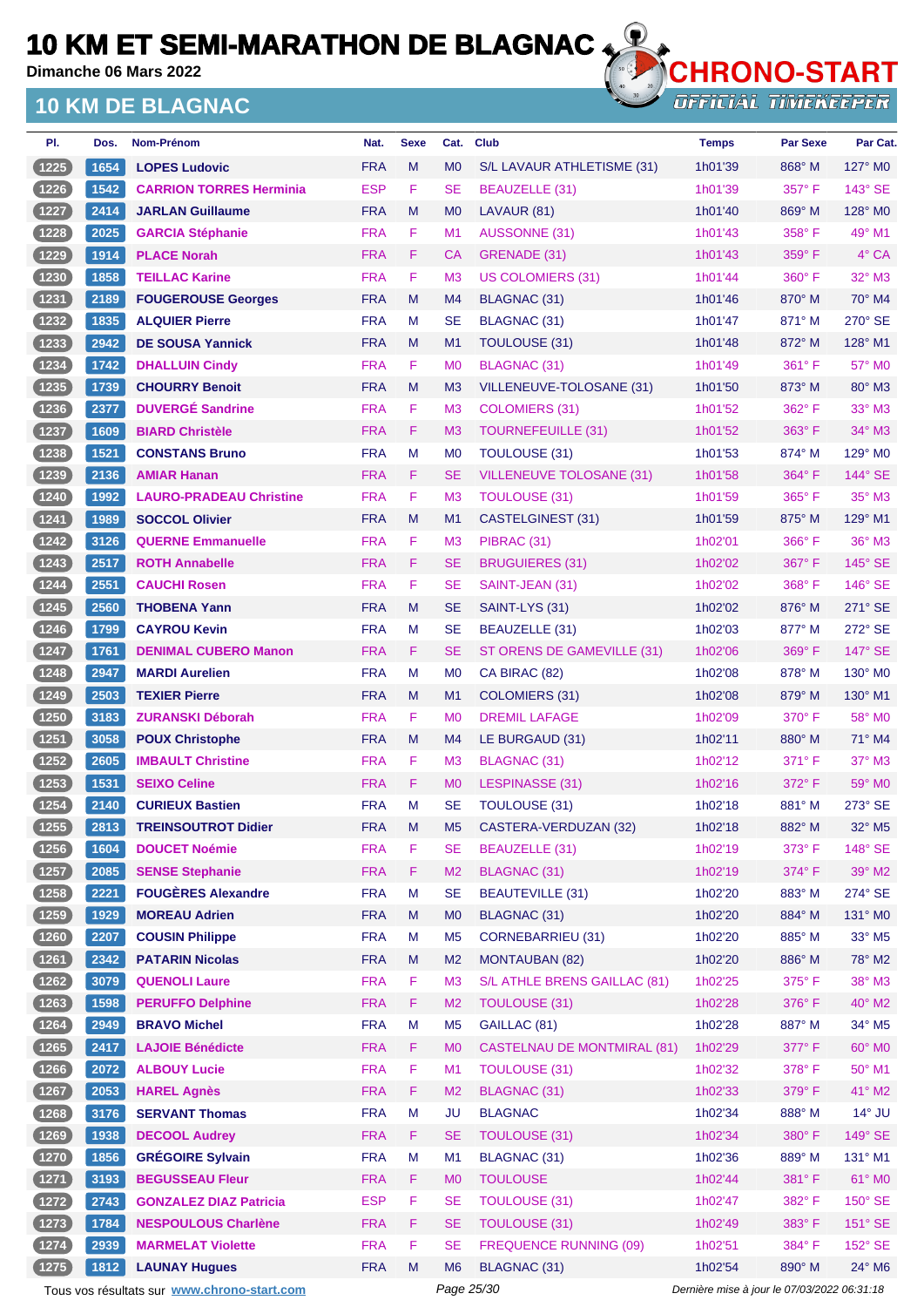# 10 KM ET SEMI-MARATHON DE BLAGNAC

Dimanche 06 Mars 2022

## 10 KM DE BLAGNAC

| Pl. | Dos. | Nom-Prénom | Nat. | Sexe | Cat. | Club | Temps | Par Sexe | Par Cat. |
|---|---|---|---|---|---|---|---|---|---|
| 1225 | 1654 | LOPES Ludovic | FRA | M | M0 | S/L LAVAUR ATHLETISME (31) | 1h01'39 | 868° M | 127° M0 |
| 1226 | 1542 | CARRION TORRES Herminia | ESP | F | SE | BEAUZELLE (31) | 1h01'39 | 357° F | 143° SE |
| 1227 | 2414 | JARLAN Guillaume | FRA | M | M0 | LAVAUR (81) | 1h01'40 | 869° M | 128° M0 |
| 1228 | 2025 | GARCIA Stéphanie | FRA | F | M1 | AUSSONNE (31) | 1h01'43 | 358° F | 49° M1 |
| 1229 | 1914 | PLACE Norah | FRA | F | CA | GRENADE (31) | 1h01'43 | 359° F | 4° CA |
| 1230 | 1858 | TEILLAC Karine | FRA | F | M3 | US COLOMIERS (31) | 1h01'44 | 360° F | 32° M3 |
| 1231 | 2189 | FOUGEROUSE Georges | FRA | M | M4 | BLAGNAC (31) | 1h01'46 | 870° M | 70° M4 |
| 1232 | 1835 | ALQUIER Pierre | FRA | M | SE | BLAGNAC (31) | 1h01'47 | 871° M | 270° SE |
| 1233 | 2942 | DE SOUSA Yannick | FRA | M | M1 | TOULOUSE (31) | 1h01'48 | 872° M | 128° M1 |
| 1234 | 1742 | DHALLUIN Cindy | FRA | F | M0 | BLAGNAC (31) | 1h01'49 | 361° F | 57° M0 |
| 1235 | 1739 | CHOURRY Benoit | FRA | M | M3 | VILLENEUVE-TOLOSANE (31) | 1h01'50 | 873° M | 80° M3 |
| 1236 | 2377 | DUVERGÉ Sandrine | FRA | F | M3 | COLOMIERS (31) | 1h01'52 | 362° F | 33° M3 |
| 1237 | 1609 | BIARD Christèle | FRA | F | M3 | TOURNEFEUILLE (31) | 1h01'52 | 363° F | 34° M3 |
| 1238 | 1521 | CONSTANS Bruno | FRA | M | M0 | TOULOUSE (31) | 1h01'53 | 874° M | 129° M0 |
| 1239 | 2136 | AMIAR Hanan | FRA | F | SE | VILLENEUVE TOLOSANE (31) | 1h01'58 | 364° F | 144° SE |
| 1240 | 1992 | LAURO-PRADEAU Christine | FRA | F | M3 | TOULOUSE (31) | 1h01'59 | 365° F | 35° M3 |
| 1241 | 1989 | SOCCOL Olivier | FRA | M | M1 | CASTELGINEST (31) | 1h01'59 | 875° M | 129° M1 |
| 1242 | 3126 | QUERNE Emmanuelle | FRA | F | M3 | PIBRAC (31) | 1h02'01 | 366° F | 36° M3 |
| 1243 | 2517 | ROTH Annabelle | FRA | F | SE | BRUGUIERES (31) | 1h02'02 | 367° F | 145° SE |
| 1244 | 2551 | CAUCHI Rosen | FRA | F | SE | SAINT-JEAN (31) | 1h02'02 | 368° F | 146° SE |
| 1245 | 2560 | THOBENA Yann | FRA | M | SE | SAINT-LYS (31) | 1h02'02 | 876° M | 271° SE |
| 1246 | 1799 | CAYROU Kevin | FRA | M | SE | BEAUZELLE (31) | 1h02'03 | 877° M | 272° SE |
| 1247 | 1761 | DENIMAL CUBERO Manon | FRA | F | SE | ST ORENS DE GAMEVILLE (31) | 1h02'06 | 369° F | 147° SE |
| 1248 | 2947 | MARDI Aurelien | FRA | M | M0 | CA BIRAC (82) | 1h02'08 | 878° M | 130° M0 |
| 1249 | 2503 | TEXIER Pierre | FRA | M | M1 | COLOMIERS (31) | 1h02'08 | 879° M | 130° M1 |
| 1250 | 3183 | ZURANSKI Déborah | FRA | F | M0 | DREMIL LAFAGE | 1h02'09 | 370° F | 58° M0 |
| 1251 | 3058 | POUX Christophe | FRA | M | M4 | LE BURGAUD (31) | 1h02'11 | 880° M | 71° M4 |
| 1252 | 2605 | IMBAULT Christine | FRA | F | M3 | BLAGNAC (31) | 1h02'12 | 371° F | 37° M3 |
| 1253 | 1531 | SEIXO Celine | FRA | F | M0 | LESPINASSE (31) | 1h02'16 | 372° F | 59° M0 |
| 1254 | 2140 | CURIEUX Bastien | FRA | M | SE | TOULOUSE (31) | 1h02'18 | 881° M | 273° SE |
| 1255 | 2813 | TREINSOUTROT Didier | FRA | M | M5 | CASTERA-VERDUZAN (32) | 1h02'18 | 882° M | 32° M5 |
| 1256 | 1604 | DOUCET Noémie | FRA | F | SE | BEAUZELLE (31) | 1h02'19 | 373° F | 148° SE |
| 1257 | 2085 | SENSE Stephanie | FRA | F | M2 | BLAGNAC (31) | 1h02'19 | 374° F | 39° M2 |
| 1258 | 2221 | FOUGÈRES Alexandre | FRA | M | SE | BEAUTEVILLE (31) | 1h02'20 | 883° M | 274° SE |
| 1259 | 1929 | MOREAU Adrien | FRA | M | M0 | BLAGNAC (31) | 1h02'20 | 884° M | 131° M0 |
| 1260 | 2207 | COUSIN Philippe | FRA | M | M5 | CORNEBARRIEU (31) | 1h02'20 | 885° M | 33° M5 |
| 1261 | 2342 | PATARIN Nicolas | FRA | M | M2 | MONTAUBAN (82) | 1h02'20 | 886° M | 78° M2 |
| 1262 | 3079 | QUENOLI Laure | FRA | F | M3 | S/L ATHLE BRENS GAILLAC (81) | 1h02'25 | 375° F | 38° M3 |
| 1263 | 1598 | PERUFFO Delphine | FRA | F | M2 | TOULOUSE (31) | 1h02'28 | 376° F | 40° M2 |
| 1264 | 2949 | BRAVO Michel | FRA | M | M5 | GAILLAC (81) | 1h02'28 | 887° M | 34° M5 |
| 1265 | 2417 | LAJOIE Bénédicte | FRA | F | M0 | CASTELNAU DE MONTMIRAL (81) | 1h02'29 | 377° F | 60° M0 |
| 1266 | 2072 | ALBOUY Lucie | FRA | F | M1 | TOULOUSE (31) | 1h02'32 | 378° F | 50° M1 |
| 1267 | 2053 | HAREL Agnès | FRA | F | M2 | BLAGNAC (31) | 1h02'33 | 379° F | 41° M2 |
| 1268 | 3176 | SERVANT Thomas | FRA | M | JU | BLAGNAC | 1h02'34 | 888° M | 14° JU |
| 1269 | 1938 | DECOOL Audrey | FRA | F | SE | TOULOUSE (31) | 1h02'34 | 380° F | 149° SE |
| 1270 | 1856 | GRÉGOIRE Sylvain | FRA | M | M1 | BLAGNAC (31) | 1h02'36 | 889° M | 131° M1 |
| 1271 | 3193 | BEGUSSEAU Fleur | FRA | F | M0 | TOULOUSE | 1h02'44 | 381° F | 61° M0 |
| 1272 | 2743 | GONZALEZ DIAZ Patricia | ESP | F | SE | TOULOUSE (31) | 1h02'47 | 382° F | 150° SE |
| 1273 | 1784 | NESPOULOUS Charlène | FRA | F | SE | TOULOUSE (31) | 1h02'49 | 383° F | 151° SE |
| 1274 | 2939 | MARMELAT Violette | FRA | F | SE | FREQUENCE RUNNING (09) | 1h02'51 | 384° F | 152° SE |
| 1275 | 1812 | LAUNAY Hugues | FRA | M | M6 | BLAGNAC (31) | 1h02'54 | 890° M | 24° M6 |

Tous vos résultats sur www.chrono-start.com — Dernière mise à jour le 07/03/2022 06:31:18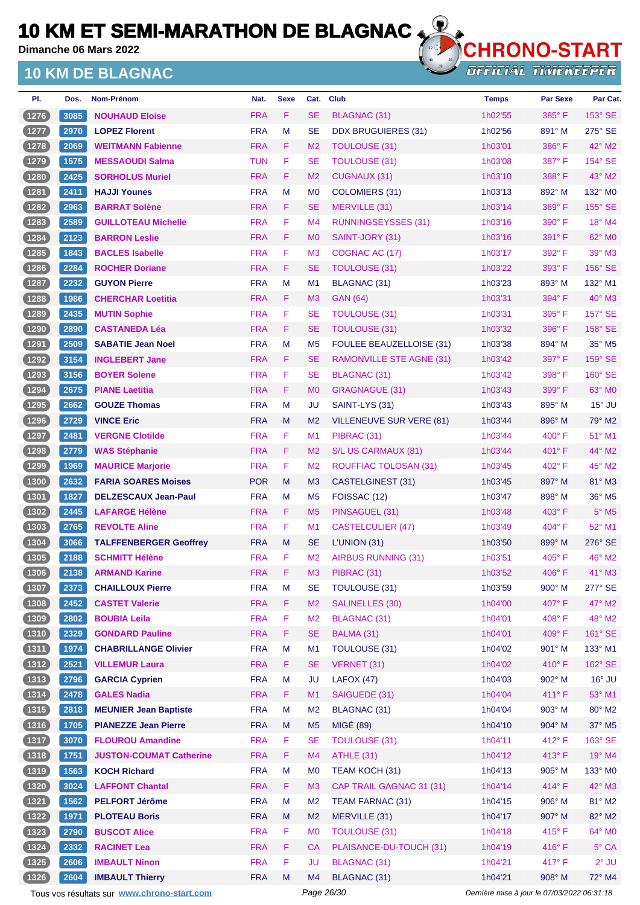# 10 KM ET SEMI-MARATHON DE BLAGNAC

**Dimanche 06 Mars 2022**

## 10 KM DE BLAGNAC

| Pl. | Dos. | Nom-Prénom | Nat. | Sexe | Cat. | Club | Temps | Par Sexe | Par Cat. |
|---|---|---|---|---|---|---|---|---|---|
| 1276 | 3085 | NOUHAUD Eloise | FRA | F | SE | BLAGNAC (31) | 1h02'55 | 385° F | 153° SE |
| 1277 | 2970 | LOPEZ Florent | FRA | M | SE | DDX BRUGUIERES (31) | 1h02'56 | 891° M | 275° SE |
| 1278 | 2069 | WEITMANN Fabienne | FRA | F | M2 | TOULOUSE (31) | 1h03'01 | 386° F | 42° M2 |
| 1279 | 1575 | MESSAOUDI Salma | TUN | F | SE | TOULOUSE (31) | 1h03'08 | 387° F | 154° SE |
| 1280 | 2425 | SORHOLUS Muriel | FRA | F | M2 | CUGNAUX (31) | 1h03'10 | 388° F | 43° M2 |
| 1281 | 2411 | HAJJI Younes | FRA | M | M0 | COLOMIERS (31) | 1h03'13 | 892° M | 132° M0 |
| 1282 | 2963 | BARRAT Solène | FRA | F | SE | MERVILLE (31) | 1h03'14 | 389° F | 155° SE |
| 1283 | 2589 | GUILLOTEAU Michelle | FRA | F | M4 | RUNNINGSEYSSES (31) | 1h03'16 | 390° F | 18° M4 |
| 1284 | 2123 | BARRON Leslie | FRA | F | M0 | SAINT-JORY (31) | 1h03'16 | 391° F | 62° M0 |
| 1285 | 1843 | BACLES Isabelle | FRA | F | M3 | COGNAC AC (17) | 1h03'17 | 392° F | 39° M3 |
| 1286 | 2284 | ROCHER Doriane | FRA | F | SE | TOULOUSE (31) | 1h03'22 | 393° F | 156° SE |
| 1287 | 2232 | GUYON Pierre | FRA | M | M1 | BLAGNAC (31) | 1h03'23 | 893° M | 132° M1 |
| 1288 | 1986 | CHERCHAR Loetitia | FRA | F | M3 | GAN (64) | 1h03'31 | 394° F | 40° M3 |
| 1289 | 2435 | MUTIN Sophie | FRA | F | SE | TOULOUSE (31) | 1h03'31 | 395° F | 157° SE |
| 1290 | 2890 | CASTANEDA Léa | FRA | F | SE | TOULOUSE (31) | 1h03'32 | 396° F | 158° SE |
| 1291 | 2509 | SABATIE Jean Noel | FRA | M | M5 | FOULEE BEAUZELLOISE (31) | 1h03'38 | 894° M | 35° M5 |
| 1292 | 3154 | INGLEBERT Jane | FRA | F | SE | RAMONVILLE STE AGNE (31) | 1h03'42 | 397° F | 159° SE |
| 1293 | 3156 | BOYER Solene | FRA | F | SE | BLAGNAC (31) | 1h03'42 | 398° F | 160° SE |
| 1294 | 2675 | PIANE Laetitia | FRA | F | M0 | GRAGNAGUE (31) | 1h03'43 | 399° F | 63° M0 |
| 1295 | 2662 | GOUZE Thomas | FRA | M | JU | SAINT-LYS (31) | 1h03'43 | 895° M | 15° JU |
| 1296 | 2729 | VINCE Eric | FRA | M | M2 | VILLENEUVE SUR VERE (81) | 1h03'44 | 896° M | 79° M2 |
| 1297 | 2481 | VERGNE Clotilde | FRA | F | M1 | PIBRAC (31) | 1h03'44 | 400° F | 51° M1 |
| 1298 | 2779 | WAS Stéphanie | FRA | F | M2 | S/L US CARMAUX (81) | 1h03'44 | 401° F | 44° M2 |
| 1299 | 1969 | MAURICE Marjorie | FRA | F | M2 | ROUFFIAC TOLOSAN (31) | 1h03'45 | 402° F | 45° M2 |
| 1300 | 2632 | FARIA SOARES Moises | POR | M | M3 | CASTELGINEST (31) | 1h03'45 | 897° M | 81° M3 |
| 1301 | 1827 | DELZESCAUX Jean-Paul | FRA | M | M5 | FOISSAC (12) | 1h03'47 | 898° M | 36° M5 |
| 1302 | 2445 | LAFARGE Hélène | FRA | F | M5 | PINSAGUEL (31) | 1h03'48 | 403° F | 5° M5 |
| 1303 | 2765 | REVOLTE Aline | FRA | F | M1 | CASTELCULIER (47) | 1h03'49 | 404° F | 52° M1 |
| 1304 | 3066 | TALFFENBERGER Geoffrey | FRA | M | SE | L'UNION (31) | 1h03'50 | 899° M | 276° SE |
| 1305 | 2188 | SCHMITT Hélène | FRA | F | M2 | AIRBUS RUNNING (31) | 1h03'51 | 405° F | 46° M2 |
| 1306 | 2138 | ARMAND Karine | FRA | F | M3 | PIBRAC (31) | 1h03'52 | 406° F | 41° M3 |
| 1307 | 2373 | CHAILLOUX Pierre | FRA | M | SE | TOULOUSE (31) | 1h03'59 | 900° M | 277° SE |
| 1308 | 2452 | CASTET Valerie | FRA | F | M2 | SALINELLES (30) | 1h04'00 | 407° F | 47° M2 |
| 1309 | 2802 | BOUBIA Leila | FRA | F | M2 | BLAGNAC (31) | 1h04'01 | 408° F | 48° M2 |
| 1310 | 2329 | GONDARD Pauline | FRA | F | SE | BALMA (31) | 1h04'01 | 409° F | 161° SE |
| 1311 | 1974 | CHABRILLANGE Olivier | FRA | M | M1 | TOULOUSE (31) | 1h04'02 | 901° M | 133° M1 |
| 1312 | 2521 | VILLEMUR Laura | FRA | F | SE | VERNET (31) | 1h04'02 | 410° F | 162° SE |
| 1313 | 2796 | GARCIA Cyprien | FRA | M | JU | LAFOX (47) | 1h04'03 | 902° M | 16° JU |
| 1314 | 2478 | GALES Nadia | FRA | F | M1 | SAIGUEDE (31) | 1h04'04 | 411° F | 53° M1 |
| 1315 | 2818 | MEUNIER Jean Baptiste | FRA | M | M2 | BLAGNAC (31) | 1h04'04 | 903° M | 80° M2 |
| 1316 | 1705 | PIANEZZE Jean Pierre | FRA | M | M5 | MIGÉ (89) | 1h04'10 | 904° M | 37° M5 |
| 1317 | 3070 | FLOUROU Amandine | FRA | F | SE | TOULOUSE (31) | 1h04'11 | 412° F | 163° SE |
| 1318 | 1751 | JUSTON-COUMAT Catherine | FRA | F | M4 | ATHLE (31) | 1h04'12 | 413° F | 19° M4 |
| 1319 | 1563 | KOCH Richard | FRA | M | M0 | TEAM KOCH (31) | 1h04'13 | 905° M | 133° M0 |
| 1320 | 3024 | LAFFONT Chantal | FRA | F | M3 | CAP TRAIL GAGNAC 31 (31) | 1h04'14 | 414° F | 42° M3 |
| 1321 | 1562 | PELFORT Jérôme | FRA | M | M2 | TEAM FARNAC (31) | 1h04'15 | 906° M | 81° M2 |
| 1322 | 1971 | PLOTEAU Boris | FRA | M | M2 | MERVILLE (31) | 1h04'17 | 907° M | 82° M2 |
| 1323 | 2790 | BUSCOT Alice | FRA | F | M0 | TOULOUSE (31) | 1h04'18 | 415° F | 64° M0 |
| 1324 | 2332 | RACINET Lea | FRA | F | CA | PLAISANCE-DU-TOUCH (31) | 1h04'19 | 416° F | 5° CA |
| 1325 | 2606 | IMBAULT Ninon | FRA | F | JU | BLAGNAC (31) | 1h04'21 | 417° F | 2° JU |
| 1326 | 2604 | IMBAULT Thierry | FRA | M | M4 | BLAGNAC (31) | 1h04'21 | 908° M | 72° M4 |

Tous vos résultats sur www.chrono-start.com — Dernière mise à jour le 07/03/2022 06:31:18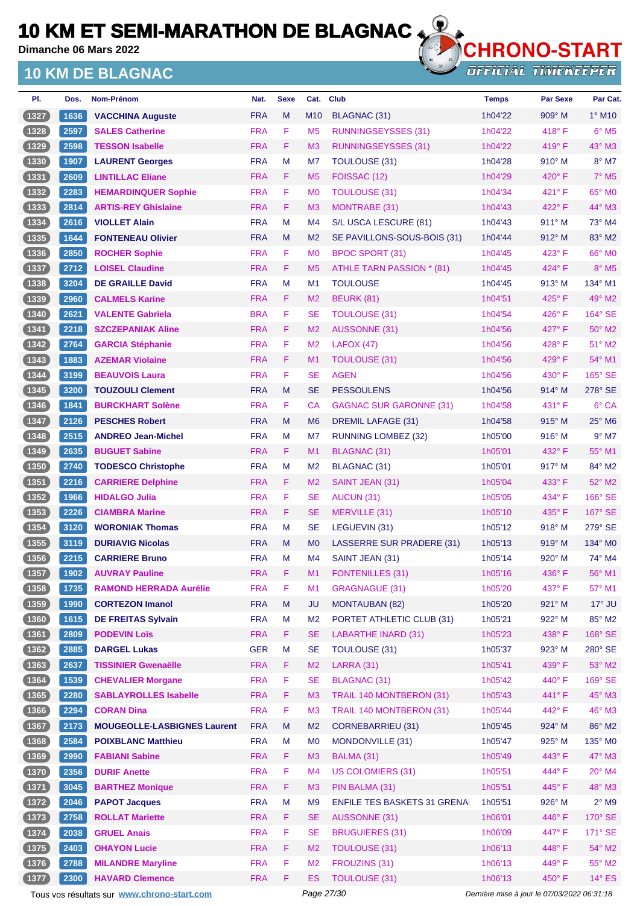# 10 KM ET SEMI-MARATHON DE BLAGNAC

**Dimanche 06 Mars 2022**

## 10 KM DE BLAGNAC

CHRONO-START OFFICIAL TIMEKEEPER

| Pl. | Dos. | Nom-Prénom | Nat. | Sexe | Cat. | Club | Temps | Par Sexe | Par Cat. |
|---|---|---|---|---|---|---|---|---|---|
| 1327 | 1636 | VACCHINA Auguste | FRA | M | M10 | BLAGNAC (31) | 1h04'22 | 909° M | 1° M10 |
| 1328 | 2597 | SALES Catherine | FRA | F | M5 | RUNNINGSEYSSES (31) | 1h04'22 | 418° F | 6° M5 |
| 1329 | 2598 | TESSON Isabelle | FRA | F | M3 | RUNNINGSEYSSES (31) | 1h04'22 | 419° F | 43° M3 |
| 1330 | 1907 | LAURENT Georges | FRA | M | M7 | TOULOUSE (31) | 1h04'28 | 910° M | 8° M7 |
| 1331 | 2609 | LINTILLAC Eliane | FRA | F | M5 | FOISSAC (12) | 1h04'29 | 420° F | 7° M5 |
| 1332 | 2283 | HEMARDINQUER Sophie | FRA | F | M0 | TOULOUSE (31) | 1h04'34 | 421° F | 65° M0 |
| 1333 | 2814 | ARTIS-REY Ghislaine | FRA | F | M3 | MONTRABE (31) | 1h04'43 | 422° F | 44° M3 |
| 1334 | 2616 | VIOLLET Alain | FRA | M | M4 | S/L USCA LESCURE (81) | 1h04'43 | 911° M | 73° M4 |
| 1335 | 1644 | FONTENEAU Olivier | FRA | M | M2 | SE PAVILLONS-SOUS-BOIS (31) | 1h04'44 | 912° M | 83° M2 |
| 1336 | 2850 | ROCHER Sophie | FRA | F | M0 | BPOC SPORT (31) | 1h04'45 | 423° F | 66° M0 |
| 1337 | 2712 | LOISEL Claudine | FRA | F | M5 | ATHLE TARN PASSION * (81) | 1h04'45 | 424° F | 8° M5 |
| 1338 | 3204 | DE GRAILLE David | FRA | M | M1 | TOULOUSE | 1h04'45 | 913° M | 134° M1 |
| 1339 | 2960 | CALMELS Karine | FRA | F | M2 | BEURK (81) | 1h04'51 | 425° F | 49° M2 |
| 1340 | 2621 | VALENTE Gabriela | BRA | F | SE | TOULOUSE (31) | 1h04'54 | 426° F | 164° SE |
| 1341 | 2218 | SZCZEPANIAK Aline | FRA | F | M2 | AUSSONNE (31) | 1h04'56 | 427° F | 50° M2 |
| 1342 | 2764 | GARCIA Stéphanie | FRA | F | M2 | LAFOX (47) | 1h04'56 | 428° F | 51° M2 |
| 1343 | 1883 | AZEMAR Violaine | FRA | F | M1 | TOULOUSE (31) | 1h04'56 | 429° F | 54° M1 |
| 1344 | 3199 | BEAUVOIS Laura | FRA | F | SE | AGEN | 1h04'56 | 430° F | 165° SE |
| 1345 | 3200 | TOUZOULI Clement | FRA | M | SE | PESSOULENS | 1h04'56 | 914° M | 278° SE |
| 1346 | 1841 | BURCKHART Solène | FRA | F | CA | GAGNAC SUR GARONNE (31) | 1h04'58 | 431° F | 6° CA |
| 1347 | 2126 | PESCHES Robert | FRA | M | M6 | DREMIL LAFAGE (31) | 1h04'58 | 915° M | 25° M6 |
| 1348 | 2515 | ANDREO Jean-Michel | FRA | M | M7 | RUNNING LOMBEZ (32) | 1h05'00 | 916° M | 9° M7 |
| 1349 | 2635 | BUGUET Sabine | FRA | F | M1 | BLAGNAC (31) | 1h05'01 | 432° F | 55° M1 |
| 1350 | 2740 | TODESCO Christophe | FRA | M | M2 | BLAGNAC (31) | 1h05'01 | 917° M | 84° M2 |
| 1351 | 2216 | CARRIERE Delphine | FRA | F | M2 | SAINT JEAN (31) | 1h05'04 | 433° F | 52° M2 |
| 1352 | 1966 | HIDALGO Julia | FRA | F | SE | AUCUN (31) | 1h05'05 | 434° F | 166° SE |
| 1353 | 2226 | CIAMBRA Marine | FRA | F | SE | MERVILLE (31) | 1h05'10 | 435° F | 167° SE |
| 1354 | 3120 | WORONIAK Thomas | FRA | M | SE | LEGUEVIN (31) | 1h05'12 | 918° M | 279° SE |
| 1355 | 3119 | DURIAVIG Nicolas | FRA | M | M0 | LASSERRE SUR PRADERE (31) | 1h05'13 | 919° M | 134° M0 |
| 1356 | 2215 | CARRIERE Bruno | FRA | M | M4 | SAINT JEAN (31) | 1h05'14 | 920° M | 74° M4 |
| 1357 | 1902 | AUVRAY Pauline | FRA | F | M1 | FONTENILLES (31) | 1h05'16 | 436° F | 56° M1 |
| 1358 | 1735 | RAMOND HERRADA Aurélie | FRA | F | M1 | GRAGNAGUE (31) | 1h05'20 | 437° F | 57° M1 |
| 1359 | 1990 | CORTEZON Imanol | FRA | M | JU | MONTAUBAN (82) | 1h05'20 | 921° M | 17° JU |
| 1360 | 1615 | DE FREITAS Sylvain | FRA | M | M2 | PORTET ATHLETIC CLUB (31) | 1h05'21 | 922° M | 85° M2 |
| 1361 | 2809 | PODEVIN Loïs | FRA | F | SE | LABARTHE INARD (31) | 1h05'23 | 438° F | 168° SE |
| 1362 | 2885 | DARGEL Lukas | GER | M | SE | TOULOUSE (31) | 1h05'37 | 923° M | 280° SE |
| 1363 | 2637 | TISSINIER Gwenaëlle | FRA | F | M2 | LARRA (31) | 1h05'41 | 439° F | 53° M2 |
| 1364 | 1539 | CHEVALIER Morgane | FRA | F | SE | BLAGNAC (31) | 1h05'42 | 440° F | 169° SE |
| 1365 | 2280 | SABLAYROLLES Isabelle | FRA | F | M3 | TRAIL 140 MONTBERON (31) | 1h05'43 | 441° F | 45° M3 |
| 1366 | 2294 | CORAN Dina | FRA | F | M3 | TRAIL 140 MONTBERON (31) | 1h05'44 | 442° F | 46° M3 |
| 1367 | 2173 | MOUGEOLLE-LASBIGNES Laurent | FRA | M | M2 | CORNEBARRIEU (31) | 1h05'45 | 924° M | 86° M2 |
| 1368 | 2584 | POIXBLANC Matthieu | FRA | M | M0 | MONDONVILLE (31) | 1h05'47 | 925° M | 135° M0 |
| 1369 | 2990 | FABIANI Sabine | FRA | F | M3 | BALMA (31) | 1h05'49 | 443° F | 47° M3 |
| 1370 | 2356 | DURIF Anette | FRA | F | M4 | US COLOMIERS (31) | 1h05'51 | 444° F | 20° M4 |
| 1371 | 3045 | BARTHEZ Monique | FRA | F | M3 | PIN BALMA (31) | 1h05'51 | 445° F | 48° M3 |
| 1372 | 2046 | PAPOT Jacques | FRA | M | M9 | ENFILE TES BASKETS 31 GRENA | 1h05'51 | 926° M | 2° M9 |
| 1373 | 2758 | ROLLAT Mariette | FRA | F | SE | AUSSONNE (31) | 1h06'01 | 446° F | 170° SE |
| 1374 | 2038 | GRUEL Anais | FRA | F | SE | BRUGUIERES (31) | 1h06'09 | 447° F | 171° SE |
| 1375 | 2403 | OHAYON Lucie | FRA | F | M2 | TOULOUSE (31) | 1h06'13 | 448° F | 54° M2 |
| 1376 | 2788 | MILANDRE Maryline | FRA | F | M2 | FROUZINS (31) | 1h06'13 | 449° F | 55° M2 |
| 1377 | 2300 | HAVARD Clemence | FRA | F | ES | TOULOUSE (31) | 1h06'13 | 450° F | 14° ES |

Tous vos résultats sur www.chrono-start.com — Dernière mise à jour le 07/03/2022 06:31:18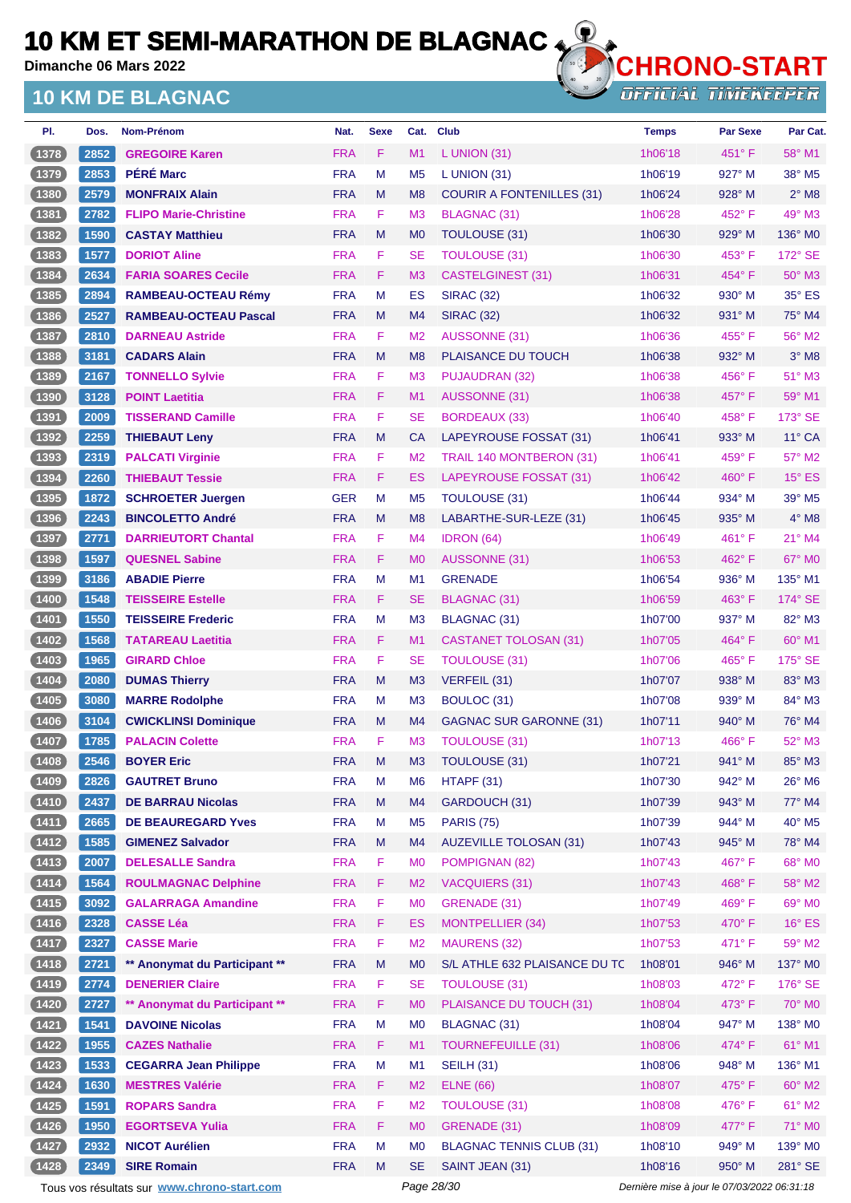# 10 KM ET SEMI-MARATHON DE BLAGNAC

**Dimanche 06 Mars 2022**

## 10 KM DE BLAGNAC

| Pl. | Dos. | Nom-Prénom | Nat. | Sexe | Cat. | Club | Temps | Par Sexe | Par Cat. |
|---|---|---|---|---|---|---|---|---|---|
| 1378 | 2852 | GREGOIRE Karen | FRA | F | M1 | L UNION (31) | 1h06'18 | 451° F | 58° M1 |
| 1379 | 2853 | PÉRÉ Marc | FRA | M | M5 | L UNION (31) | 1h06'19 | 927° M | 38° M5 |
| 1380 | 2579 | MONFRAIX Alain | FRA | M | M8 | COURIR A FONTENILLES (31) | 1h06'24 | 928° M | 2° M8 |
| 1381 | 2782 | FLIPO Marie-Christine | FRA | F | M3 | BLAGNAC (31) | 1h06'28 | 452° F | 49° M3 |
| 1382 | 1590 | CASTAY Matthieu | FRA | M | M0 | TOULOUSE (31) | 1h06'30 | 929° M | 136° M0 |
| 1383 | 1577 | DORIOT Aline | FRA | F | SE | TOULOUSE (31) | 1h06'30 | 453° F | 172° SE |
| 1384 | 2634 | FARIA SOARES Cecile | FRA | F | M3 | CASTELGINEST (31) | 1h06'31 | 454° F | 50° M3 |
| 1385 | 2894 | RAMBEAU-OCTEAU Rémy | FRA | M | ES | SIRAC (32) | 1h06'32 | 930° M | 35° ES |
| 1386 | 2527 | RAMBEAU-OCTEAU Pascal | FRA | M | M4 | SIRAC (32) | 1h06'32 | 931° M | 75° M4 |
| 1387 | 2810 | DARNEAU Astride | FRA | F | M2 | AUSSONNE (31) | 1h06'36 | 455° F | 56° M2 |
| 1388 | 3181 | CADARS Alain | FRA | M | M8 | PLAISANCE DU TOUCH | 1h06'38 | 932° M | 3° M8 |
| 1389 | 2167 | TONNELLO Sylvie | FRA | F | M3 | PUJAUDRAN (32) | 1h06'38 | 456° F | 51° M3 |
| 1390 | 3128 | POINT Laetitia | FRA | F | M1 | AUSSONNE (31) | 1h06'38 | 457° F | 59° M1 |
| 1391 | 2009 | TISSERAND Camille | FRA | F | SE | BORDEAUX (33) | 1h06'40 | 458° F | 173° SE |
| 1392 | 2259 | THIEBAUT Leny | FRA | M | CA | LAPEYROUSE FOSSAT (31) | 1h06'41 | 933° M | 11° CA |
| 1393 | 2319 | PALCATI Virginie | FRA | F | M2 | TRAIL 140 MONTBERON (31) | 1h06'41 | 459° F | 57° M2 |
| 1394 | 2260 | THIEBAUT Tessie | FRA | F | ES | LAPEYROUSE FOSSAT (31) | 1h06'42 | 460° F | 15° ES |
| 1395 | 1872 | SCHROETER Juergen | GER | M | M5 | TOULOUSE (31) | 1h06'44 | 934° M | 39° M5 |
| 1396 | 2243 | BINCOLETTO André | FRA | M | M8 | LABARTHE-SUR-LEZE (31) | 1h06'45 | 935° M | 4° M8 |
| 1397 | 2771 | DARRIEUTORT Chantal | FRA | F | M4 | IDRON (64) | 1h06'49 | 461° F | 21° M4 |
| 1398 | 1597 | QUESNEL Sabine | FRA | F | M0 | AUSSONNE (31) | 1h06'53 | 462° F | 67° M0 |
| 1399 | 3186 | ABADIE Pierre | FRA | M | M1 | GRENADE | 1h06'54 | 936° M | 135° M1 |
| 1400 | 1548 | TEISSEIRE Estelle | FRA | F | SE | BLAGNAC (31) | 1h06'59 | 463° F | 174° SE |
| 1401 | 1550 | TEISSEIRE Frederic | FRA | M | M3 | BLAGNAC (31) | 1h07'00 | 937° M | 82° M3 |
| 1402 | 1568 | TATAREAU Laetitia | FRA | F | M1 | CASTANET TOLOSAN (31) | 1h07'05 | 464° F | 60° M1 |
| 1403 | 1965 | GIRARD Chloe | FRA | F | SE | TOULOUSE (31) | 1h07'06 | 465° F | 175° SE |
| 1404 | 2080 | DUMAS Thierry | FRA | M | M3 | VERFEIL (31) | 1h07'07 | 938° M | 83° M3 |
| 1405 | 3080 | MARRE Rodolphe | FRA | M | M3 | BOULOC (31) | 1h07'08 | 939° M | 84° M3 |
| 1406 | 3104 | CWICKLINSI Dominique | FRA | M | M4 | GAGNAC SUR GARONNE (31) | 1h07'11 | 940° M | 76° M4 |
| 1407 | 1785 | PALACIN Colette | FRA | F | M3 | TOULOUSE (31) | 1h07'13 | 466° F | 52° M3 |
| 1408 | 2546 | BOYER Eric | FRA | M | M3 | TOULOUSE (31) | 1h07'21 | 941° M | 85° M3 |
| 1409 | 2826 | GAUTRET Bruno | FRA | M | M6 | HTAPF (31) | 1h07'30 | 942° M | 26° M6 |
| 1410 | 2437 | DE BARRAU Nicolas | FRA | M | M4 | GARDOUCH (31) | 1h07'39 | 943° M | 77° M4 |
| 1411 | 2665 | DE BEAUREGARD Yves | FRA | M | M5 | PARIS (75) | 1h07'39 | 944° M | 40° M5 |
| 1412 | 1585 | GIMENEZ Salvador | FRA | M | M4 | AUZEVILLE TOLOSAN (31) | 1h07'43 | 945° M | 78° M4 |
| 1413 | 2007 | DELESALLE Sandra | FRA | F | M0 | POMPIGNAN (82) | 1h07'43 | 467° F | 68° M0 |
| 1414 | 1564 | ROULMAGNAC Delphine | FRA | F | M2 | VACQUIERS (31) | 1h07'43 | 468° F | 58° M2 |
| 1415 | 3092 | GALARRAGA Amandine | FRA | F | M0 | GRENADE (31) | 1h07'49 | 469° F | 69° M0 |
| 1416 | 2328 | CASSE Léa | FRA | F | ES | MONTPELLIER (34) | 1h07'53 | 470° F | 16° ES |
| 1417 | 2327 | CASSE Marie | FRA | F | M2 | MAURENS (32) | 1h07'53 | 471° F | 59° M2 |
| 1418 | 2721 | ** Anonymat du Participant ** | FRA | M | M0 | S/L ATHLE 632 PLAISANCE DU TC | 1h08'01 | 946° M | 137° M0 |
| 1419 | 2774 | DENERIER Claire | FRA | F | SE | TOULOUSE (31) | 1h08'03 | 472° F | 176° SE |
| 1420 | 2727 | ** Anonymat du Participant ** | FRA | F | M0 | PLAISANCE DU TOUCH (31) | 1h08'04 | 473° F | 70° M0 |
| 1421 | 1541 | DAVOINE Nicolas | FRA | M | M0 | BLAGNAC (31) | 1h08'04 | 947° M | 138° M0 |
| 1422 | 1955 | CAZES Nathalie | FRA | F | M1 | TOURNEFEUILLE (31) | 1h08'06 | 474° F | 61° M1 |
| 1423 | 1533 | CEGARRA Jean Philippe | FRA | M | M1 | SEILH (31) | 1h08'06 | 948° M | 136° M1 |
| 1424 | 1630 | MESTRES Valérie | FRA | F | M2 | ELNE (66) | 1h08'07 | 475° F | 60° M2 |
| 1425 | 1591 | ROPARS Sandra | FRA | F | M2 | TOULOUSE (31) | 1h08'08 | 476° F | 61° M2 |
| 1426 | 1950 | EGORTSEVA Yulia | FRA | F | M0 | GRENADE (31) | 1h08'09 | 477° F | 71° M0 |
| 1427 | 2932 | NICOT Aurélien | FRA | M | M0 | BLAGNAC TENNIS CLUB (31) | 1h08'10 | 949° M | 139° M0 |
| 1428 | 2349 | SIRE Romain | FRA | M | SE | SAINT JEAN (31) | 1h08'16 | 950° M | 281° SE |

Tous vos résultats sur www.chrono-start.com — Dernière mise à jour le 07/03/2022 06:31:18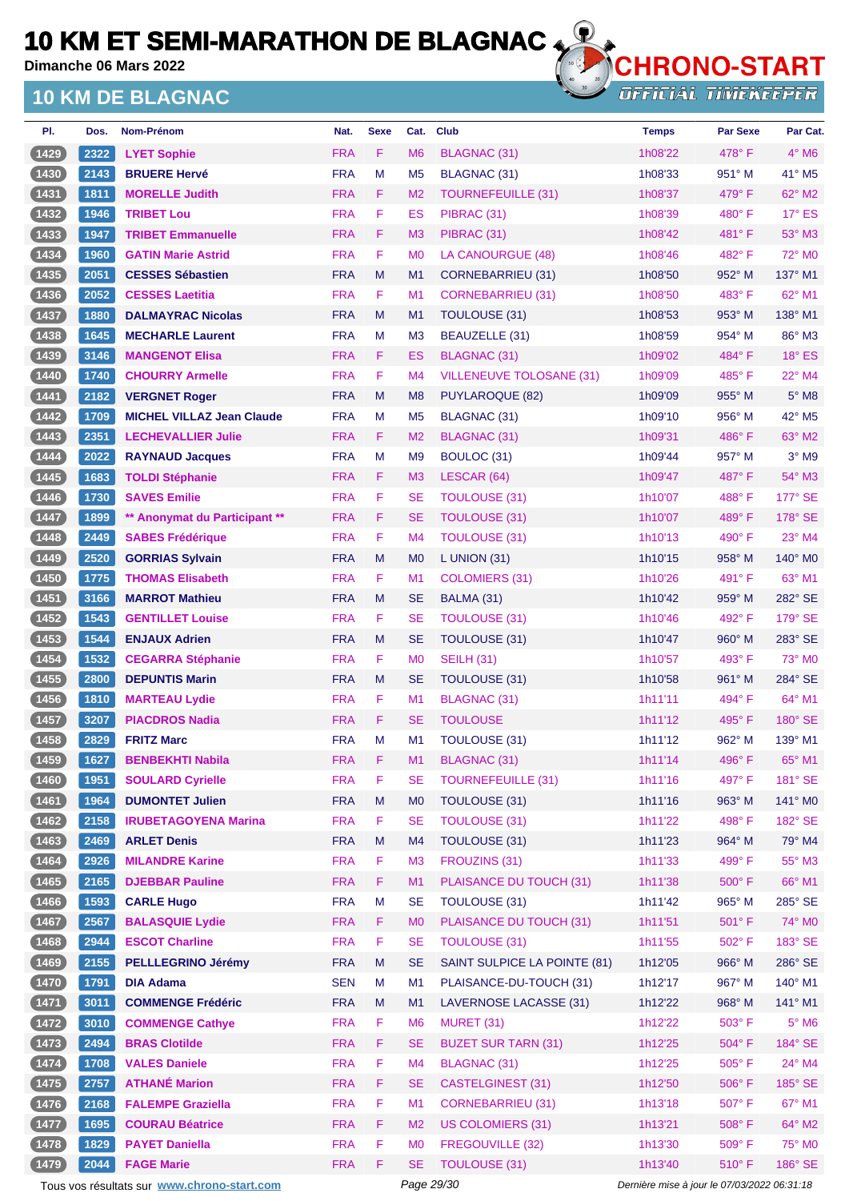# 10 KM ET SEMI-MARATHON DE BLAGNAC

Dimanche 06 Mars 2022

## 10 KM DE BLAGNAC

| Pl. | Dos. | Nom-Prénom | Nat. | Sexe | Cat. | Club | Temps | Par Sexe | Par Cat. |
|---|---|---|---|---|---|---|---|---|---|
| 1429 | 2322 | LYET Sophie | FRA | F | M6 | BLAGNAC (31) | 1h08'22 | 478° F | 4° M6 |
| 1430 | 2143 | BRUERE Hervé | FRA | M | M5 | BLAGNAC (31) | 1h08'33 | 951° M | 41° M5 |
| 1431 | 1811 | MORELLE Judith | FRA | F | M2 | TOURNEFEUILLE (31) | 1h08'37 | 479° F | 62° M2 |
| 1432 | 1946 | TRIBET Lou | FRA | F | ES | PIBRAC (31) | 1h08'39 | 480° F | 17° ES |
| 1433 | 1947 | TRIBET Emmanuelle | FRA | F | M3 | PIBRAC (31) | 1h08'42 | 481° F | 53° M3 |
| 1434 | 1960 | GATIN Marie Astrid | FRA | F | M0 | LA CANOURGUE (48) | 1h08'46 | 482° F | 72° M0 |
| 1435 | 2051 | CESSES Sébastien | FRA | M | M1 | CORNEBARRIEU (31) | 1h08'50 | 952° M | 137° M1 |
| 1436 | 2052 | CESSES Laetitia | FRA | F | M1 | CORNEBARRIEU (31) | 1h08'50 | 483° F | 62° M1 |
| 1437 | 1880 | DALMAYRAC Nicolas | FRA | M | M1 | TOULOUSE (31) | 1h08'53 | 953° M | 138° M1 |
| 1438 | 1645 | MECHARLE Laurent | FRA | M | M3 | BEAUZELLE (31) | 1h08'59 | 954° M | 86° M3 |
| 1439 | 3146 | MANGENOT Elisa | FRA | F | ES | BLAGNAC (31) | 1h09'02 | 484° F | 18° ES |
| 1440 | 1740 | CHOURRY Armelle | FRA | F | M4 | VILLENEUVE TOLOSANE (31) | 1h09'09 | 485° F | 22° M4 |
| 1441 | 2182 | VERGNET Roger | FRA | M | M8 | PUYLAROQUE (82) | 1h09'09 | 955° M | 5° M8 |
| 1442 | 1709 | MICHEL VILLAZ Jean Claude | FRA | M | M5 | BLAGNAC (31) | 1h09'10 | 956° M | 42° M5 |
| 1443 | 2351 | LECHEVALLIER Julie | FRA | F | M2 | BLAGNAC (31) | 1h09'31 | 486° F | 63° M2 |
| 1444 | 2022 | RAYNAUD Jacques | FRA | M | M9 | BOULOC (31) | 1h09'44 | 957° M | 3° M9 |
| 1445 | 1683 | TOLDI Stéphanie | FRA | F | M3 | LESCAR (64) | 1h09'47 | 487° F | 54° M3 |
| 1446 | 1730 | SAVES Emilie | FRA | F | SE | TOULOUSE (31) | 1h10'07 | 488° F | 177° SE |
| 1447 | 1899 | ** Anonymat du Participant ** | FRA | F | SE | TOULOUSE (31) | 1h10'07 | 489° F | 178° SE |
| 1448 | 2449 | SABES Frédérique | FRA | F | M4 | TOULOUSE (31) | 1h10'13 | 490° F | 23° M4 |
| 1449 | 2520 | GORRIAS Sylvain | FRA | M | M0 | L UNION (31) | 1h10'15 | 958° M | 140° M0 |
| 1450 | 1775 | THOMAS Elisabeth | FRA | F | M1 | COLOMIERS (31) | 1h10'26 | 491° F | 63° M1 |
| 1451 | 3166 | MARROT Mathieu | FRA | M | SE | BALMA (31) | 1h10'42 | 959° M | 282° SE |
| 1452 | 1543 | GENTILLET Louise | FRA | F | SE | TOULOUSE (31) | 1h10'46 | 492° F | 179° SE |
| 1453 | 1544 | ENJAUX Adrien | FRA | M | SE | TOULOUSE (31) | 1h10'47 | 960° M | 283° SE |
| 1454 | 1532 | CEGARRA Stéphanie | FRA | F | M0 | SEILH (31) | 1h10'57 | 493° F | 73° M0 |
| 1455 | 2800 | DEPUNTIS Marin | FRA | M | SE | TOULOUSE (31) | 1h10'58 | 961° M | 284° SE |
| 1456 | 1810 | MARTEAU Lydie | FRA | F | M1 | BLAGNAC (31) | 1h11'11 | 494° F | 64° M1 |
| 1457 | 3207 | PIACDROS Nadia | FRA | F | SE | TOULOUSE | 1h11'12 | 495° F | 180° SE |
| 1458 | 2829 | FRITZ Marc | FRA | M | M1 | TOULOUSE (31) | 1h11'12 | 962° M | 139° M1 |
| 1459 | 1627 | BENBEKHTI Nabila | FRA | F | M1 | BLAGNAC (31) | 1h11'14 | 496° F | 65° M1 |
| 1460 | 1951 | SOULARD Cyrielle | FRA | F | SE | TOURNEFEUILLE (31) | 1h11'16 | 497° F | 181° SE |
| 1461 | 1964 | DUMONTET Julien | FRA | M | M0 | TOULOUSE (31) | 1h11'16 | 963° M | 141° M0 |
| 1462 | 2158 | IRUBETAGOYENA Marina | FRA | F | SE | TOULOUSE (31) | 1h11'22 | 498° F | 182° SE |
| 1463 | 2469 | ARLET Denis | FRA | M | M4 | TOULOUSE (31) | 1h11'23 | 964° M | 79° M4 |
| 1464 | 2926 | MILANDRE Karine | FRA | F | M3 | FROUZINS (31) | 1h11'33 | 499° F | 55° M3 |
| 1465 | 2165 | DJEBBAR Pauline | FRA | F | M1 | PLAISANCE DU TOUCH (31) | 1h11'38 | 500° F | 66° M1 |
| 1466 | 1593 | CARLE Hugo | FRA | M | SE | TOULOUSE (31) | 1h11'42 | 965° M | 285° SE |
| 1467 | 2567 | BALASQUIE Lydie | FRA | F | M0 | PLAISANCE DU TOUCH (31) | 1h11'51 | 501° F | 74° M0 |
| 1468 | 2944 | ESCOT Charline | FRA | F | SE | TOULOUSE (31) | 1h11'55 | 502° F | 183° SE |
| 1469 | 2155 | PELLEGRINO Jérémy | FRA | M | SE | SAINT SULPICE LA POINTE (81) | 1h12'05 | 966° M | 286° SE |
| 1470 | 1791 | DIA Adama | SEN | M | M1 | PLAISANCE-DU-TOUCH (31) | 1h12'17 | 967° M | 140° M1 |
| 1471 | 3011 | COMMENGE Frédéric | FRA | M | M1 | LAVERNOSE LACASSE (31) | 1h12'22 | 968° M | 141° M1 |
| 1472 | 3010 | COMMENGE Cathye | FRA | F | M6 | MURET (31) | 1h12'22 | 503° F | 5° M6 |
| 1473 | 2494 | BRAS Clotilde | FRA | F | SE | BUZET SUR TARN (31) | 1h12'25 | 504° F | 184° SE |
| 1474 | 1708 | VALES Daniele | FRA | F | M4 | BLAGNAC (31) | 1h12'25 | 505° F | 24° M4 |
| 1475 | 2757 | ATHANÉ Marion | FRA | F | SE | CASTELGINEST (31) | 1h12'50 | 506° F | 185° SE |
| 1476 | 2168 | FALEMPE Graziella | FRA | F | M1 | CORNEBARRIEU (31) | 1h13'18 | 507° F | 67° M1 |
| 1477 | 1695 | COURAU Béatrice | FRA | F | M2 | US COLOMIERS (31) | 1h13'21 | 508° F | 64° M2 |
| 1478 | 1829 | PAYET Daniella | FRA | F | M0 | FREGOUVILLE (32) | 1h13'30 | 509° F | 75° M0 |
| 1479 | 2044 | FAGE Marie | FRA | F | SE | TOULOUSE (31) | 1h13'40 | 510° F | 186° SE |

Tous vos résultats sur www.chrono-start.com

Dernière mise à jour le 07/03/2022 06:31:18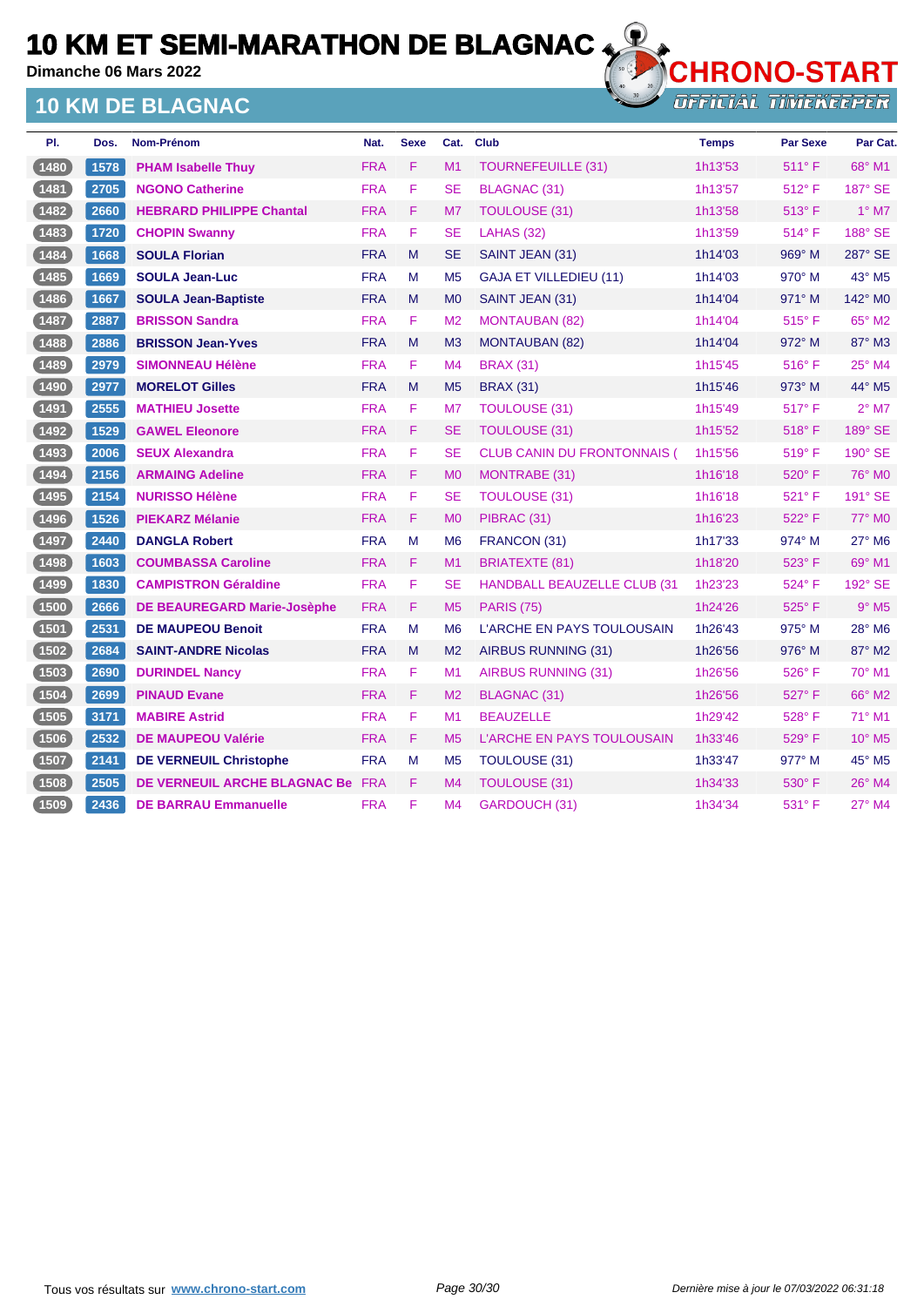# 10 KM ET SEMI-MARATHON DE BLAGNAC

**Dimanche 06 Mars 2022**

## 10 KM DE BLAGNAC

CHRONO-START
OFFICIAL TIMEKEEPER

| Pl. | Dos. | Nom-Prénom | Nat. | Sexe | Cat. | Club | Temps | Par Sexe | Par Cat. |
|---|---|---|---|---|---|---|---|---|---|
| 1480 | 1578 | PHAM Isabelle Thuy | FRA | F | M1 | TOURNEFEUILLE (31) | 1h13'53 | 511° F | 68° M1 |
| 1481 | 2705 | NGONO Catherine | FRA | F | SE | BLAGNAC (31) | 1h13'57 | 512° F | 187° SE |
| 1482 | 2660 | HEBRARD PHILIPPE Chantal | FRA | F | M7 | TOULOUSE (31) | 1h13'58 | 513° F | 1° M7 |
| 1483 | 1720 | CHOPIN Swanny | FRA | F | SE | LAHAS (32) | 1h13'59 | 514° F | 188° SE |
| 1484 | 1668 | SOULA Florian | FRA | M | SE | SAINT JEAN (31) | 1h14'03 | 969° M | 287° SE |
| 1485 | 1669 | SOULA Jean-Luc | FRA | M | M5 | GAJA ET VILLEDIEU (11) | 1h14'03 | 970° M | 43° M5 |
| 1486 | 1667 | SOULA Jean-Baptiste | FRA | M | M0 | SAINT JEAN (31) | 1h14'04 | 971° M | 142° M0 |
| 1487 | 2887 | BRISSON Sandra | FRA | F | M2 | MONTAUBAN (82) | 1h14'04 | 515° F | 65° M2 |
| 1488 | 2886 | BRISSON Jean-Yves | FRA | M | M3 | MONTAUBAN (82) | 1h14'04 | 972° M | 87° M3 |
| 1489 | 2979 | SIMONNEAU Hélène | FRA | F | M4 | BRAX (31) | 1h15'45 | 516° F | 25° M4 |
| 1490 | 2977 | MORELOT Gilles | FRA | M | M5 | BRAX (31) | 1h15'46 | 973° M | 44° M5 |
| 1491 | 2555 | MATHIEU Josette | FRA | F | M7 | TOULOUSE (31) | 1h15'49 | 517° F | 2° M7 |
| 1492 | 1529 | GAWEL Eleonore | FRA | F | SE | TOULOUSE (31) | 1h15'52 | 518° F | 189° SE |
| 1493 | 2006 | SEUX Alexandra | FRA | F | SE | CLUB CANIN DU FRONTONNAIS ( | 1h15'56 | 519° F | 190° SE |
| 1494 | 2156 | ARMAING Adeline | FRA | F | M0 | MONTRABE (31) | 1h16'18 | 520° F | 76° M0 |
| 1495 | 2154 | NURISSO Hélène | FRA | F | SE | TOULOUSE (31) | 1h16'18 | 521° F | 191° SE |
| 1496 | 1526 | PIEKARZ Mélanie | FRA | F | M0 | PIBRAC (31) | 1h16'23 | 522° F | 77° M0 |
| 1497 | 2440 | DANGLA Robert | FRA | M | M6 | FRANCON (31) | 1h17'33 | 974° M | 27° M6 |
| 1498 | 1603 | COUMBASSA Caroline | FRA | F | M1 | BRIATEXTE (81) | 1h18'20 | 523° F | 69° M1 |
| 1499 | 1830 | CAMPISTRON Géraldine | FRA | F | SE | HANDBALL BEAUZELLE CLUB (31 | 1h23'23 | 524° F | 192° SE |
| 1500 | 2666 | DE BEAUREGARD Marie-Josèphe | FRA | F | M5 | PARIS (75) | 1h24'26 | 525° F | 9° M5 |
| 1501 | 2531 | DE MAUPEOU Benoit | FRA | M | M6 | L'ARCHE EN PAYS TOULOUSAIN | 1h26'43 | 975° M | 28° M6 |
| 1502 | 2684 | SAINT-ANDRE Nicolas | FRA | M | M2 | AIRBUS RUNNING (31) | 1h26'56 | 976° M | 87° M2 |
| 1503 | 2690 | DURINDEL Nancy | FRA | F | M1 | AIRBUS RUNNING (31) | 1h26'56 | 526° F | 70° M1 |
| 1504 | 2699 | PINAUD Evane | FRA | F | M2 | BLAGNAC (31) | 1h26'56 | 527° F | 66° M2 |
| 1505 | 3171 | MABIRE Astrid | FRA | F | M1 | BEAUZELLE | 1h29'42 | 528° F | 71° M1 |
| 1506 | 2532 | DE MAUPEOU Valérie | FRA | F | M5 | L'ARCHE EN PAYS TOULOUSAIN | 1h33'46 | 529° F | 10° M5 |
| 1507 | 2141 | DE VERNEUIL Christophe | FRA | M | M5 | TOULOUSE (31) | 1h33'47 | 977° M | 45° M5 |
| 1508 | 2505 | DE VERNEUIL ARCHE BLAGNAC Be | FRA | F | M4 | TOULOUSE (31) | 1h34'33 | 530° F | 26° M4 |
| 1509 | 2436 | DE BARRAU Emmanuelle | FRA | F | M4 | GARDOUCH (31) | 1h34'34 | 531° F | 27° M4 |

Tous vos résultats sur www.chrono-start.com

*Dernière mise à jour le 07/03/2022 06:31:18*